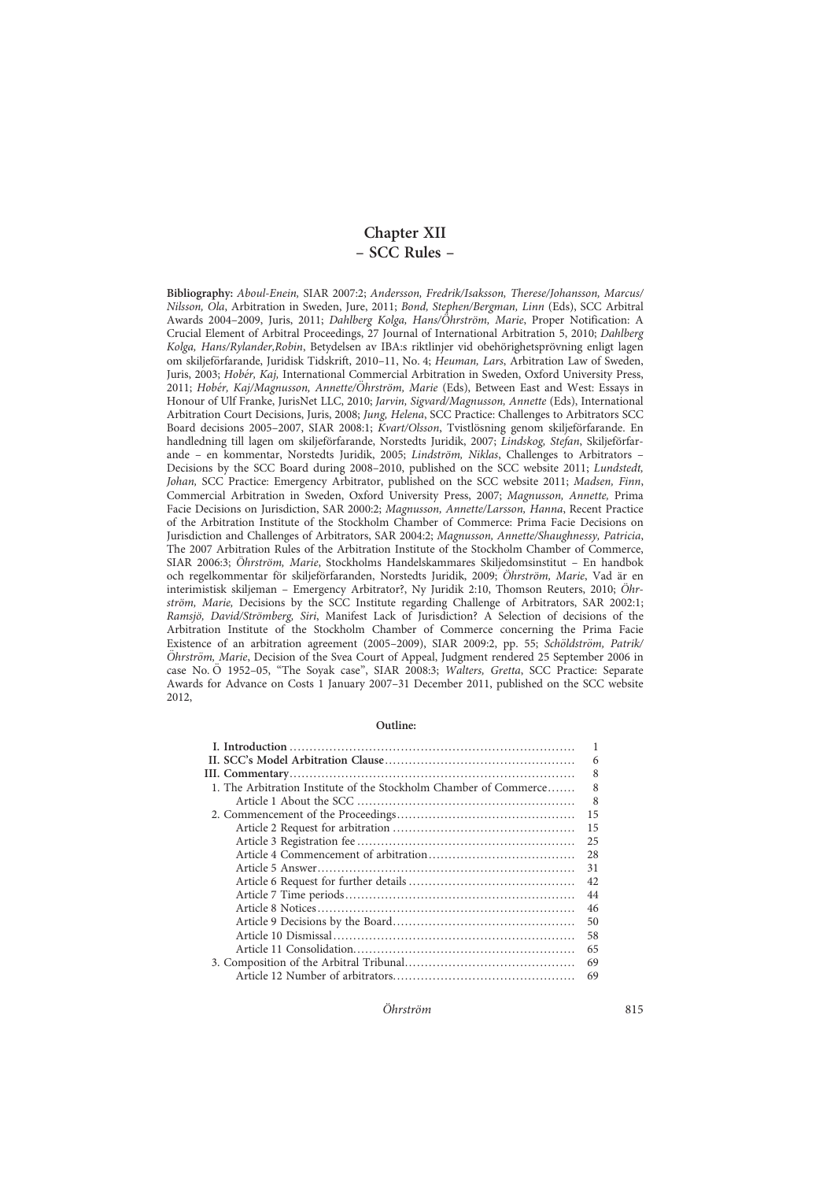# Chapter XII
## – SCC Rules –

**Bibliography:** *Aboul-Enein*, SIAR 2007:2; *Andersson, Fredrik/Isaksson, Therese/Johansson, Marcus/Nilsson, Ola*, Arbitration in Sweden, Jure, 2011; *Bond, Stephen/Bergman, Linn* (Eds), SCC Arbitral Awards 2004–2009, Juris, 2011; *Dahlberg Kolga, Hans/Öhrström, Marie*, Proper Notification: A Crucial Element of Arbitral Proceedings, 27 Journal of International Arbitration 5, 2010; *Dahlberg Kolga, Hans/Rylander,Robin*, Betydelsen av IBA:s riktlinjer vid obehörighetsprövning enligt lagen om skiljeförfarande, Juridisk Tidskrift, 2010–11, No. 4; *Heuman, Lars*, Arbitration Law of Sweden, Juris, 2003; *Hobér, Kaj,* International Commercial Arbitration in Sweden, Oxford University Press, 2011; *Hobér, Kaj/Magnusson, Annette/Öhrström, Marie* (Eds), Between East and West: Essays in Honour of Ulf Franke, JurisNet LLC, 2010; *Jarvin, Sigvard/Magnusson, Annette* (Eds), International Arbitration Court Decisions, Juris, 2008; *Jung, Helena*, SCC Practice: Challenges to Arbitrators SCC Board decisions 2005–2007, SIAR 2008:1; *Kvart/Olsson*, Tvistlösning genom skiljeförfarande. En handledning till lagen om skiljeförfarande, Norstedts Juridik, 2007; *Lindskog, Stefan*, Skiljeförfarande – en kommentar, Norstedts Juridik, 2005; *Lindström, Niklas*, Challenges to Arbitrators – Decisions by the SCC Board during 2008–2010, published on the SCC website 2011; *Lundstedt, Johan,* SCC Practice: Emergency Arbitrator, published on the SCC website 2011; *Madsen, Finn*, Commercial Arbitration in Sweden, Oxford University Press, 2007; *Magnusson, Annette,* Prima Facie Decisions on Jurisdiction, SAR 2000:2; *Magnusson, Annette/Larsson, Hanna*, Recent Practice of the Arbitration Institute of the Stockholm Chamber of Commerce: Prima Facie Decisions on Jurisdiction and Challenges of Arbitrators, SAR 2004:2; *Magnusson, Annette/Shaughnessy, Patricia*, The 2007 Arbitration Rules of the Arbitration Institute of the Stockholm Chamber of Commerce, SIAR 2006:3; *Öhrström, Marie*, Stockholms Handelskammares Skiljedomsinstitut – En handbok och regelkommentar för skiljeförfaranden, Norstedts Juridik, 2009; *Öhrström, Marie*, Vad är en interimistisk skiljeman – Emergency Arbitrator?, Ny Juridik 2:10, Thomson Reuters, 2010; *Öhrström, Marie,* Decisions by the SCC Institute regarding Challenge of Arbitrators, SAR 2002:1; *Ramsjö, David/Strömberg, Siri*, Manifest Lack of Jurisdiction? A Selection of decisions of the Arbitration Institute of the Stockholm Chamber of Commerce concerning the Prima Facie Existence of an arbitration agreement (2005–2009), SIAR 2009:2, pp. 55; *Schöldström, Patrik/Öhrström, Marie*, Decision of the Svea Court of Appeal, Judgment rendered 25 September 2006 in case No. Ö 1952–05, "The Soyak case", SIAR 2008:3; *Walters, Gretta*, SCC Practice: Separate Awards for Advance on Costs 1 January 2007–31 December 2011, published on the SCC website 2012,

**Outline:**

| | |
|---|---|
| **I. Introduction** | 1 |
| **II. SCC's Model Arbitration Clause** | 6 |
| **III. Commentary** | 8 |
| 1. The Arbitration Institute of the Stockholm Chamber of Commerce | 8 |
| Article 1 About the SCC | 8 |
| 2. Commencement of the Proceedings | 15 |
| Article 2 Request for arbitration | 15 |
| Article 3 Registration fee | 25 |
| Article 4 Commencement of arbitration | 28 |
| Article 5 Answer | 31 |
| Article 6 Request for further details | 42 |
| Article 7 Time periods | 44 |
| Article 8 Notices | 46 |
| Article 9 Decisions by the Board | 50 |
| Article 10 Dismissal | 58 |
| Article 11 Consolidation | 65 |
| 3. Composition of the Arbitral Tribunal | 69 |
| Article 12 Number of arbitrators | 69 |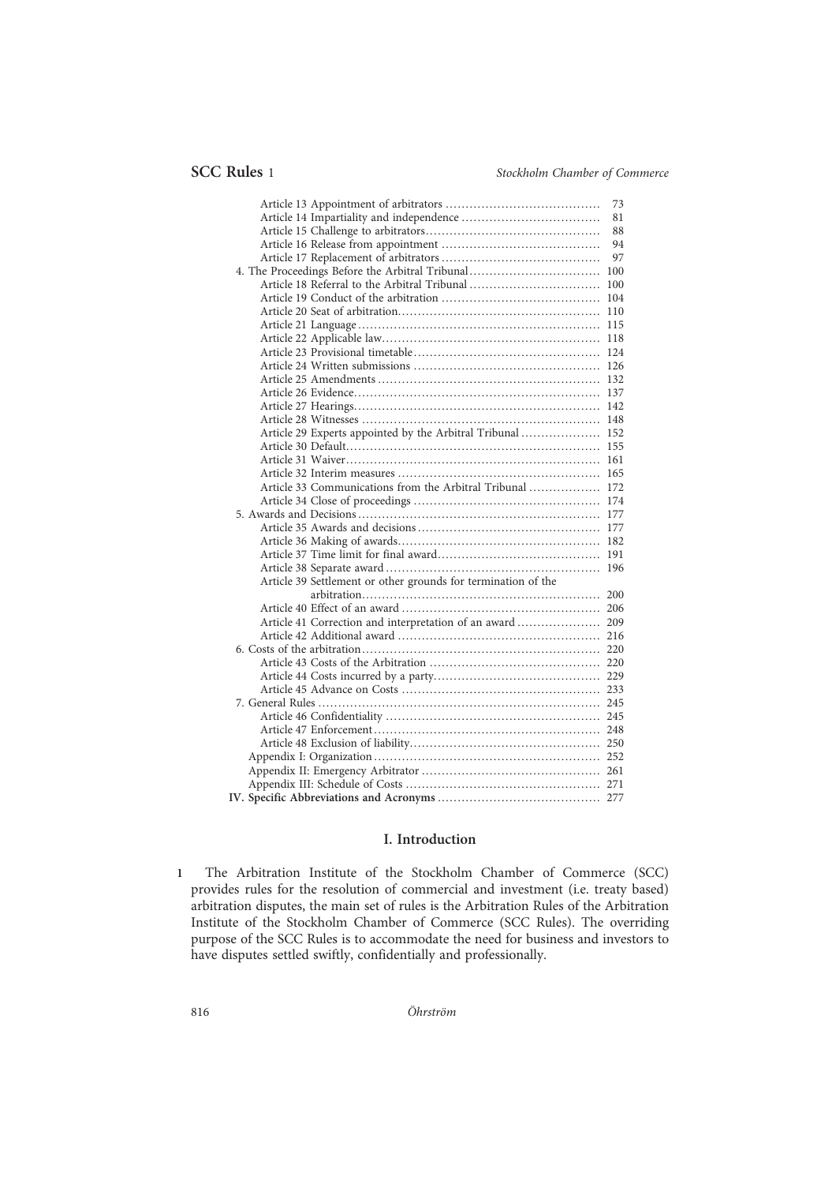| | |
|---|---|
| Article 13 Appointment of arbitrators | 73 |
| Article 14 Impartiality and independence | 81 |
| Article 15 Challenge to arbitrators | 88 |
| Article 16 Release from appointment | 94 |
| Article 17 Replacement of arbitrators | 97 |
| 4. The Proceedings Before the Arbitral Tribunal | 100 |
| Article 18 Referral to the Arbitral Tribunal | 100 |
| Article 19 Conduct of the arbitration | 104 |
| Article 20 Seat of arbitration | 110 |
| Article 21 Language | 115 |
| Article 22 Applicable law | 118 |
| Article 23 Provisional timetable | 124 |
| Article 24 Written submissions | 126 |
| Article 25 Amendments | 132 |
| Article 26 Evidence | 137 |
| Article 27 Hearings | 142 |
| Article 28 Witnesses | 148 |
| Article 29 Experts appointed by the Arbitral Tribunal | 152 |
| Article 30 Default | 155 |
| Article 31 Waiver | 161 |
| Article 32 Interim measures | 165 |
| Article 33 Communications from the Arbitral Tribunal | 172 |
| Article 34 Close of proceedings | 174 |
| 5. Awards and Decisions | 177 |
| Article 35 Awards and decisions | 177 |
| Article 36 Making of awards | 182 |
| Article 37 Time limit for final award | 191 |
| Article 38 Separate award | 196 |
| Article 39 Settlement or other grounds for termination of the arbitration | 200 |
| Article 40 Effect of an award | 206 |
| Article 41 Correction and interpretation of an award | 209 |
| Article 42 Additional award | 216 |
| 6. Costs of the arbitration | 220 |
| Article 43 Costs of the Arbitration | 220 |
| Article 44 Costs incurred by a party | 229 |
| Article 45 Advance on Costs | 233 |
| 7. General Rules | 245 |
| Article 46 Confidentiality | 245 |
| Article 47 Enforcement | 248 |
| Article 48 Exclusion of liability | 250 |
| Appendix I: Organization | 252 |
| Appendix II: Emergency Arbitrator | 261 |
| Appendix III: Schedule of Costs | 271 |
| **IV. Specific Abbreviations and Acronyms** | 277 |

## I. Introduction

1 The Arbitration Institute of the Stockholm Chamber of Commerce (SCC) provides rules for the resolution of commercial and investment (i.e. treaty based) arbitration disputes, the main set of rules is the Arbitration Rules of the Arbitration Institute of the Stockholm Chamber of Commerce (SCC Rules). The overriding purpose of the SCC Rules is to accommodate the need for business and investors to have disputes settled swiftly, confidentially and professionally.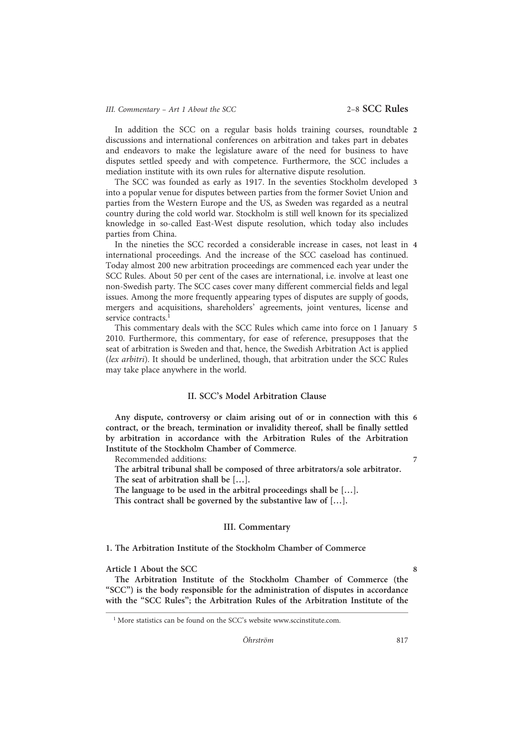2 In addition the SCC on a regular basis holds training courses, roundtable discussions and international conferences on arbitration and takes part in debates and endeavors to make the legislature aware of the need for business to have disputes settled speedy and with competence. Furthermore, the SCC includes a mediation institute with its own rules for alternative dispute resolution.

3 The SCC was founded as early as 1917. In the seventies Stockholm developed into a popular venue for disputes between parties from the former Soviet Union and parties from the Western Europe and the US, as Sweden was regarded as a neutral country during the cold world war. Stockholm is still well known for its specialized knowledge in so-called East-West dispute resolution, which today also includes parties from China.

4 In the nineties the SCC recorded a considerable increase in cases, not least in international proceedings. And the increase of the SCC caseload has continued. Today almost 200 new arbitration proceedings are commenced each year under the SCC Rules. About 50 per cent of the cases are international, i.e. involve at least one non-Swedish party. The SCC cases cover many different commercial fields and legal issues. Among the more frequently appearing types of disputes are supply of goods, mergers and acquisitions, shareholders' agreements, joint ventures, license and service contracts.[1]

5 This commentary deals with the SCC Rules which came into force on 1 January 2010. Furthermore, this commentary, for ease of reference, presupposes that the seat of arbitration is Sweden and that, hence, the Swedish Arbitration Act is applied (*lex arbitri*). It should be underlined, though, that arbitration under the SCC Rules may take place anywhere in the world.

## II. SCC's Model Arbitration Clause

6 **Any dispute, controversy or claim arising out of or in connection with this contract, or the breach, termination or invalidity thereof, shall be finally settled by arbitration in accordance with the Arbitration Rules of the Arbitration Institute of the Stockholm Chamber of Commerce**.

7 Recommended additions:

**The arbitral tribunal shall be composed of three arbitrators/a sole arbitrator.**
**The seat of arbitration shall be […].**
**The language to be used in the arbitral proceedings shall be […].**
**This contract shall be governed by the substantive law of […].**

## III. Commentary

### 1. The Arbitration Institute of the Stockholm Chamber of Commerce

8 **Article 1 About the SCC**

**The Arbitration Institute of the Stockholm Chamber of Commerce (the "SCC") is the body responsible for the administration of disputes in accordance with the "SCC Rules"; the Arbitration Rules of the Arbitration Institute of the**

[1] More statistics can be found on the SCC's website www.sccinstitute.com.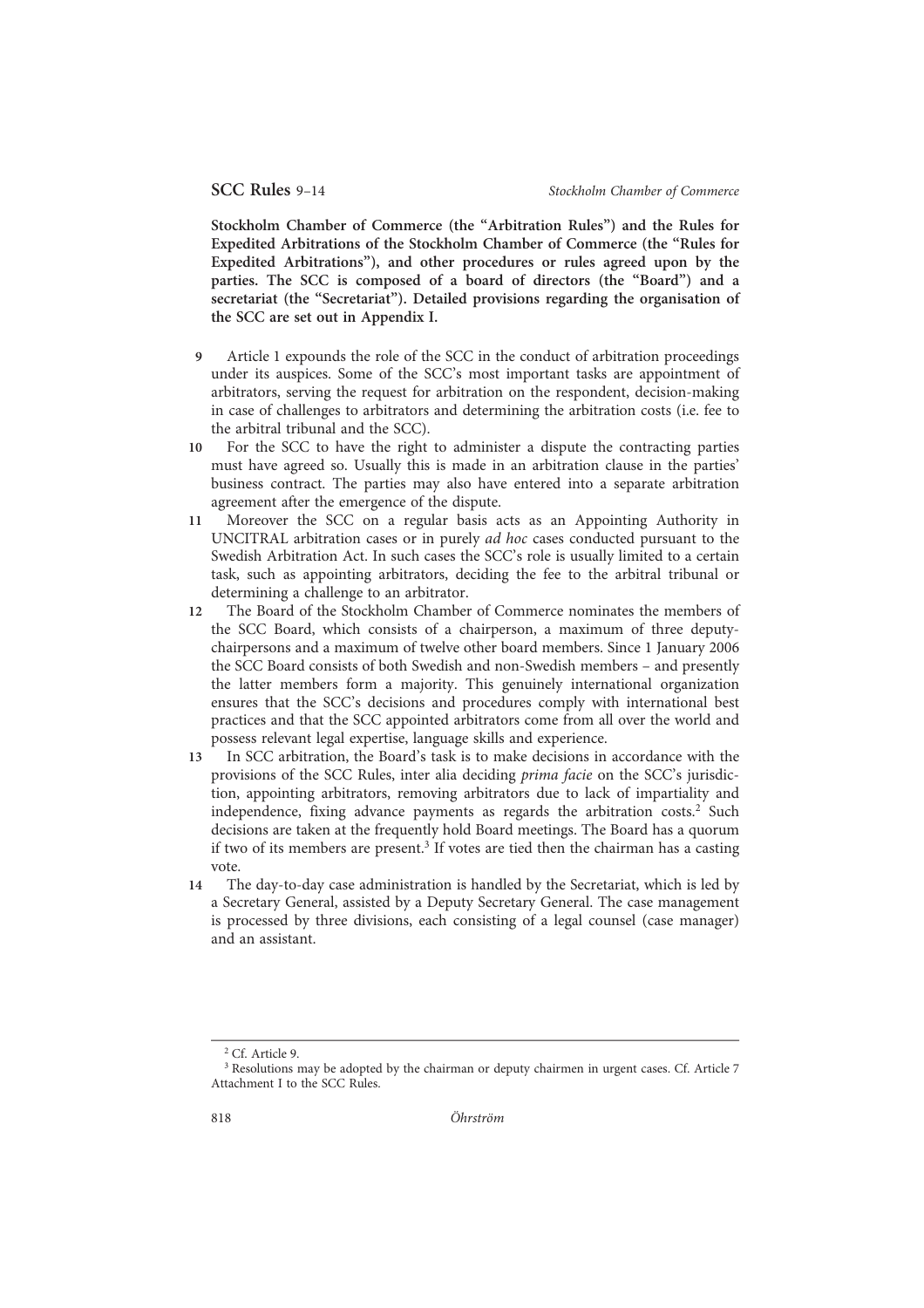**Stockholm Chamber of Commerce (the "Arbitration Rules") and the Rules for Expedited Arbitrations of the Stockholm Chamber of Commerce (the "Rules for Expedited Arbitrations"), and other procedures or rules agreed upon by the parties. The SCC is composed of a board of directors (the "Board") and a secretariat (the "Secretariat"). Detailed provisions regarding the organisation of the SCC are set out in Appendix I.**

**9** Article 1 expounds the role of the SCC in the conduct of arbitration proceedings under its auspices. Some of the SCC's most important tasks are appointment of arbitrators, serving the request for arbitration on the respondent, decision-making in case of challenges to arbitrators and determining the arbitration costs (i.e. fee to the arbitral tribunal and the SCC).

**10** For the SCC to have the right to administer a dispute the contracting parties must have agreed so. Usually this is made in an arbitration clause in the parties' business contract. The parties may also have entered into a separate arbitration agreement after the emergence of the dispute.

**11** Moreover the SCC on a regular basis acts as an Appointing Authority in UNCITRAL arbitration cases or in purely *ad hoc* cases conducted pursuant to the Swedish Arbitration Act. In such cases the SCC's role is usually limited to a certain task, such as appointing arbitrators, deciding the fee to the arbitral tribunal or determining a challenge to an arbitrator.

**12** The Board of the Stockholm Chamber of Commerce nominates the members of the SCC Board, which consists of a chairperson, a maximum of three deputy-chairpersons and a maximum of twelve other board members. Since 1 January 2006 the SCC Board consists of both Swedish and non-Swedish members – and presently the latter members form a majority. This genuinely international organization ensures that the SCC's decisions and procedures comply with international best practices and that the SCC appointed arbitrators come from all over the world and possess relevant legal expertise, language skills and experience.

**13** In SCC arbitration, the Board's task is to make decisions in accordance with the provisions of the SCC Rules, inter alia deciding *prima facie* on the SCC's jurisdiction, appointing arbitrators, removing arbitrators due to lack of impartiality and independence, fixing advance payments as regards the arbitration costs.[2] Such decisions are taken at the frequently hold Board meetings. The Board has a quorum if two of its members are present.[3] If votes are tied then the chairman has a casting vote.

**14** The day-to-day case administration is handled by the Secretariat, which is led by a Secretary General, assisted by a Deputy Secretary General. The case management is processed by three divisions, each consisting of a legal counsel (case manager) and an assistant.

---

[2] Cf. Article 9.

[3] Resolutions may be adopted by the chairman or deputy chairmen in urgent cases. Cf. Article 7 Attachment I to the SCC Rules.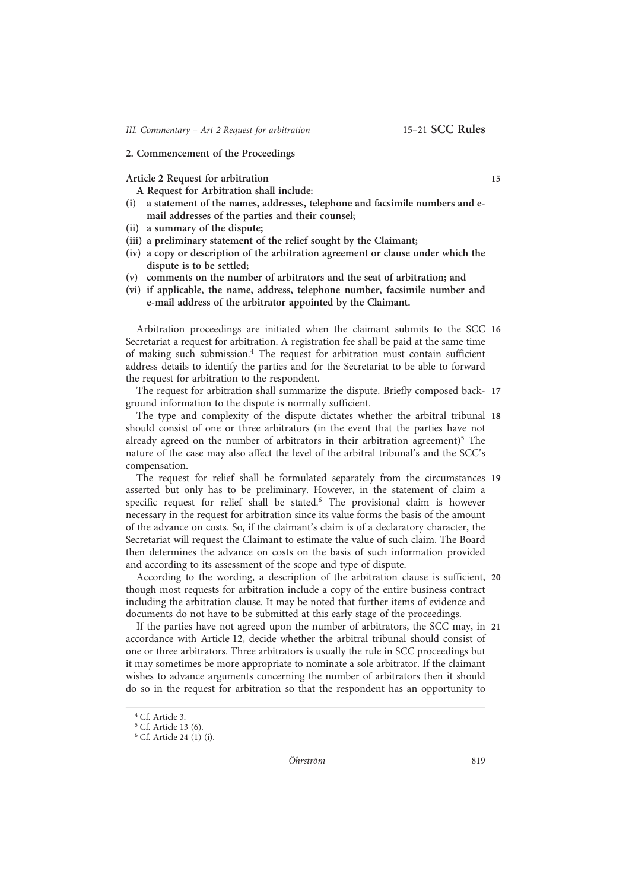## 2. Commencement of the Proceedings

**Article 2 Request for arbitration** 15

**A Request for Arbitration shall include:**

**(i) a statement of the names, addresses, telephone and facsimile numbers and e-mail addresses of the parties and their counsel;**

**(ii) a summary of the dispute;**

**(iii) a preliminary statement of the relief sought by the Claimant;**

**(iv) a copy or description of the arbitration agreement or clause under which the dispute is to be settled;**

**(v) comments on the number of arbitrators and the seat of arbitration; and**

**(vi) if applicable, the name, address, telephone number, facsimile number and e-mail address of the arbitrator appointed by the Claimant.**

**16** Arbitration proceedings are initiated when the claimant submits to the SCC Secretariat a request for arbitration. A registration fee shall be paid at the same time of making such submission.[4] The request for arbitration must contain sufficient address details to identify the parties and for the Secretariat to be able to forward the request for arbitration to the respondent.

**17** The request for arbitration shall summarize the dispute. Briefly composed background information to the dispute is normally sufficient.

**18** The type and complexity of the dispute dictates whether the arbitral tribunal should consist of one or three arbitrators (in the event that the parties have not already agreed on the number of arbitrators in their arbitration agreement)[5] The nature of the case may also affect the level of the arbitral tribunal's and the SCC's compensation.

**19** The request for relief shall be formulated separately from the circumstances asserted but only has to be preliminary. However, in the statement of claim a specific request for relief shall be stated.[6] The provisional claim is however necessary in the request for arbitration since its value forms the basis of the amount of the advance on costs. So, if the claimant's claim is of a declaratory character, the Secretariat will request the Claimant to estimate the value of such claim. The Board then determines the advance on costs on the basis of such information provided and according to its assessment of the scope and type of dispute.

**20** According to the wording, a description of the arbitration clause is sufficient, though most requests for arbitration include a copy of the entire business contract including the arbitration clause. It may be noted that further items of evidence and documents do not have to be submitted at this early stage of the proceedings.

**21** If the parties have not agreed upon the number of arbitrators, the SCC may, in accordance with Article 12, decide whether the arbitral tribunal should consist of one or three arbitrators. Three arbitrators is usually the rule in SCC proceedings but it may sometimes be more appropriate to nominate a sole arbitrator. If the claimant wishes to advance arguments concerning the number of arbitrators then it should do so in the request for arbitration so that the respondent has an opportunity to

---

[4] Cf. Article 3.

[5] Cf. Article 13 (6).

[6] Cf. Article 24 (1) (i).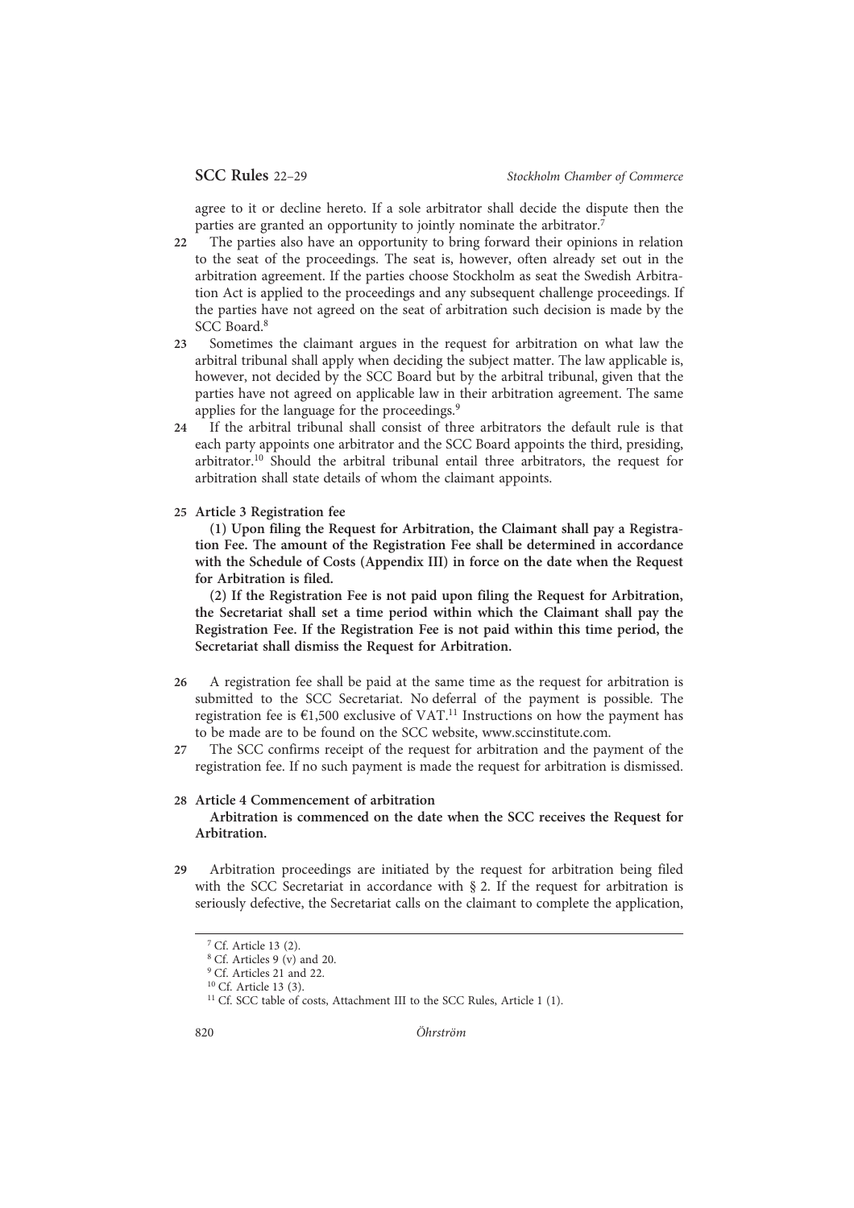agree to it or decline hereto. If a sole arbitrator shall decide the dispute then the parties are granted an opportunity to jointly nominate the arbitrator.[7]

22 The parties also have an opportunity to bring forward their opinions in relation to the seat of the proceedings. The seat is, however, often already set out in the arbitration agreement. If the parties choose Stockholm as seat the Swedish Arbitration Act is applied to the proceedings and any subsequent challenge proceedings. If the parties have not agreed on the seat of arbitration such decision is made by the SCC Board.[8]

23 Sometimes the claimant argues in the request for arbitration on what law the arbitral tribunal shall apply when deciding the subject matter. The law applicable is, however, not decided by the SCC Board but by the arbitral tribunal, given that the parties have not agreed on applicable law in their arbitration agreement. The same applies for the language for the proceedings.[9]

24 If the arbitral tribunal shall consist of three arbitrators the default rule is that each party appoints one arbitrator and the SCC Board appoints the third, presiding, arbitrator.[10] Should the arbitral tribunal entail three arbitrators, the request for arbitration shall state details of whom the claimant appoints.

25 **Article 3 Registration fee**

**(1) Upon filing the Request for Arbitration, the Claimant shall pay a Registration Fee. The amount of the Registration Fee shall be determined in accordance with the Schedule of Costs (Appendix III) in force on the date when the Request for Arbitration is filed.**

**(2) If the Registration Fee is not paid upon filing the Request for Arbitration, the Secretariat shall set a time period within which the Claimant shall pay the Registration Fee. If the Registration Fee is not paid within this time period, the Secretariat shall dismiss the Request for Arbitration.**

26 A registration fee shall be paid at the same time as the request for arbitration is submitted to the SCC Secretariat. No deferral of the payment is possible. The registration fee is €1,500 exclusive of VAT.[11] Instructions on how the payment has to be made are to be found on the SCC website, www.sccinstitute.com.

27 The SCC confirms receipt of the request for arbitration and the payment of the registration fee. If no such payment is made the request for arbitration is dismissed.

28 **Article 4 Commencement of arbitration**

**Arbitration is commenced on the date when the SCC receives the Request for Arbitration.**

29 Arbitration proceedings are initiated by the request for arbitration being filed with the SCC Secretariat in accordance with § 2. If the request for arbitration is seriously defective, the Secretariat calls on the claimant to complete the application,

---

[7] Cf. Article 13 (2).

[8] Cf. Articles 9 (v) and 20.

[9] Cf. Articles 21 and 22.

[10] Cf. Article 13 (3).

[11] Cf. SCC table of costs, Attachment III to the SCC Rules, Article 1 (1).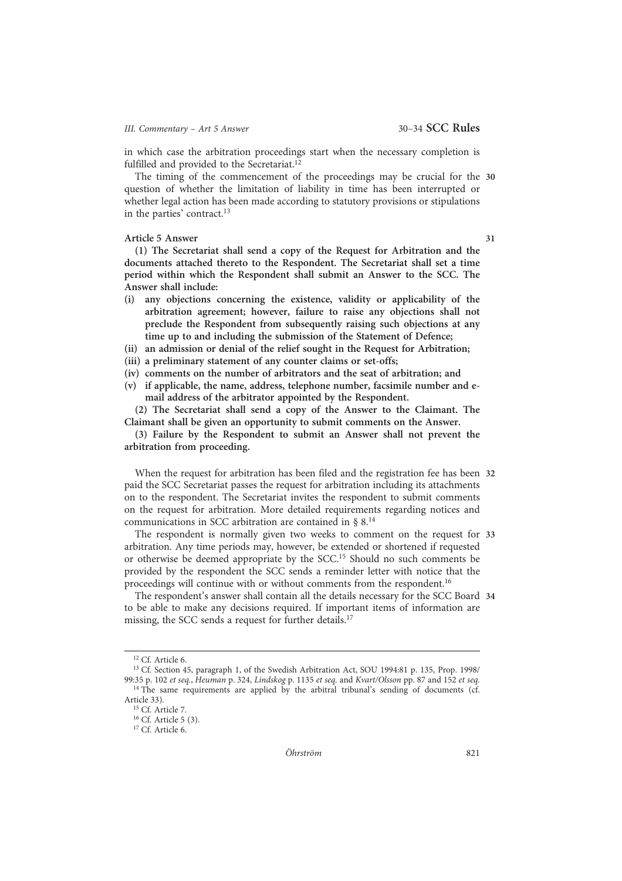in which case the arbitration proceedings start when the necessary completion is fulfilled and provided to the Secretariat.[12]

30 The timing of the commencement of the proceedings may be crucial for the question of whether the limitation of liability in time has been interrupted or whether legal action has been made according to statutory provisions or stipulations in the parties' contract.[13]

31 **Article 5 Answer**

**(1) The Secretariat shall send a copy of the Request for Arbitration and the documents attached thereto to the Respondent. The Secretariat shall set a time period within which the Respondent shall submit an Answer to the SCC. The Answer shall include:**

**(i) any objections concerning the existence, validity or applicability of the arbitration agreement; however, failure to raise any objections shall not preclude the Respondent from subsequently raising such objections at any time up to and including the submission of the Statement of Defence;**

**(ii) an admission or denial of the relief sought in the Request for Arbitration;**

**(iii) a preliminary statement of any counter claims or set-offs;**

**(iv) comments on the number of arbitrators and the seat of arbitration; and**

**(v) if applicable, the name, address, telephone number, facsimile number and e-mail address of the arbitrator appointed by the Respondent.**

**(2) The Secretariat shall send a copy of the Answer to the Claimant. The Claimant shall be given an opportunity to submit comments on the Answer.**

**(3) Failure by the Respondent to submit an Answer shall not prevent the arbitration from proceeding.**

32 When the request for arbitration has been filed and the registration fee has been paid the SCC Secretariat passes the request for arbitration including its attachments on to the respondent. The Secretariat invites the respondent to submit comments on the request for arbitration. More detailed requirements regarding notices and communications in SCC arbitration are contained in § 8.[14]

33 The respondent is normally given two weeks to comment on the request for arbitration. Any time periods may, however, be extended or shortened if requested or otherwise be deemed appropriate by the SCC.[15] Should no such comments be provided by the respondent the SCC sends a reminder letter with notice that the proceedings will continue with or without comments from the respondent.[16]

34 The respondent's answer shall contain all the details necessary for the SCC Board to be able to make any decisions required. If important items of information are missing, the SCC sends a request for further details.[17]

---

[12] Cf. Article 6.

[13] Cf. Section 45, paragraph 1, of the Swedish Arbitration Act, SOU 1994:81 p. 135, Prop. 1998/99:35 p. 102 *et seq.*, *Heuman* p. 324, *Lindskog* p. 1135 *et seq.* and *Kvart/Olsson* pp. 87 and 152 *et seq.*

[14] The same requirements are applied by the arbitral tribunal's sending of documents (cf. Article 33).

[15] Cf. Article 7.

[16] Cf. Article 5 (3).

[17] Cf. Article 6.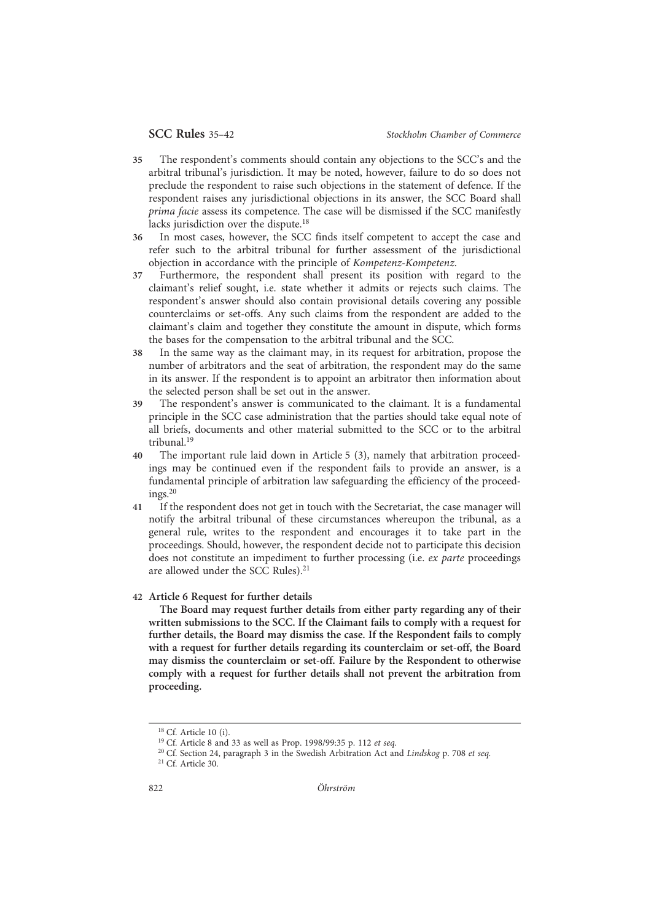35 The respondent's comments should contain any objections to the SCC's and the arbitral tribunal's jurisdiction. It may be noted, however, failure to do so does not preclude the respondent to raise such objections in the statement of defence. If the respondent raises any jurisdictional objections in its answer, the SCC Board shall *prima facie* assess its competence. The case will be dismissed if the SCC manifestly lacks jurisdiction over the dispute.[18]

36 In most cases, however, the SCC finds itself competent to accept the case and refer such to the arbitral tribunal for further assessment of the jurisdictional objection in accordance with the principle of *Kompetenz-Kompetenz*.

37 Furthermore, the respondent shall present its position with regard to the claimant's relief sought, i.e. state whether it admits or rejects such claims. The respondent's answer should also contain provisional details covering any possible counterclaims or set-offs. Any such claims from the respondent are added to the claimant's claim and together they constitute the amount in dispute, which forms the bases for the compensation to the arbitral tribunal and the SCC.

38 In the same way as the claimant may, in its request for arbitration, propose the number of arbitrators and the seat of arbitration, the respondent may do the same in its answer. If the respondent is to appoint an arbitrator then information about the selected person shall be set out in the answer.

39 The respondent's answer is communicated to the claimant. It is a fundamental principle in the SCC case administration that the parties should take equal note of all briefs, documents and other material submitted to the SCC or to the arbitral tribunal.[19]

40 The important rule laid down in Article 5 (3), namely that arbitration proceedings may be continued even if the respondent fails to provide an answer, is a fundamental principle of arbitration law safeguarding the efficiency of the proceedings.[20]

41 If the respondent does not get in touch with the Secretariat, the case manager will notify the arbitral tribunal of these circumstances whereupon the tribunal, as a general rule, writes to the respondent and encourages it to take part in the proceedings. Should, however, the respondent decide not to participate this decision does not constitute an impediment to further processing (i.e. *ex parte* proceedings are allowed under the SCC Rules).[21]

42 **Article 6 Request for further details**

**The Board may request further details from either party regarding any of their written submissions to the SCC. If the Claimant fails to comply with a request for further details, the Board may dismiss the case. If the Respondent fails to comply with a request for further details regarding its counterclaim or set-off, the Board may dismiss the counterclaim or set-off. Failure by the Respondent to otherwise comply with a request for further details shall not prevent the arbitration from proceeding.**

---

[18] Cf. Article 10 (i).

[19] Cf. Article 8 and 33 as well as Prop. 1998/99:35 p. 112 *et seq.*

[20] Cf. Section 24, paragraph 3 in the Swedish Arbitration Act and *Lindskog* p. 708 *et seq.*

[21] Cf. Article 30.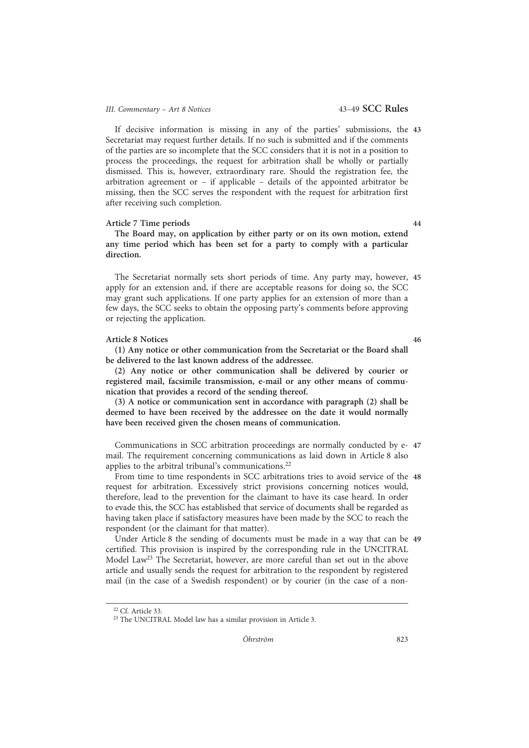43 If decisive information is missing in any of the parties' submissions, the Secretariat may request further details. If no such is submitted and if the comments of the parties are so incomplete that the SCC considers that it is not in a position to process the proceedings, the request for arbitration shall be wholly or partially dismissed. This is, however, extraordinary rare. Should the registration fee, the arbitration agreement or – if applicable – details of the appointed arbitrator be missing, then the SCC serves the respondent with the request for arbitration first after receiving such completion.

### Article 7 Time periods

44 **The Board may, on application by either party or on its own motion, extend any time period which has been set for a party to comply with a particular direction.**

45 The Secretariat normally sets short periods of time. Any party may, however, apply for an extension and, if there are acceptable reasons for doing so, the SCC may grant such applications. If one party applies for an extension of more than a few days, the SCC seeks to obtain the opposing party's comments before approving or rejecting the application.

### Article 8 Notices

46 **(1) Any notice or other communication from the Secretariat or the Board shall be delivered to the last known address of the addressee.**

**(2) Any notice or other communication shall be delivered by courier or registered mail, facsimile transmission, e-mail or any other means of communication that provides a record of the sending thereof.**

**(3) A notice or communication sent in accordance with paragraph (2) shall be deemed to have been received by the addressee on the date it would normally have been received given the chosen means of communication.**

47 Communications in SCC arbitration proceedings are normally conducted by e-mail. The requirement concerning communications as laid down in Article 8 also applies to the arbitral tribunal's communications.[22]

48 From time to time respondents in SCC arbitrations tries to avoid service of the request for arbitration. Excessively strict provisions concerning notices would, therefore, lead to the prevention for the claimant to have its case heard. In order to evade this, the SCC has established that service of documents shall be regarded as having taken place if satisfactory measures have been made by the SCC to reach the respondent (or the claimant for that matter).

49 Under Article 8 the sending of documents must be made in a way that can be certified. This provision is inspired by the corresponding rule in the UNCITRAL Model Law[23] The Secretariat, however, are more careful than set out in the above article and usually sends the request for arbitration to the respondent by registered mail (in the case of a Swedish respondent) or by courier (in the case of a non-

---

[22] Cf. Article 33.

[23] The UNCITRAL Model law has a similar provision in Article 3.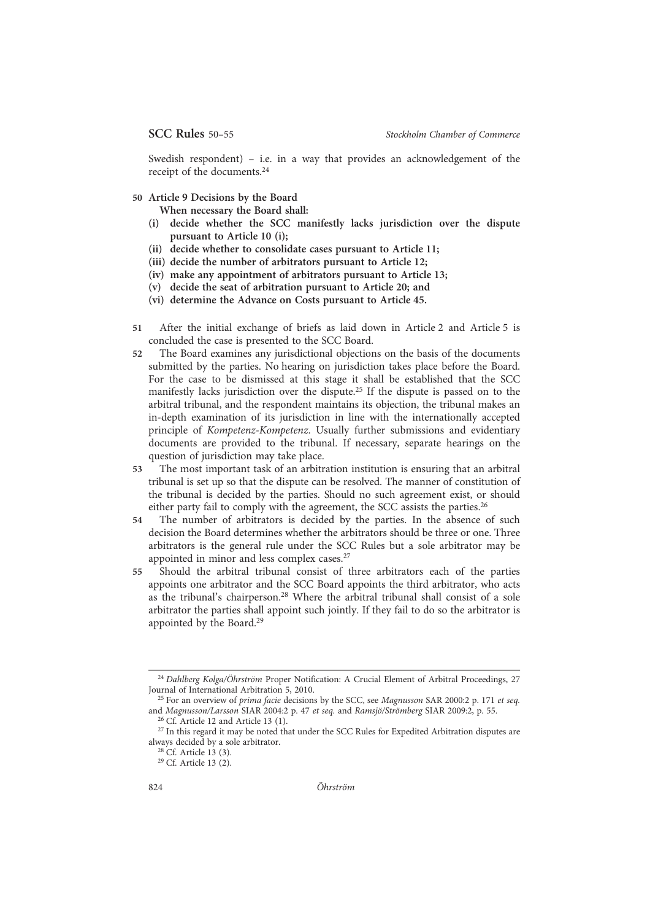Swedish respondent) – i.e. in a way that provides an acknowledgement of the receipt of the documents.[24]

**50 Article 9 Decisions by the Board**

**When necessary the Board shall:**

**(i) decide whether the SCC manifestly lacks jurisdiction over the dispute pursuant to Article 10 (i);**

**(ii) decide whether to consolidate cases pursuant to Article 11;**

**(iii) decide the number of arbitrators pursuant to Article 12;**

**(iv) make any appointment of arbitrators pursuant to Article 13;**

**(v) decide the seat of arbitration pursuant to Article 20; and**

**(vi) determine the Advance on Costs pursuant to Article 45.**

51 After the initial exchange of briefs as laid down in Article 2 and Article 5 is concluded the case is presented to the SCC Board.

52 The Board examines any jurisdictional objections on the basis of the documents submitted by the parties. No hearing on jurisdiction takes place before the Board. For the case to be dismissed at this stage it shall be established that the SCC manifestly lacks jurisdiction over the dispute.[25] If the dispute is passed on to the arbitral tribunal, and the respondent maintains its objection, the tribunal makes an in-depth examination of its jurisdiction in line with the internationally accepted principle of *Kompetenz-Kompetenz*. Usually further submissions and evidentiary documents are provided to the tribunal. If necessary, separate hearings on the question of jurisdiction may take place.

53 The most important task of an arbitration institution is ensuring that an arbitral tribunal is set up so that the dispute can be resolved. The manner of constitution of the tribunal is decided by the parties. Should no such agreement exist, or should either party fail to comply with the agreement, the SCC assists the parties.[26]

54 The number of arbitrators is decided by the parties. In the absence of such decision the Board determines whether the arbitrators should be three or one. Three arbitrators is the general rule under the SCC Rules but a sole arbitrator may be appointed in minor and less complex cases.[27]

55 Should the arbitral tribunal consist of three arbitrators each of the parties appoints one arbitrator and the SCC Board appoints the third arbitrator, who acts as the tribunal's chairperson.[28] Where the arbitral tribunal shall consist of a sole arbitrator the parties shall appoint such jointly. If they fail to do so the arbitrator is appointed by the Board.[29]

---

[24] *Dahlberg Kolga/Öhrström* Proper Notification: A Crucial Element of Arbitral Proceedings, 27 Journal of International Arbitration 5, 2010.

[25] For an overview of *prima facie* decisions by the SCC, see *Magnusson* SAR 2000:2 p. 171 *et seq.* and *Magnusson/Larsson* SIAR 2004:2 p. 47 *et seq.* and *Ramsjö/Strömberg* SIAR 2009:2, p. 55.

[26] Cf. Article 12 and Article 13 (1).

[27] In this regard it may be noted that under the SCC Rules for Expedited Arbitration disputes are always decided by a sole arbitrator.

[28] Cf. Article 13 (3).

[29] Cf. Article 13 (2).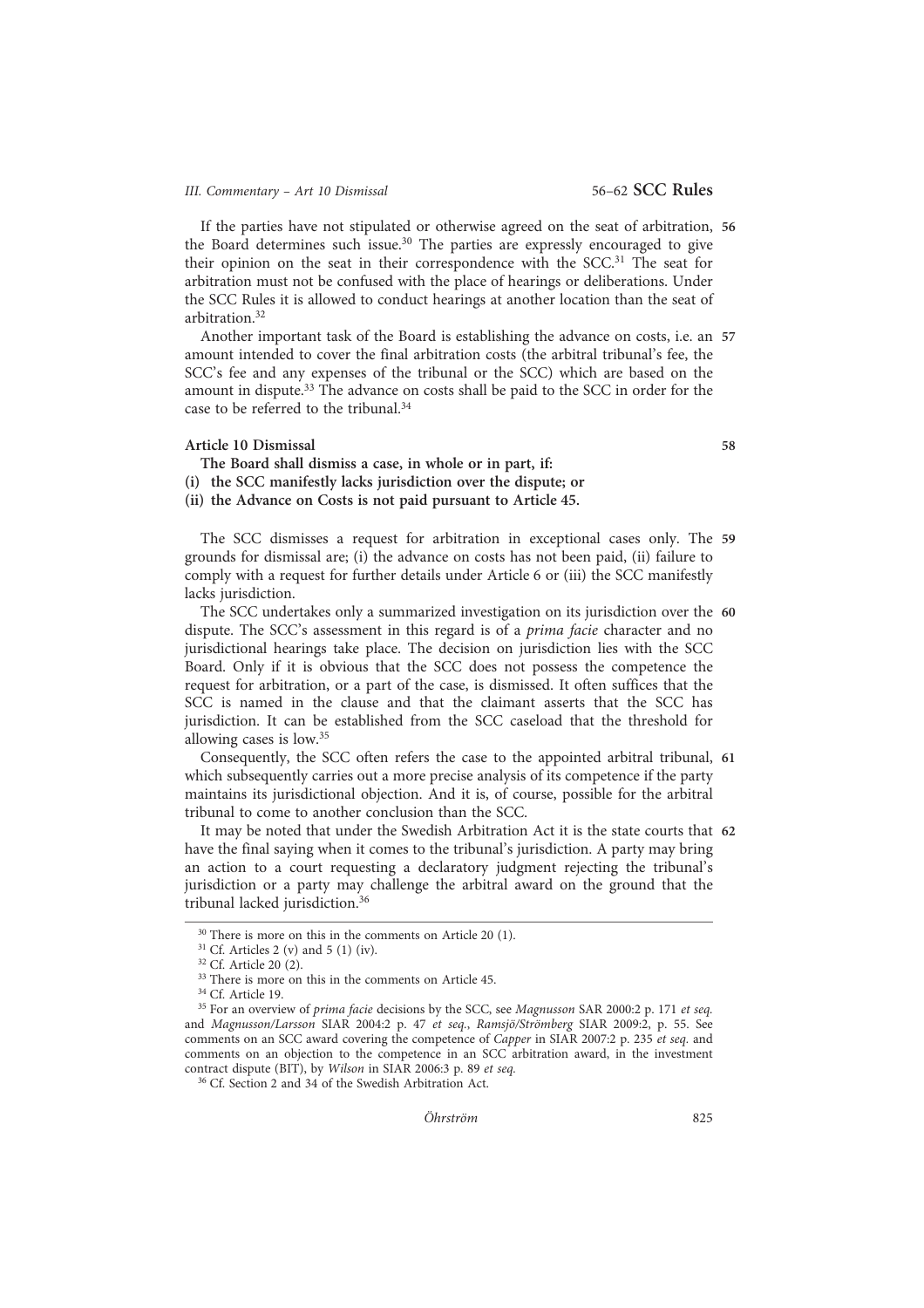If the parties have not stipulated or otherwise agreed on the seat of arbitration, the Board determines such issue.[30] The parties are expressly encouraged to give their opinion on the seat in their correspondence with the SCC.[31] The seat for arbitration must not be confused with the place of hearings or deliberations. Under the SCC Rules it is allowed to conduct hearings at another location than the seat of arbitration.[32] **56**

Another important task of the Board is establishing the advance on costs, i.e. an amount intended to cover the final arbitration costs (the arbitral tribunal's fee, the SCC's fee and any expenses of the tribunal or the SCC) which are based on the amount in dispute.[33] The advance on costs shall be paid to the SCC in order for the case to be referred to the tribunal.[34] **57**

**Article 10 Dismissal** **58**

**The Board shall dismiss a case, in whole or in part, if:**
**(i) the SCC manifestly lacks jurisdiction over the dispute; or**
**(ii) the Advance on Costs is not paid pursuant to Article 45.**

The SCC dismisses a request for arbitration in exceptional cases only. The grounds for dismissal are; (i) the advance on costs has not been paid, (ii) failure to comply with a request for further details under Article 6 or (iii) the SCC manifestly lacks jurisdiction. **59**

The SCC undertakes only a summarized investigation on its jurisdiction over the dispute. The SCC's assessment in this regard is of a *prima facie* character and no jurisdictional hearings take place. The decision on jurisdiction lies with the SCC Board. Only if it is obvious that the SCC does not possess the competence the request for arbitration, or a part of the case, is dismissed. It often suffices that the SCC is named in the clause and that the claimant asserts that the SCC has jurisdiction. It can be established from the SCC caseload that the threshold for allowing cases is low.[35] **60**

Consequently, the SCC often refers the case to the appointed arbitral tribunal, which subsequently carries out a more precise analysis of its competence if the party maintains its jurisdictional objection. And it is, of course, possible for the arbitral tribunal to come to another conclusion than the SCC. **61**

It may be noted that under the Swedish Arbitration Act it is the state courts that have the final saying when it comes to the tribunal's jurisdiction. A party may bring an action to a court requesting a declaratory judgment rejecting the tribunal's jurisdiction or a party may challenge the arbitral award on the ground that the tribunal lacked jurisdiction.[36] **62**

---

[30] There is more on this in the comments on Article 20 (1).

[31] Cf. Articles 2 (v) and 5 (1) (iv).

[32] Cf. Article 20 (2).

[33] There is more on this in the comments on Article 45.

[34] Cf. Article 19.

[35] For an overview of *prima facie* decisions by the SCC, see *Magnusson* SAR 2000:2 p. 171 *et seq.* and *Magnusson/Larsson* SIAR 2004:2 p. 47 *et seq.*, *Ramsjö/Strömberg* SIAR 2009:2, p. 55. See comments on an SCC award covering the competence of *Capper* in SIAR 2007:2 p. 235 *et seq.* and comments on an objection to the competence in an SCC arbitration award, in the investment contract dispute (BIT), by *Wilson* in SIAR 2006:3 p. 89 *et seq.*

[36] Cf. Section 2 and 34 of the Swedish Arbitration Act.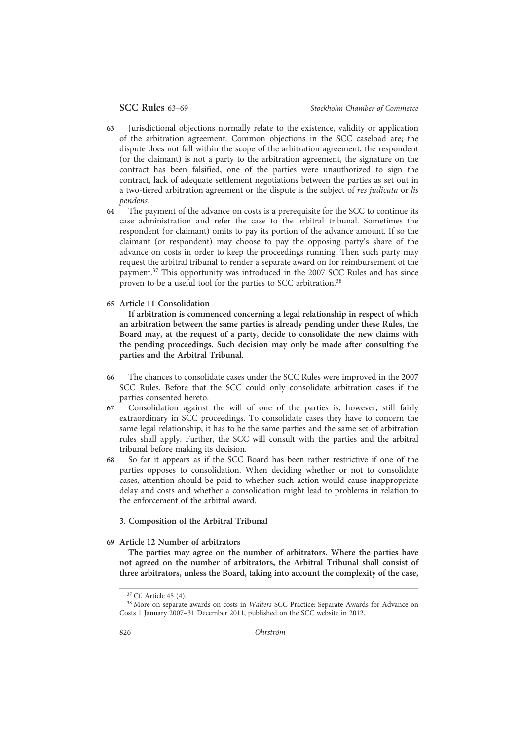63 Jurisdictional objections normally relate to the existence, validity or application of the arbitration agreement. Common objections in the SCC caseload are; the dispute does not fall within the scope of the arbitration agreement, the respondent (or the claimant) is not a party to the arbitration agreement, the signature on the contract has been falsified, one of the parties were unauthorized to sign the contract, lack of adequate settlement negotiations between the parties as set out in a two-tiered arbitration agreement or the dispute is the subject of *res judicata* or *lis pendens*.

64 The payment of the advance on costs is a prerequisite for the SCC to continue its case administration and refer the case to the arbitral tribunal. Sometimes the respondent (or claimant) omits to pay its portion of the advance amount. If so the claimant (or respondent) may choose to pay the opposing party's share of the advance on costs in order to keep the proceedings running. Then such party may request the arbitral tribunal to render a separate award on for reimbursement of the payment.[37] This opportunity was introduced in the 2007 SCC Rules and has since proven to be a useful tool for the parties to SCC arbitration.[38]

65 **Article 11 Consolidation**

**If arbitration is commenced concerning a legal relationship in respect of which an arbitration between the same parties is already pending under these Rules, the Board may, at the request of a party, decide to consolidate the new claims with the pending proceedings. Such decision may only be made after consulting the parties and the Arbitral Tribunal.**

66 The chances to consolidate cases under the SCC Rules were improved in the 2007 SCC Rules. Before that the SCC could only consolidate arbitration cases if the parties consented hereto.

67 Consolidation against the will of one of the parties is, however, still fairly extraordinary in SCC proceedings. To consolidate cases they have to concern the same legal relationship, it has to be the same parties and the same set of arbitration rules shall apply. Further, the SCC will consult with the parties and the arbitral tribunal before making its decision.

68 So far it appears as if the SCC Board has been rather restrictive if one of the parties opposes to consolidation. When deciding whether or not to consolidate cases, attention should be paid to whether such action would cause inappropriate delay and costs and whether a consolidation might lead to problems in relation to the enforcement of the arbitral award.

### 3. Composition of the Arbitral Tribunal

69 **Article 12 Number of arbitrators**

**The parties may agree on the number of arbitrators. Where the parties have not agreed on the number of arbitrators, the Arbitral Tribunal shall consist of three arbitrators, unless the Board, taking into account the complexity of the case,**

---

[37] Cf. Article 45 (4).

[38] More on separate awards on costs in *Walters* SCC Practice: Separate Awards for Advance on Costs 1 January 2007–31 December 2011, published on the SCC website in 2012.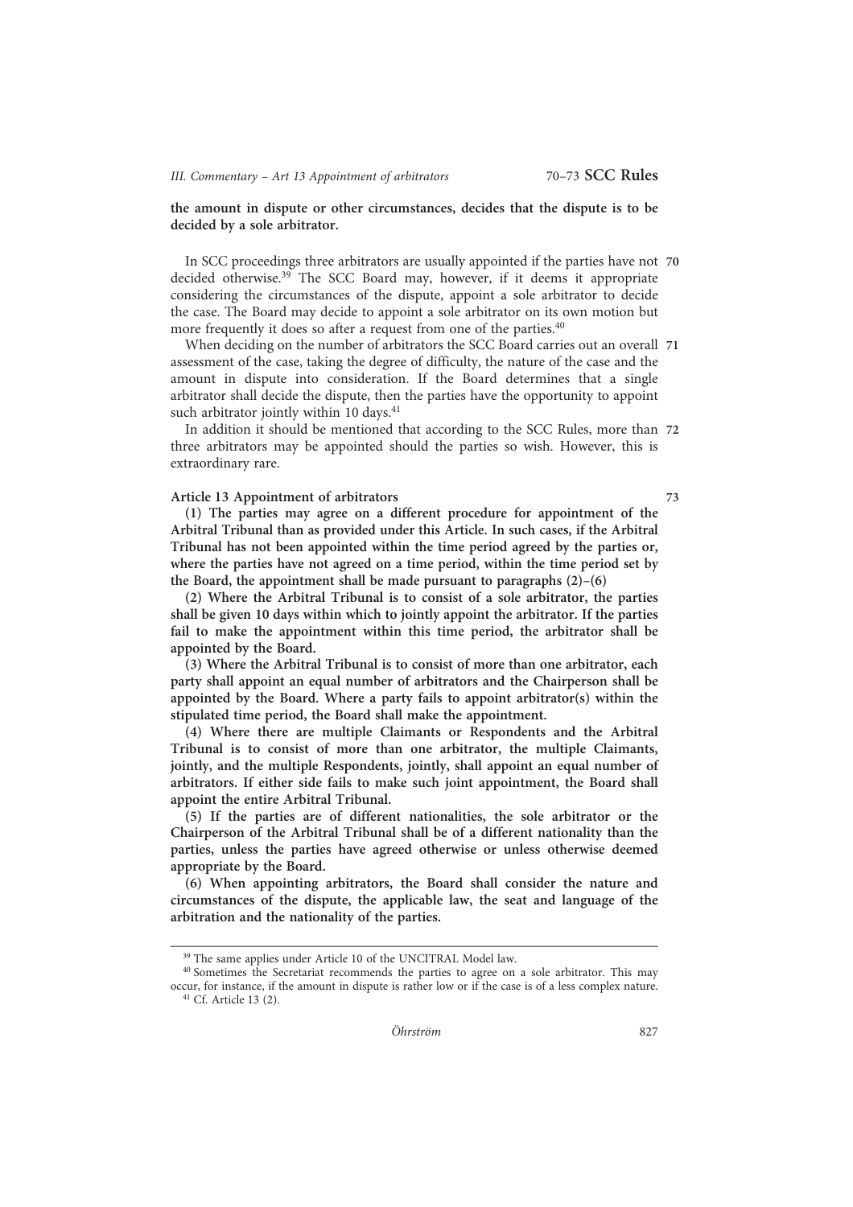**the amount in dispute or other circumstances, decides that the dispute is to be decided by a sole arbitrator.**

70 In SCC proceedings three arbitrators are usually appointed if the parties have not decided otherwise.[39] The SCC Board may, however, if it deems it appropriate considering the circumstances of the dispute, appoint a sole arbitrator to decide the case. The Board may decide to appoint a sole arbitrator on its own motion but more frequently it does so after a request from one of the parties.[40]

71 When deciding on the number of arbitrators the SCC Board carries out an overall assessment of the case, taking the degree of difficulty, the nature of the case and the amount in dispute into consideration. If the Board determines that a single arbitrator shall decide the dispute, then the parties have the opportunity to appoint such arbitrator jointly within 10 days.[41]

72 In addition it should be mentioned that according to the SCC Rules, more than three arbitrators may be appointed should the parties so wish. However, this is extraordinary rare.

73 **Article 13 Appointment of arbitrators**

**(1) The parties may agree on a different procedure for appointment of the Arbitral Tribunal than as provided under this Article. In such cases, if the Arbitral Tribunal has not been appointed within the time period agreed by the parties or, where the parties have not agreed on a time period, within the time period set by the Board, the appointment shall be made pursuant to paragraphs (2)–(6)**

**(2) Where the Arbitral Tribunal is to consist of a sole arbitrator, the parties shall be given 10 days within which to jointly appoint the arbitrator. If the parties fail to make the appointment within this time period, the arbitrator shall be appointed by the Board.**

**(3) Where the Arbitral Tribunal is to consist of more than one arbitrator, each party shall appoint an equal number of arbitrators and the Chairperson shall be appointed by the Board. Where a party fails to appoint arbitrator(s) within the stipulated time period, the Board shall make the appointment.**

**(4) Where there are multiple Claimants or Respondents and the Arbitral Tribunal is to consist of more than one arbitrator, the multiple Claimants, jointly, and the multiple Respondents, jointly, shall appoint an equal number of arbitrators. If either side fails to make such joint appointment, the Board shall appoint the entire Arbitral Tribunal.**

**(5) If the parties are of different nationalities, the sole arbitrator or the Chairperson of the Arbitral Tribunal shall be of a different nationality than the parties, unless the parties have agreed otherwise or unless otherwise deemed appropriate by the Board.**

**(6) When appointing arbitrators, the Board shall consider the nature and circumstances of the dispute, the applicable law, the seat and language of the arbitration and the nationality of the parties.**

---

[39] The same applies under Article 10 of the UNCITRAL Model law.

[40] Sometimes the Secretariat recommends the parties to agree on a sole arbitrator. This may occur, for instance, if the amount in dispute is rather low or if the case is of a less complex nature.

[41] Cf. Article 13 (2).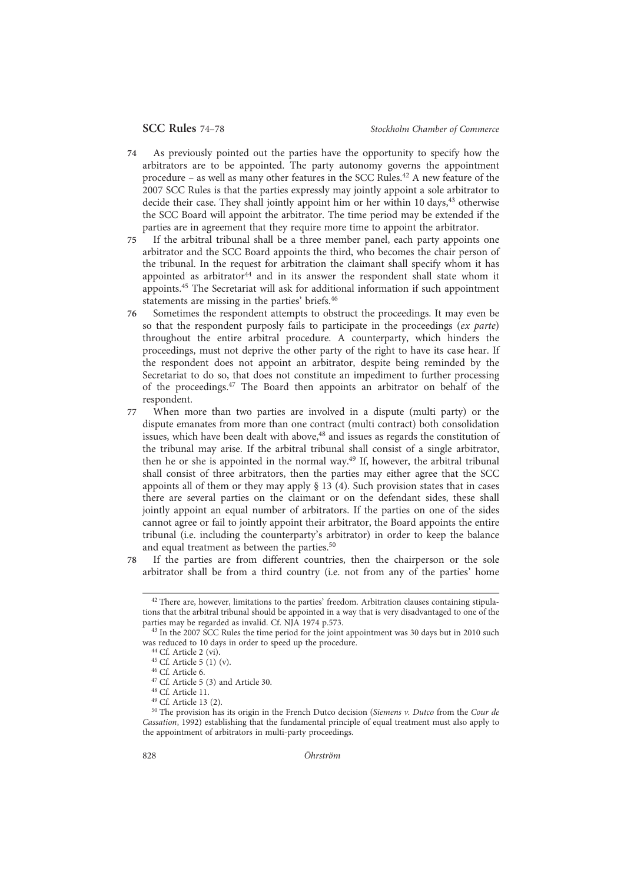74 As previously pointed out the parties have the opportunity to specify how the arbitrators are to be appointed. The party autonomy governs the appointment procedure – as well as many other features in the SCC Rules.[42] A new feature of the 2007 SCC Rules is that the parties expressly may jointly appoint a sole arbitrator to decide their case. They shall jointly appoint him or her within 10 days,[43] otherwise the SCC Board will appoint the arbitrator. The time period may be extended if the parties are in agreement that they require more time to appoint the arbitrator.

75 If the arbitral tribunal shall be a three member panel, each party appoints one arbitrator and the SCC Board appoints the third, who becomes the chair person of the tribunal. In the request for arbitration the claimant shall specify whom it has appointed as arbitrator[44] and in its answer the respondent shall state whom it appoints.[45] The Secretariat will ask for additional information if such appointment statements are missing in the parties' briefs.[46]

76 Sometimes the respondent attempts to obstruct the proceedings. It may even be so that the respondent purposly fails to participate in the proceedings (*ex parte*) throughout the entire arbitral procedure. A counterparty, which hinders the proceedings, must not deprive the other party of the right to have its case hear. If the respondent does not appoint an arbitrator, despite being reminded by the Secretariat to do so, that does not constitute an impediment to further processing of the proceedings.[47] The Board then appoints an arbitrator on behalf of the respondent.

77 When more than two parties are involved in a dispute (multi party) or the dispute emanates from more than one contract (multi contract) both consolidation issues, which have been dealt with above,[48] and issues as regards the constitution of the tribunal may arise. If the arbitral tribunal shall consist of a single arbitrator, then he or she is appointed in the normal way.[49] If, however, the arbitral tribunal shall consist of three arbitrators, then the parties may either agree that the SCC appoints all of them or they may apply § 13 (4). Such provision states that in cases there are several parties on the claimant or on the defendant sides, these shall jointly appoint an equal number of arbitrators. If the parties on one of the sides cannot agree or fail to jointly appoint their arbitrator, the Board appoints the entire tribunal (i.e. including the counterparty's arbitrator) in order to keep the balance and equal treatment as between the parties.[50]

78 If the parties are from different countries, then the chairperson or the sole arbitrator shall be from a third country (i.e. not from any of the parties' home

---

[42] There are, however, limitations to the parties' freedom. Arbitration clauses containing stipulations that the arbitral tribunal should be appointed in a way that is very disadvantaged to one of the parties may be regarded as invalid. Cf. NJA 1974 p.573.

[43] In the 2007 SCC Rules the time period for the joint appointment was 30 days but in 2010 such was reduced to 10 days in order to speed up the procedure.

[44] Cf. Article 2 (vi).

[45] Cf. Article 5 (1) (v).

[46] Cf. Article 6.

[47] Cf. Article 5 (3) and Article 30.

[48] Cf. Article 11.

[49] Cf. Article 13 (2).

[50] The provision has its origin in the French Dutco decision (*Siemens v. Dutco* from the *Cour de Cassation*, 1992) establishing that the fundamental principle of equal treatment must also apply to the appointment of arbitrators in multi-party proceedings.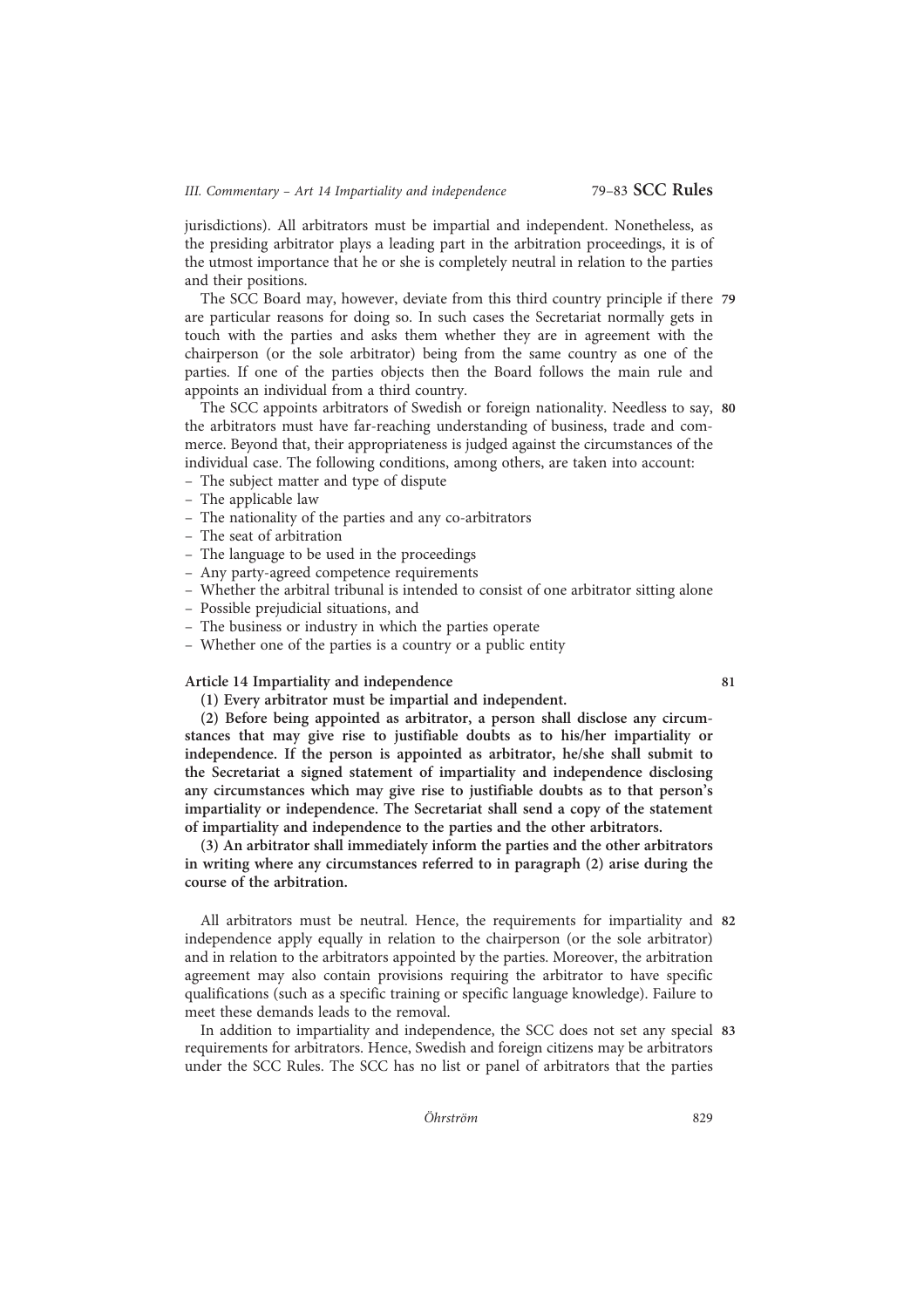jurisdictions). All arbitrators must be impartial and independent. Nonetheless, as the presiding arbitrator plays a leading part in the arbitration proceedings, it is of the utmost importance that he or she is completely neutral in relation to the parties and their positions.

**79** The SCC Board may, however, deviate from this third country principle if there are particular reasons for doing so. In such cases the Secretariat normally gets in touch with the parties and asks them whether they are in agreement with the chairperson (or the sole arbitrator) being from the same country as one of the parties. If one of the parties objects then the Board follows the main rule and appoints an individual from a third country.

**80** The SCC appoints arbitrators of Swedish or foreign nationality. Needless to say, the arbitrators must have far-reaching understanding of business, trade and commerce. Beyond that, their appropriateness is judged against the circumstances of the individual case. The following conditions, among others, are taken into account:

- The subject matter and type of dispute
- The applicable law
- The nationality of the parties and any co-arbitrators
- The seat of arbitration
- The language to be used in the proceedings
- Any party-agreed competence requirements
- Whether the arbitral tribunal is intended to consist of one arbitrator sitting alone
- Possible prejudicial situations, and
- The business or industry in which the parties operate
- Whether one of the parties is a country or a public entity

### Article 14 Impartiality and independence

**81**

**(1) Every arbitrator must be impartial and independent.**

**(2) Before being appointed as arbitrator, a person shall disclose any circumstances that may give rise to justifiable doubts as to his/her impartiality or independence. If the person is appointed as arbitrator, he/she shall submit to the Secretariat a signed statement of impartiality and independence disclosing any circumstances which may give rise to justifiable doubts as to that person's impartiality or independence. The Secretariat shall send a copy of the statement of impartiality and independence to the parties and the other arbitrators.**

**(3) An arbitrator shall immediately inform the parties and the other arbitrators in writing where any circumstances referred to in paragraph (2) arise during the course of the arbitration.**

**82** All arbitrators must be neutral. Hence, the requirements for impartiality and independence apply equally in relation to the chairperson (or the sole arbitrator) and in relation to the arbitrators appointed by the parties. Moreover, the arbitration agreement may also contain provisions requiring the arbitrator to have specific qualifications (such as a specific training or specific language knowledge). Failure to meet these demands leads to the removal.

**83** In addition to impartiality and independence, the SCC does not set any special requirements for arbitrators. Hence, Swedish and foreign citizens may be arbitrators under the SCC Rules. The SCC has no list or panel of arbitrators that the parties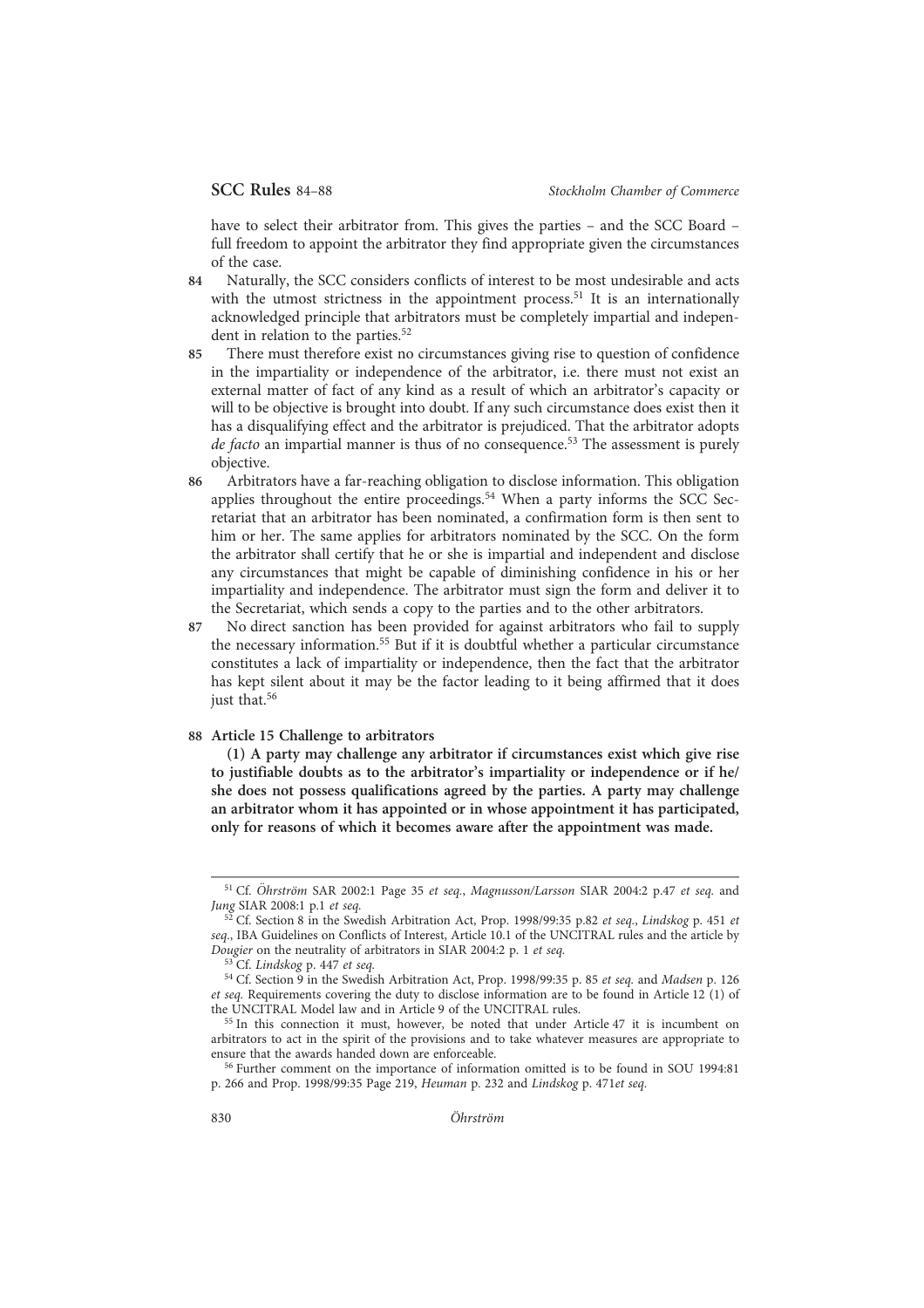have to select their arbitrator from. This gives the parties – and the SCC Board – full freedom to appoint the arbitrator they find appropriate given the circumstances of the case.

**84** Naturally, the SCC considers conflicts of interest to be most undesirable and acts with the utmost strictness in the appointment process.[51] It is an internationally acknowledged principle that arbitrators must be completely impartial and independent in relation to the parties.[52]

**85** There must therefore exist no circumstances giving rise to question of confidence in the impartiality or independence of the arbitrator, i.e. there must not exist an external matter of fact of any kind as a result of which an arbitrator's capacity or will to be objective is brought into doubt. If any such circumstance does exist then it has a disqualifying effect and the arbitrator is prejudiced. That the arbitrator adopts *de facto* an impartial manner is thus of no consequence.[53] The assessment is purely objective.

**86** Arbitrators have a far-reaching obligation to disclose information. This obligation applies throughout the entire proceedings.[54] When a party informs the SCC Secretariat that an arbitrator has been nominated, a confirmation form is then sent to him or her. The same applies for arbitrators nominated by the SCC. On the form the arbitrator shall certify that he or she is impartial and independent and disclose any circumstances that might be capable of diminishing confidence in his or her impartiality and independence. The arbitrator must sign the form and deliver it to the Secretariat, which sends a copy to the parties and to the other arbitrators.

**87** No direct sanction has been provided for against arbitrators who fail to supply the necessary information.[55] But if it is doubtful whether a particular circumstance constitutes a lack of impartiality or independence, then the fact that the arbitrator has kept silent about it may be the factor leading to it being affirmed that it does just that.[56]

**88** **Article 15 Challenge to arbitrators**

**(1) A party may challenge any arbitrator if circumstances exist which give rise to justifiable doubts as to the arbitrator's impartiality or independence or if he/she does not possess qualifications agreed by the parties. A party may challenge an arbitrator whom it has appointed or in whose appointment it has participated, only for reasons of which it becomes aware after the appointment was made.**

---

[51] Cf. *Öhrström* SAR 2002:1 Page 35 *et seq.*, *Magnusson/Larsson* SIAR 2004:2 p.47 *et seq.* and *Jung* SIAR 2008:1 p.1 *et seq.*

[52] Cf. Section 8 in the Swedish Arbitration Act, Prop. 1998/99:35 p.82 *et seq.*, *Lindskog* p. 451 *et seq.*, IBA Guidelines on Conflicts of Interest, Article 10.1 of the UNCITRAL rules and the article by *Dougier* on the neutrality of arbitrators in SIAR 2004:2 p. 1 *et seq.*

[53] Cf. *Lindskog* p. 447 *et seq.*

[54] Cf. Section 9 in the Swedish Arbitration Act, Prop. 1998/99:35 p. 85 *et seq.* and *Madsen* p. 126 *et seq.* Requirements covering the duty to disclose information are to be found in Article 12 (1) of the UNCITRAL Model law and in Article 9 of the UNCITRAL rules.

[55] In this connection it must, however, be noted that under Article 47 it is incumbent on arbitrators to act in the spirit of the provisions and to take whatever measures are appropriate to ensure that the awards handed down are enforceable.

[56] Further comment on the importance of information omitted is to be found in SOU 1994:81 p. 266 and Prop. 1998/99:35 Page 219, *Heuman* p. 232 and *Lindskog* p. 471*et seq.*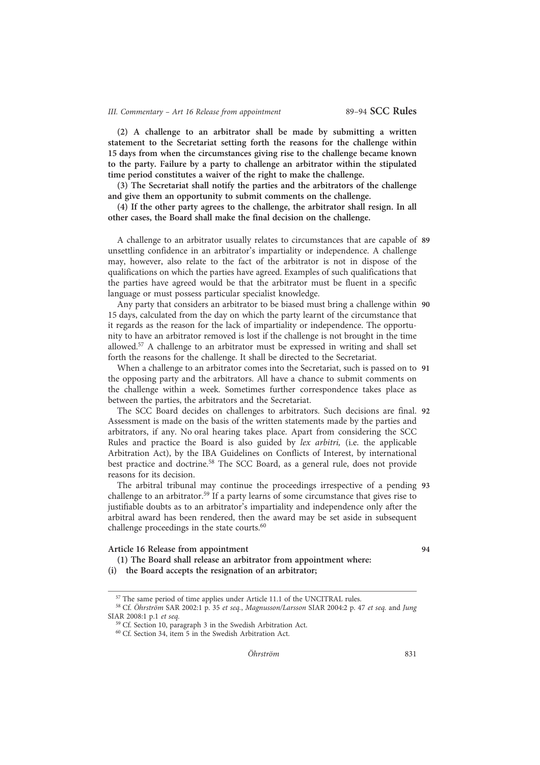**(2) A challenge to an arbitrator shall be made by submitting a written statement to the Secretariat setting forth the reasons for the challenge within 15 days from when the circumstances giving rise to the challenge became known to the party. Failure by a party to challenge an arbitrator within the stipulated time period constitutes a waiver of the right to make the challenge.**

**(3) The Secretariat shall notify the parties and the arbitrators of the challenge and give them an opportunity to submit comments on the challenge.**

**(4) If the other party agrees to the challenge, the arbitrator shall resign. In all other cases, the Board shall make the final decision on the challenge.**

**89** A challenge to an arbitrator usually relates to circumstances that are capable of unsettling confidence in an arbitrator's impartiality or independence. A challenge may, however, also relate to the fact of the arbitrator is not in dispose of the qualifications on which the parties have agreed. Examples of such qualifications that the parties have agreed would be that the arbitrator must be fluent in a specific language or must possess particular specialist knowledge.

**90** Any party that considers an arbitrator to be biased must bring a challenge within 15 days, calculated from the day on which the party learnt of the circumstance that it regards as the reason for the lack of impartiality or independence. The opportunity to have an arbitrator removed is lost if the challenge is not brought in the time allowed.[57] A challenge to an arbitrator must be expressed in writing and shall set forth the reasons for the challenge. It shall be directed to the Secretariat.

**91** When a challenge to an arbitrator comes into the Secretariat, such is passed on to the opposing party and the arbitrators. All have a chance to submit comments on the challenge within a week. Sometimes further correspondence takes place as between the parties, the arbitrators and the Secretariat.

**92** The SCC Board decides on challenges to arbitrators. Such decisions are final. Assessment is made on the basis of the written statements made by the parties and arbitrators, if any. No oral hearing takes place. Apart from considering the SCC Rules and practice the Board is also guided by *lex arbitri,* (i.e. the applicable Arbitration Act), by the IBA Guidelines on Conflicts of Interest, by international best practice and doctrine.[58] The SCC Board, as a general rule, does not provide reasons for its decision.

**93** The arbitral tribunal may continue the proceedings irrespective of a pending challenge to an arbitrator.[59] If a party learns of some circumstance that gives rise to justifiable doubts as to an arbitrator's impartiality and independence only after the arbitral award has been rendered, then the award may be set aside in subsequent challenge proceedings in the state courts.[60]

**94**

### Article 16 Release from appointment

**(1) The Board shall release an arbitrator from appointment where:**

**(i) the Board accepts the resignation of an arbitrator;**

---

[57] The same period of time applies under Article 11.1 of the UNCITRAL rules.

[58] Cf. *Öhrström* SAR 2002:1 p. 35 *et seq.*, *Magnusson/Larsson* SIAR 2004:2 p. 47 *et seq.* and *Jung* SIAR 2008:1 p.1 *et seq.*

[59] Cf. Section 10, paragraph 3 in the Swedish Arbitration Act.

[60] Cf. Section 34, item 5 in the Swedish Arbitration Act.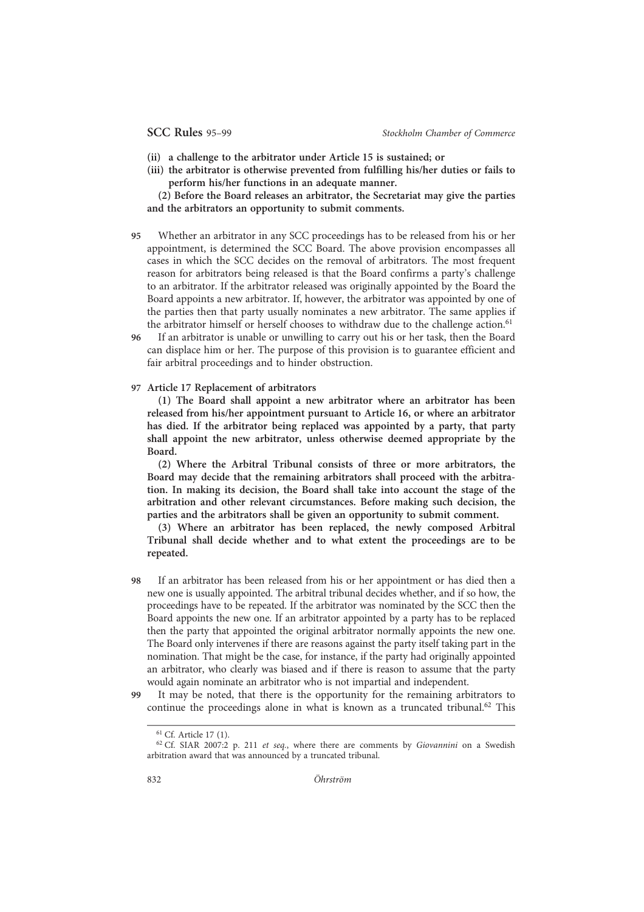**(ii) a challenge to the arbitrator under Article 15 is sustained; or**

**(iii) the arbitrator is otherwise prevented from fulfilling his/her duties or fails to perform his/her functions in an adequate manner.**

**(2) Before the Board releases an arbitrator, the Secretariat may give the parties and the arbitrators an opportunity to submit comments.**

**95** Whether an arbitrator in any SCC proceedings has to be released from his or her appointment, is determined the SCC Board. The above provision encompasses all cases in which the SCC decides on the removal of arbitrators. The most frequent reason for arbitrators being released is that the Board confirms a party's challenge to an arbitrator. If the arbitrator released was originally appointed by the Board the Board appoints a new arbitrator. If, however, the arbitrator was appointed by one of the parties then that party usually nominates a new arbitrator. The same applies if the arbitrator himself or herself chooses to withdraw due to the challenge action.[61]

**96** If an arbitrator is unable or unwilling to carry out his or her task, then the Board can displace him or her. The purpose of this provision is to guarantee efficient and fair arbitral proceedings and to hinder obstruction.

**97** **Article 17 Replacement of arbitrators**

**(1) The Board shall appoint a new arbitrator where an arbitrator has been released from his/her appointment pursuant to Article 16, or where an arbitrator has died. If the arbitrator being replaced was appointed by a party, that party shall appoint the new arbitrator, unless otherwise deemed appropriate by the Board.**

**(2) Where the Arbitral Tribunal consists of three or more arbitrators, the Board may decide that the remaining arbitrators shall proceed with the arbitration. In making its decision, the Board shall take into account the stage of the arbitration and other relevant circumstances. Before making such decision, the parties and the arbitrators shall be given an opportunity to submit comment.**

**(3) Where an arbitrator has been replaced, the newly composed Arbitral Tribunal shall decide whether and to what extent the proceedings are to be repeated.**

**98** If an arbitrator has been released from his or her appointment or has died then a new one is usually appointed. The arbitral tribunal decides whether, and if so how, the proceedings have to be repeated. If the arbitrator was nominated by the SCC then the Board appoints the new one. If an arbitrator appointed by a party has to be replaced then the party that appointed the original arbitrator normally appoints the new one. The Board only intervenes if there are reasons against the party itself taking part in the nomination. That might be the case, for instance, if the party had originally appointed an arbitrator, who clearly was biased and if there is reason to assume that the party would again nominate an arbitrator who is not impartial and independent.

**99** It may be noted, that there is the opportunity for the remaining arbitrators to continue the proceedings alone in what is known as a truncated tribunal.[62] This

---

[61] Cf. Article 17 (1).

[62] Cf. SIAR 2007:2 p. 211 *et seq.*, where there are comments by *Giovannini* on a Swedish arbitration award that was announced by a truncated tribunal.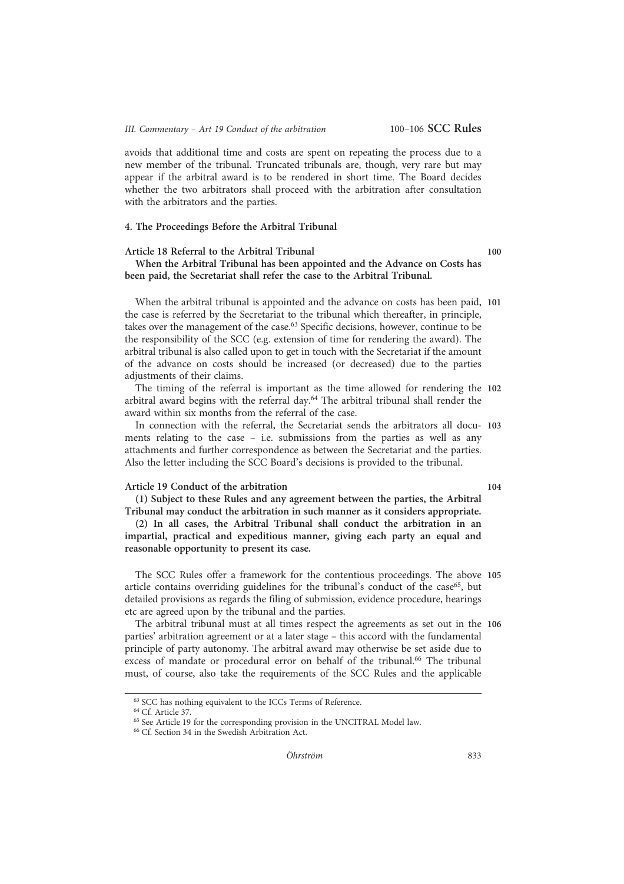avoids that additional time and costs are spent on repeating the process due to a new member of the tribunal. Truncated tribunals are, though, very rare but may appear if the arbitral award is to be rendered in short time. The Board decides whether the two arbitrators shall proceed with the arbitration after consultation with the arbitrators and the parties.

#### 4. The Proceedings Before the Arbitral Tribunal

**Article 18 Referral to the Arbitral Tribunal** **100**

**When the Arbitral Tribunal has been appointed and the Advance on Costs has been paid, the Secretariat shall refer the case to the Arbitral Tribunal.**

**101** When the arbitral tribunal is appointed and the advance on costs has been paid, the case is referred by the Secretariat to the tribunal which thereafter, in principle, takes over the management of the case.[63] Specific decisions, however, continue to be the responsibility of the SCC (e.g. extension of time for rendering the award). The arbitral tribunal is also called upon to get in touch with the Secretariat if the amount of the advance on costs should be increased (or decreased) due to the parties adjustments of their claims.

**102** The timing of the referral is important as the time allowed for rendering the arbitral award begins with the referral day.[64] The arbitral tribunal shall render the award within six months from the referral of the case.

**103** In connection with the referral, the Secretariat sends the arbitrators all documents relating to the case – i.e. submissions from the parties as well as any attachments and further correspondence as between the Secretariat and the parties. Also the letter including the SCC Board's decisions is provided to the tribunal.

**Article 19 Conduct of the arbitration** **104**

**(1) Subject to these Rules and any agreement between the parties, the Arbitral Tribunal may conduct the arbitration in such manner as it considers appropriate.**

**(2) In all cases, the Arbitral Tribunal shall conduct the arbitration in an impartial, practical and expeditious manner, giving each party an equal and reasonable opportunity to present its case.**

**105** The SCC Rules offer a framework for the contentious proceedings. The above article contains overriding guidelines for the tribunal's conduct of the case[65], but detailed provisions as regards the filing of submission, evidence procedure, hearings etc are agreed upon by the tribunal and the parties.

**106** The arbitral tribunal must at all times respect the agreements as set out in the parties' arbitration agreement or at a later stage – this accord with the fundamental principle of party autonomy. The arbitral award may otherwise be set aside due to excess of mandate or procedural error on behalf of the tribunal.[66] The tribunal must, of course, also take the requirements of the SCC Rules and the applicable

---

[63] SCC has nothing equivalent to the ICCs Terms of Reference.

[64] Cf. Article 37.

[65] See Article 19 for the corresponding provision in the UNCITRAL Model law.

[66] Cf. Section 34 in the Swedish Arbitration Act.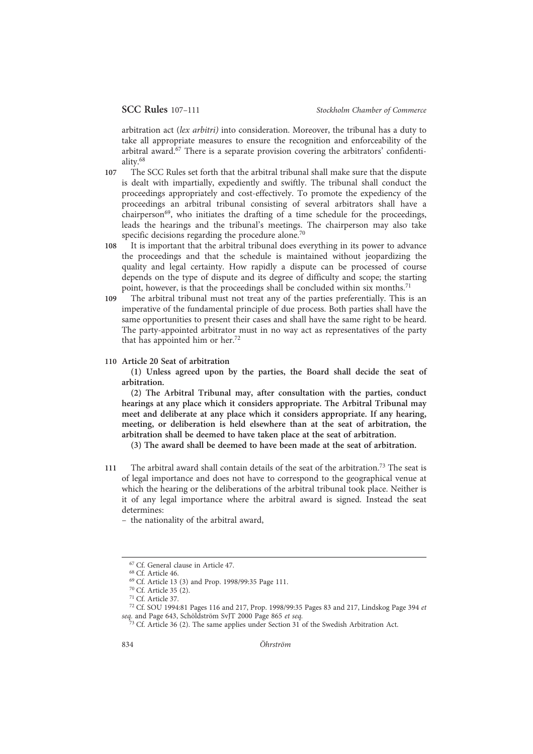arbitration act (*lex arbitri)* into consideration. Moreover, the tribunal has a duty to take all appropriate measures to ensure the recognition and enforceability of the arbitral award.[67] There is a separate provision covering the arbitrators' confidentiality.[68]

**107** The SCC Rules set forth that the arbitral tribunal shall make sure that the dispute is dealt with impartially, expediently and swiftly. The tribunal shall conduct the proceedings appropriately and cost-effectively. To promote the expediency of the proceedings an arbitral tribunal consisting of several arbitrators shall have a chairperson[69], who initiates the drafting of a time schedule for the proceedings, leads the hearings and the tribunal's meetings. The chairperson may also take specific decisions regarding the procedure alone.[70]

**108** It is important that the arbitral tribunal does everything in its power to advance the proceedings and that the schedule is maintained without jeopardizing the quality and legal certainty. How rapidly a dispute can be processed of course depends on the type of dispute and its degree of difficulty and scope; the starting point, however, is that the proceedings shall be concluded within six months.[71]

**109** The arbitral tribunal must not treat any of the parties preferentially. This is an imperative of the fundamental principle of due process. Both parties shall have the same opportunities to present their cases and shall have the same right to be heard. The party-appointed arbitrator must in no way act as representatives of the party that has appointed him or her.[72]

**110** **Article 20 Seat of arbitration**

**(1) Unless agreed upon by the parties, the Board shall decide the seat of arbitration.**

**(2) The Arbitral Tribunal may, after consultation with the parties, conduct hearings at any place which it considers appropriate. The Arbitral Tribunal may meet and deliberate at any place which it considers appropriate. If any hearing, meeting, or deliberation is held elsewhere than at the seat of arbitration, the arbitration shall be deemed to have taken place at the seat of arbitration.**

**(3) The award shall be deemed to have been made at the seat of arbitration.**

**111** The arbitral award shall contain details of the seat of the arbitration.[73] The seat is of legal importance and does not have to correspond to the geographical venue at which the hearing or the deliberations of the arbitral tribunal took place. Neither is it of any legal importance where the arbitral award is signed. Instead the seat determines:

– the nationality of the arbitral award,

---

[67] Cf. General clause in Article 47.

[68] Cf. Article 46.

[69] Cf. Article 13 (3) and Prop. 1998/99:35 Page 111.

[70] Cf. Article 35 (2).

[71] Cf. Article 37.

[72] Cf. SOU 1994:81 Pages 116 and 217, Prop. 1998/99:35 Pages 83 and 217, Lindskog Page 394 *et seq.* and Page 643, Schöldström SvJT 2000 Page 865 *et seq.*

[73] Cf. Article 36 (2). The same applies under Section 31 of the Swedish Arbitration Act.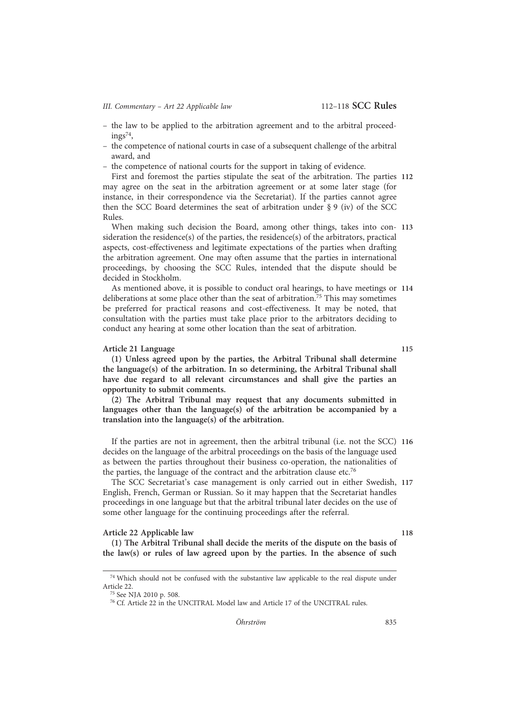- the law to be applied to the arbitration agreement and to the arbitral proceedings[74],
- the competence of national courts in case of a subsequent challenge of the arbitral award, and
- the competence of national courts for the support in taking of evidence.

112 First and foremost the parties stipulate the seat of the arbitration. The parties may agree on the seat in the arbitration agreement or at some later stage (for instance, in their correspondence via the Secretariat). If the parties cannot agree then the SCC Board determines the seat of arbitration under § 9 (iv) of the SCC Rules.

113 When making such decision the Board, among other things, takes into consideration the residence(s) of the parties, the residence(s) of the arbitrators, practical aspects, cost-effectiveness and legitimate expectations of the parties when drafting the arbitration agreement. One may often assume that the parties in international proceedings, by choosing the SCC Rules, intended that the dispute should be decided in Stockholm.

114 As mentioned above, it is possible to conduct oral hearings, to have meetings or deliberations at some place other than the seat of arbitration.[75] This may sometimes be preferred for practical reasons and cost-effectiveness. It may be noted, that consultation with the parties must take place prior to the arbitrators deciding to conduct any hearing at some other location than the seat of arbitration.

115 **Article 21 Language**

**(1) Unless agreed upon by the parties, the Arbitral Tribunal shall determine the language(s) of the arbitration. In so determining, the Arbitral Tribunal shall have due regard to all relevant circumstances and shall give the parties an opportunity to submit comments.**

**(2) The Arbitral Tribunal may request that any documents submitted in languages other than the language(s) of the arbitration be accompanied by a translation into the language(s) of the arbitration.**

116 If the parties are not in agreement, then the arbitral tribunal (i.e. not the SCC) decides on the language of the arbitral proceedings on the basis of the language used as between the parties throughout their business co-operation, the nationalities of the parties, the language of the contract and the arbitration clause etc.[76]

117 The SCC Secretariat's case management is only carried out in either Swedish, English, French, German or Russian. So it may happen that the Secretariat handles proceedings in one language but that the arbitral tribunal later decides on the use of some other language for the continuing proceedings after the referral.

118 **Article 22 Applicable law**

**(1) The Arbitral Tribunal shall decide the merits of the dispute on the basis of the law(s) or rules of law agreed upon by the parties. In the absence of such**

---

[74] Which should not be confused with the substantive law applicable to the real dispute under Article 22.

[75] See NJA 2010 p. 508.

[76] Cf. Article 22 in the UNCITRAL Model law and Article 17 of the UNCITRAL rules.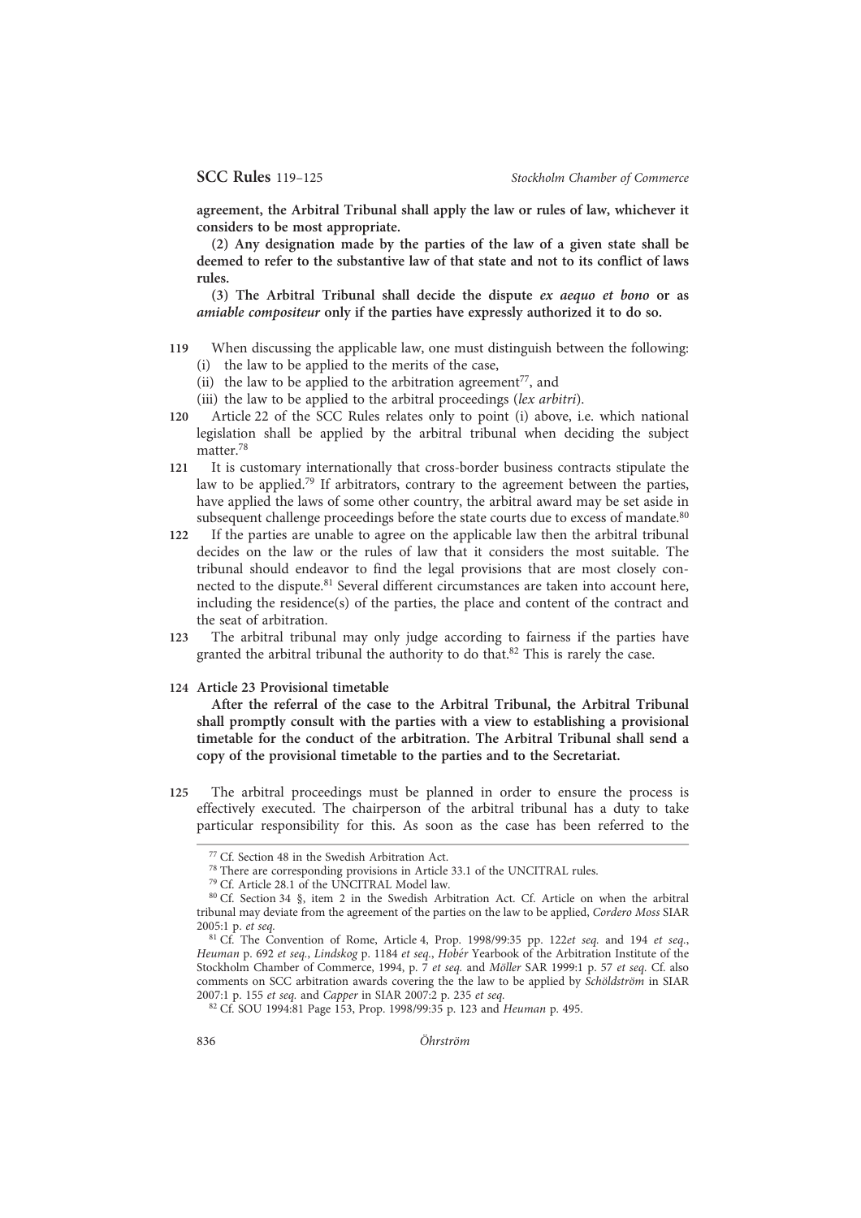**agreement, the Arbitral Tribunal shall apply the law or rules of law, whichever it considers to be most appropriate.**

**(2) Any designation made by the parties of the law of a given state shall be deemed to refer to the substantive law of that state and not to its conflict of laws rules.**

**(3) The Arbitral Tribunal shall decide the dispute *ex aequo et bono* or as *amiable compositeur* only if the parties have expressly authorized it to do so.**

**119** When discussing the applicable law, one must distinguish between the following:
(i) the law to be applied to the merits of the case,
(ii) the law to be applied to the arbitration agreement[77], and
(iii) the law to be applied to the arbitral proceedings (*lex arbitri*).

**120** Article 22 of the SCC Rules relates only to point (i) above, i.e. which national legislation shall be applied by the arbitral tribunal when deciding the subject matter.[78]

**121** It is customary internationally that cross-border business contracts stipulate the law to be applied.[79] If arbitrators, contrary to the agreement between the parties, have applied the laws of some other country, the arbitral award may be set aside in subsequent challenge proceedings before the state courts due to excess of mandate.[80]

**122** If the parties are unable to agree on the applicable law then the arbitral tribunal decides on the law or the rules of law that it considers the most suitable. The tribunal should endeavor to find the legal provisions that are most closely connected to the dispute.[81] Several different circumstances are taken into account here, including the residence(s) of the parties, the place and content of the contract and the seat of arbitration.

**123** The arbitral tribunal may only judge according to fairness if the parties have granted the arbitral tribunal the authority to do that.[82] This is rarely the case.

**124 Article 23 Provisional timetable**

**After the referral of the case to the Arbitral Tribunal, the Arbitral Tribunal shall promptly consult with the parties with a view to establishing a provisional timetable for the conduct of the arbitration. The Arbitral Tribunal shall send a copy of the provisional timetable to the parties and to the Secretariat.**

**125** The arbitral proceedings must be planned in order to ensure the process is effectively executed. The chairperson of the arbitral tribunal has a duty to take particular responsibility for this. As soon as the case has been referred to the

---

[77] Cf. Section 48 in the Swedish Arbitration Act.

[78] There are corresponding provisions in Article 33.1 of the UNCITRAL rules.

[79] Cf. Article 28.1 of the UNCITRAL Model law.

[80] Cf. Section 34 §, item 2 in the Swedish Arbitration Act. Cf. Article on when the arbitral tribunal may deviate from the agreement of the parties on the law to be applied, *Cordero Moss* SIAR 2005:1 p. *et seq.*

[81] Cf. The Convention of Rome, Article 4, Prop. 1998/99:35 pp. 122*et seq.* and 194 *et seq.*, *Heuman* p. 692 *et seq.*, *Lindskog* p. 1184 *et seq.*, *Hobér* Yearbook of the Arbitration Institute of the Stockholm Chamber of Commerce, 1994, p. 7 *et seq.* and *Möller* SAR 1999:1 p. 57 *et seq.* Cf. also comments on SCC arbitration awards covering the the law to be applied by *Schöldström* in SIAR 2007:1 p. 155 *et seq.* and *Capper* in SIAR 2007:2 p. 235 *et seq.*

[82] Cf. SOU 1994:81 Page 153, Prop. 1998/99:35 p. 123 and *Heuman* p. 495.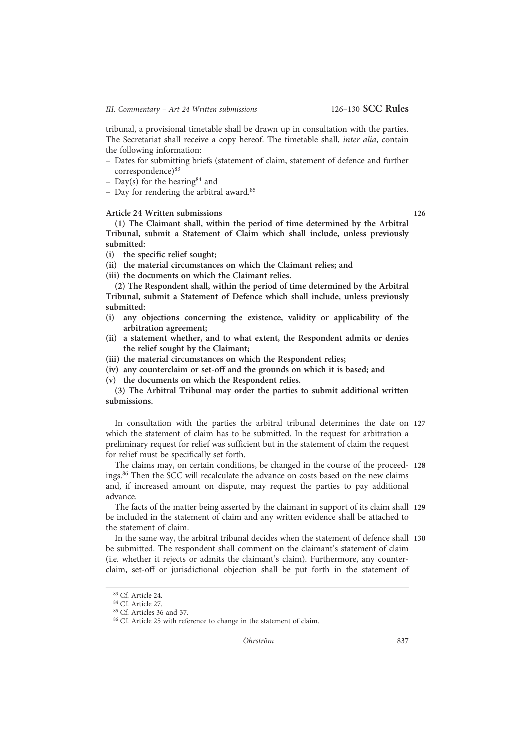tribunal, a provisional timetable shall be drawn up in consultation with the parties. The Secretariat shall receive a copy hereof. The timetable shall, *inter alia*, contain the following information:

- Dates for submitting briefs (statement of claim, statement of defence and further correspondence)[83]
- Day(s) for the hearing[84] and
- Day for rendering the arbitral award.[85]

**Article 24 Written submissions** 126

**(1) The Claimant shall, within the period of time determined by the Arbitral Tribunal, submit a Statement of Claim which shall include, unless previously submitted:**

**(i) the specific relief sought;**

**(ii) the material circumstances on which the Claimant relies; and**

**(iii) the documents on which the Claimant relies.**

**(2) The Respondent shall, within the period of time determined by the Arbitral Tribunal, submit a Statement of Defence which shall include, unless previously submitted:**

**(i) any objections concerning the existence, validity or applicability of the arbitration agreement;**

**(ii) a statement whether, and to what extent, the Respondent admits or denies the relief sought by the Claimant;**

**(iii) the material circumstances on which the Respondent relies;**

**(iv) any counterclaim or set-off and the grounds on which it is based; and**

**(v) the documents on which the Respondent relies.**

**(3) The Arbitral Tribunal may order the parties to submit additional written submissions.**

127 In consultation with the parties the arbitral tribunal determines the date on which the statement of claim has to be submitted. In the request for arbitration a preliminary request for relief was sufficient but in the statement of claim the request for relief must be specifically set forth.

128 The claims may, on certain conditions, be changed in the course of the proceedings.[86] Then the SCC will recalculate the advance on costs based on the new claims and, if increased amount on dispute, may request the parties to pay additional advance.

129 The facts of the matter being asserted by the claimant in support of its claim shall be included in the statement of claim and any written evidence shall be attached to the statement of claim.

130 In the same way, the arbitral tribunal decides when the statement of defence shall be submitted. The respondent shall comment on the claimant's statement of claim (i.e. whether it rejects or admits the claimant's claim). Furthermore, any counterclaim, set-off or jurisdictional objection shall be put forth in the statement of

---

[83] Cf. Article 24.

[84] Cf. Article 27.

[85] Cf. Articles 36 and 37.

[86] Cf. Article 25 with reference to change in the statement of claim.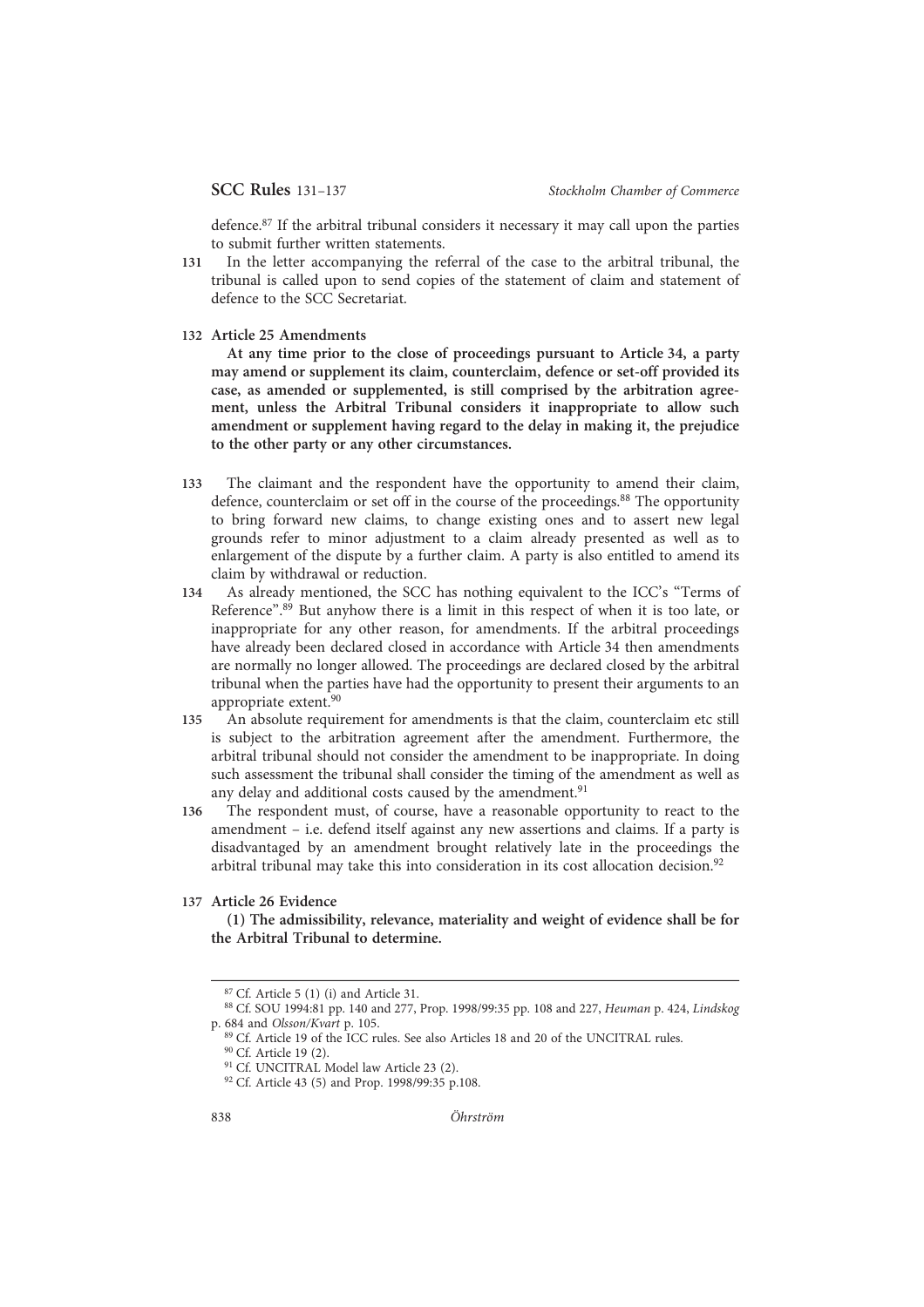defence.[87] If the arbitral tribunal considers it necessary it may call upon the parties to submit further written statements.

131 In the letter accompanying the referral of the case to the arbitral tribunal, the tribunal is called upon to send copies of the statement of claim and statement of defence to the SCC Secretariat.

132 **Article 25 Amendments**

**At any time prior to the close of proceedings pursuant to Article 34, a party may amend or supplement its claim, counterclaim, defence or set-off provided its case, as amended or supplemented, is still comprised by the arbitration agreement, unless the Arbitral Tribunal considers it inappropriate to allow such amendment or supplement having regard to the delay in making it, the prejudice to the other party or any other circumstances.**

133 The claimant and the respondent have the opportunity to amend their claim, defence, counterclaim or set off in the course of the proceedings.[88] The opportunity to bring forward new claims, to change existing ones and to assert new legal grounds refer to minor adjustment to a claim already presented as well as to enlargement of the dispute by a further claim. A party is also entitled to amend its claim by withdrawal or reduction.

134 As already mentioned, the SCC has nothing equivalent to the ICC's "Terms of Reference".[89] But anyhow there is a limit in this respect of when it is too late, or inappropriate for any other reason, for amendments. If the arbitral proceedings have already been declared closed in accordance with Article 34 then amendments are normally no longer allowed. The proceedings are declared closed by the arbitral tribunal when the parties have had the opportunity to present their arguments to an appropriate extent.[90]

135 An absolute requirement for amendments is that the claim, counterclaim etc still is subject to the arbitration agreement after the amendment. Furthermore, the arbitral tribunal should not consider the amendment to be inappropriate. In doing such assessment the tribunal shall consider the timing of the amendment as well as any delay and additional costs caused by the amendment.[91]

136 The respondent must, of course, have a reasonable opportunity to react to the amendment – i.e. defend itself against any new assertions and claims. If a party is disadvantaged by an amendment brought relatively late in the proceedings the arbitral tribunal may take this into consideration in its cost allocation decision.[92]

137 **Article 26 Evidence**

**(1) The admissibility, relevance, materiality and weight of evidence shall be for the Arbitral Tribunal to determine.**

---

[87] Cf. Article 5 (1) (i) and Article 31.

[88] Cf. SOU 1994:81 pp. 140 and 277, Prop. 1998/99:35 pp. 108 and 227, *Heuman* p. 424, *Lindskog* p. 684 and *Olsson/Kvart* p. 105.

[89] Cf. Article 19 of the ICC rules. See also Articles 18 and 20 of the UNCITRAL rules.

[90] Cf. Article 19 (2).

[91] Cf. UNCITRAL Model law Article 23 (2).

[92] Cf. Article 43 (5) and Prop. 1998/99:35 p.108.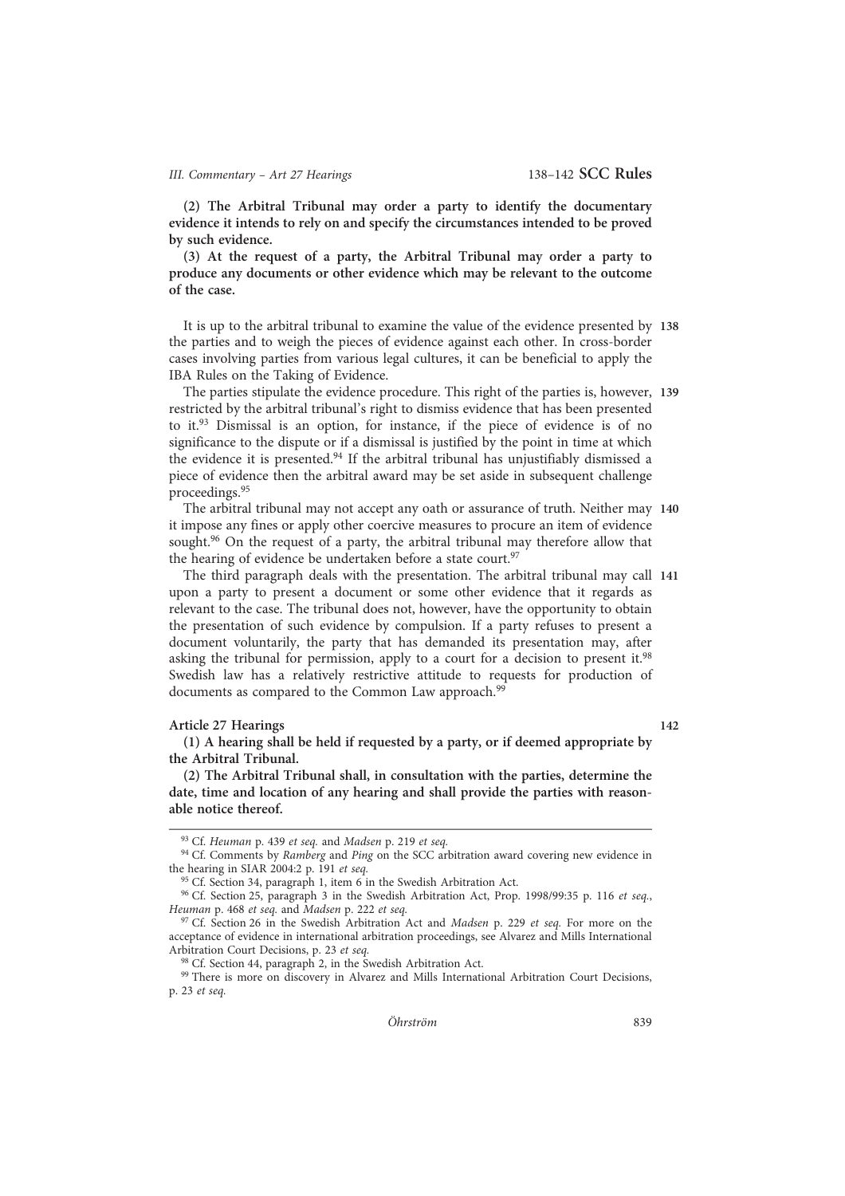**(2) The Arbitral Tribunal may order a party to identify the documentary evidence it intends to rely on and specify the circumstances intended to be proved by such evidence.**

**(3) At the request of a party, the Arbitral Tribunal may order a party to produce any documents or other evidence which may be relevant to the outcome of the case.**

**138** It is up to the arbitral tribunal to examine the value of the evidence presented by the parties and to weigh the pieces of evidence against each other. In cross-border cases involving parties from various legal cultures, it can be beneficial to apply the IBA Rules on the Taking of Evidence.

**139** The parties stipulate the evidence procedure. This right of the parties is, however, restricted by the arbitral tribunal's right to dismiss evidence that has been presented to it.[93] Dismissal is an option, for instance, if the piece of evidence is of no significance to the dispute or if a dismissal is justified by the point in time at which the evidence it is presented.[94] If the arbitral tribunal has unjustifiably dismissed a piece of evidence then the arbitral award may be set aside in subsequent challenge proceedings.[95]

**140** The arbitral tribunal may not accept any oath or assurance of truth. Neither may it impose any fines or apply other coercive measures to procure an item of evidence sought.[96] On the request of a party, the arbitral tribunal may therefore allow that the hearing of evidence be undertaken before a state court.[97]

**141** The third paragraph deals with the presentation. The arbitral tribunal may call upon a party to present a document or some other evidence that it regards as relevant to the case. The tribunal does not, however, have the opportunity to obtain the presentation of such evidence by compulsion. If a party refuses to present a document voluntarily, the party that has demanded its presentation may, after asking the tribunal for permission, apply to a court for a decision to present it.[98] Swedish law has a relatively restrictive attitude to requests for production of documents as compared to the Common Law approach.[99]

### Article 27 Hearings

**142**

**(1) A hearing shall be held if requested by a party, or if deemed appropriate by the Arbitral Tribunal.**

**(2) The Arbitral Tribunal shall, in consultation with the parties, determine the date, time and location of any hearing and shall provide the parties with reasonable notice thereof.**

---

[93] Cf. *Heuman* p. 439 *et seq.* and *Madsen* p. 219 *et seq.*

[94] Cf. Comments by *Ramberg* and *Ping* on the SCC arbitration award covering new evidence in the hearing in SIAR 2004:2 p. 191 *et seq.*

[95] Cf. Section 34, paragraph 1, item 6 in the Swedish Arbitration Act.

[96] Cf. Section 25, paragraph 3 in the Swedish Arbitration Act, Prop. 1998/99:35 p. 116 *et seq.*, *Heuman* p. 468 *et seq.* and *Madsen* p. 222 *et seq.*

[97] Cf. Section 26 in the Swedish Arbitration Act and *Madsen* p. 229 *et seq.* For more on the acceptance of evidence in international arbitration proceedings, see Alvarez and Mills International Arbitration Court Decisions, p. 23 *et seq.*

[98] Cf. Section 44, paragraph 2, in the Swedish Arbitration Act.

[99] There is more on discovery in Alvarez and Mills International Arbitration Court Decisions, p. 23 *et seq.*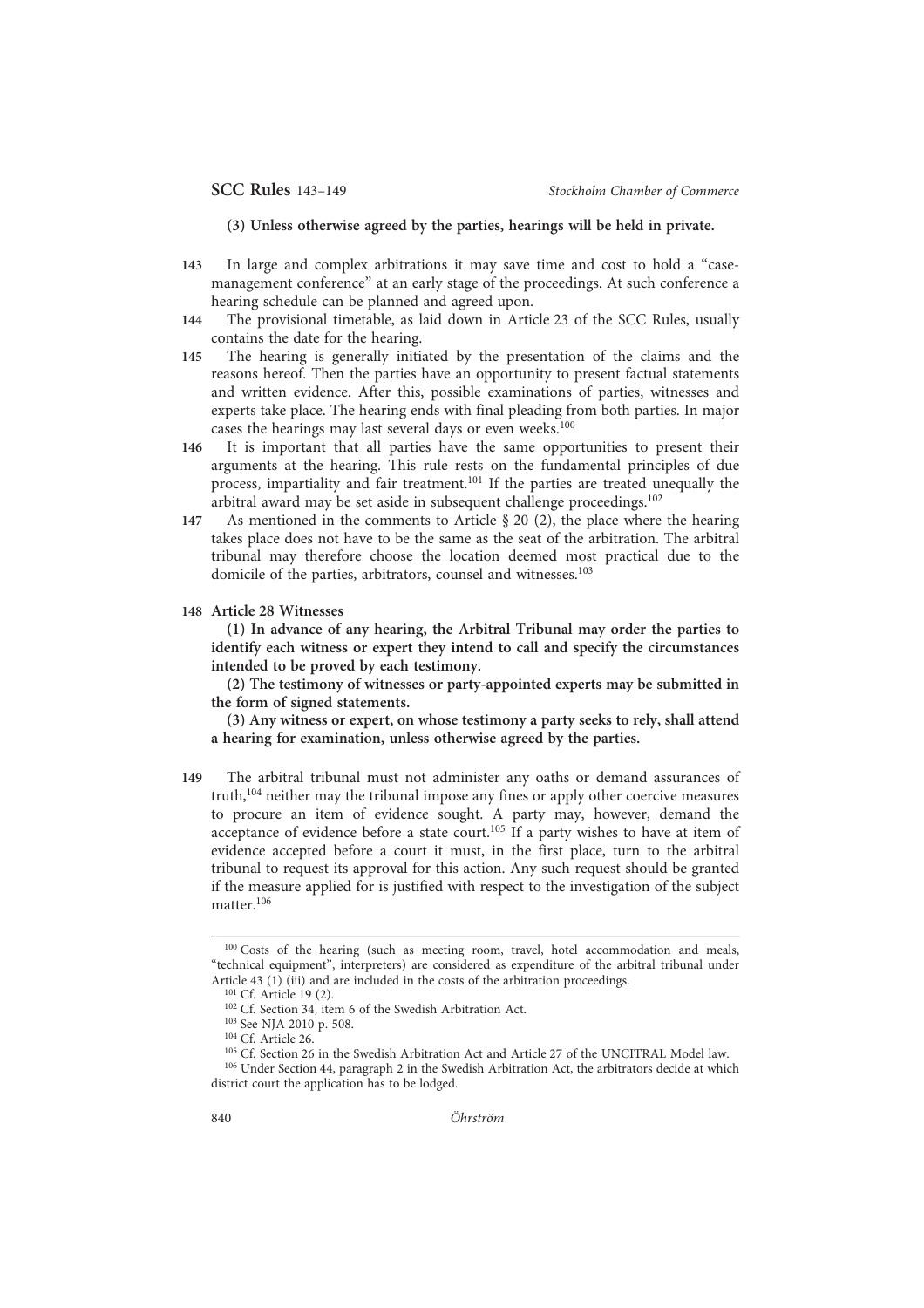**(3) Unless otherwise agreed by the parties, hearings will be held in private.**

143 In large and complex arbitrations it may save time and cost to hold a "case-management conference" at an early stage of the proceedings. At such conference a hearing schedule can be planned and agreed upon.

144 The provisional timetable, as laid down in Article 23 of the SCC Rules, usually contains the date for the hearing.

145 The hearing is generally initiated by the presentation of the claims and the reasons hereof. Then the parties have an opportunity to present factual statements and written evidence. After this, possible examinations of parties, witnesses and experts take place. The hearing ends with final pleading from both parties. In major cases the hearings may last several days or even weeks.[100]

146 It is important that all parties have the same opportunities to present their arguments at the hearing. This rule rests on the fundamental principles of due process, impartiality and fair treatment.[101] If the parties are treated unequally the arbitral award may be set aside in subsequent challenge proceedings.[102]

147 As mentioned in the comments to Article § 20 (2), the place where the hearing takes place does not have to be the same as the seat of the arbitration. The arbitral tribunal may therefore choose the location deemed most practical due to the domicile of the parties, arbitrators, counsel and witnesses.[103]

148 **Article 28 Witnesses**

**(1) In advance of any hearing, the Arbitral Tribunal may order the parties to identify each witness or expert they intend to call and specify the circumstances intended to be proved by each testimony.**

**(2) The testimony of witnesses or party-appointed experts may be submitted in the form of signed statements.**

**(3) Any witness or expert, on whose testimony a party seeks to rely, shall attend a hearing for examination, unless otherwise agreed by the parties.**

149 The arbitral tribunal must not administer any oaths or demand assurances of truth,[104] neither may the tribunal impose any fines or apply other coercive measures to procure an item of evidence sought. A party may, however, demand the acceptance of evidence before a state court.[105] If a party wishes to have at item of evidence accepted before a court it must, in the first place, turn to the arbitral tribunal to request its approval for this action. Any such request should be granted if the measure applied for is justified with respect to the investigation of the subject matter.[106]

---

[100] Costs of the hearing (such as meeting room, travel, hotel accommodation and meals, "technical equipment", interpreters) are considered as expenditure of the arbitral tribunal under Article 43 (1) (iii) and are included in the costs of the arbitration proceedings.

[101] Cf. Article 19 (2).

[102] Cf. Section 34, item 6 of the Swedish Arbitration Act.

[103] See NJA 2010 p. 508.

[104] Cf. Article 26.

[105] Cf. Section 26 in the Swedish Arbitration Act and Article 27 of the UNCITRAL Model law.

[106] Under Section 44, paragraph 2 in the Swedish Arbitration Act, the arbitrators decide at which district court the application has to be lodged.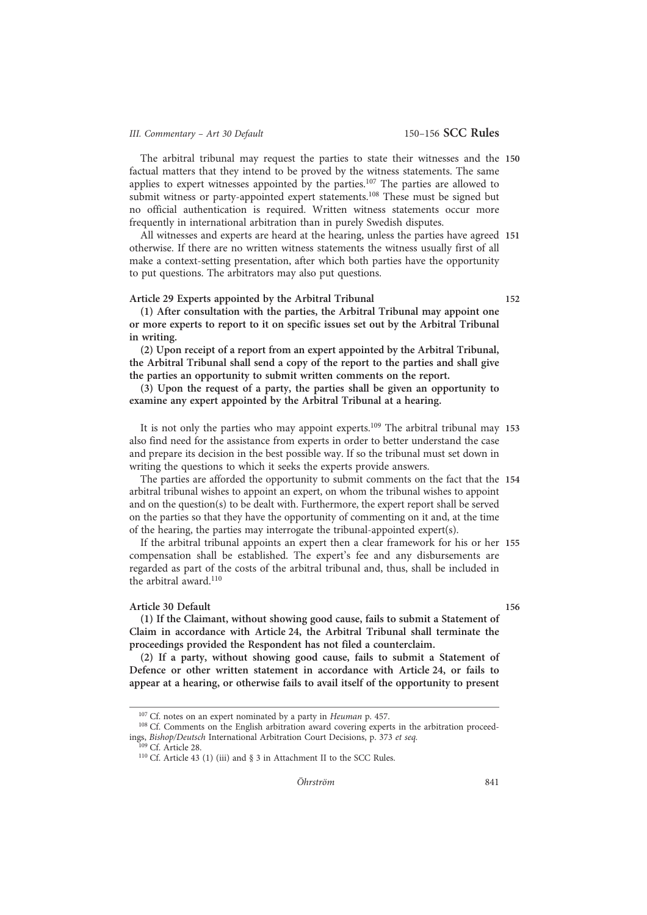150 The arbitral tribunal may request the parties to state their witnesses and the factual matters that they intend to be proved by the witness statements. The same applies to expert witnesses appointed by the parties.[107] The parties are allowed to submit witness or party-appointed expert statements.[108] These must be signed but no official authentication is required. Written witness statements occur more frequently in international arbitration than in purely Swedish disputes.

151 All witnesses and experts are heard at the hearing, unless the parties have agreed otherwise. If there are no written witness statements the witness usually first of all make a context-setting presentation, after which both parties have the opportunity to put questions. The arbitrators may also put questions.

152 **Article 29 Experts appointed by the Arbitral Tribunal**

**(1) After consultation with the parties, the Arbitral Tribunal may appoint one or more experts to report to it on specific issues set out by the Arbitral Tribunal in writing.**

**(2) Upon receipt of a report from an expert appointed by the Arbitral Tribunal, the Arbitral Tribunal shall send a copy of the report to the parties and shall give the parties an opportunity to submit written comments on the report.**

**(3) Upon the request of a party, the parties shall be given an opportunity to examine any expert appointed by the Arbitral Tribunal at a hearing.**

153 It is not only the parties who may appoint experts.[109] The arbitral tribunal may also find need for the assistance from experts in order to better understand the case and prepare its decision in the best possible way. If so the tribunal must set down in writing the questions to which it seeks the experts provide answers.

154 The parties are afforded the opportunity to submit comments on the fact that the arbitral tribunal wishes to appoint an expert, on whom the tribunal wishes to appoint and on the question(s) to be dealt with. Furthermore, the expert report shall be served on the parties so that they have the opportunity of commenting on it and, at the time of the hearing, the parties may interrogate the tribunal-appointed expert(s).

155 If the arbitral tribunal appoints an expert then a clear framework for his or her compensation shall be established. The expert's fee and any disbursements are regarded as part of the costs of the arbitral tribunal and, thus, shall be included in the arbitral award.[110]

156 **Article 30 Default**

**(1) If the Claimant, without showing good cause, fails to submit a Statement of Claim in accordance with Article 24, the Arbitral Tribunal shall terminate the proceedings provided the Respondent has not filed a counterclaim.**

**(2) If a party, without showing good cause, fails to submit a Statement of Defence or other written statement in accordance with Article 24, or fails to appear at a hearing, or otherwise fails to avail itself of the opportunity to present**

---

[107] Cf. notes on an expert nominated by a party in *Heuman* p. 457.

[108] Cf. Comments on the English arbitration award covering experts in the arbitration proceedings, *Bishop/Deutsch* International Arbitration Court Decisions, p. 373 *et seq.*

[109] Cf. Article 28.

[110] Cf. Article 43 (1) (iii) and § 3 in Attachment II to the SCC Rules.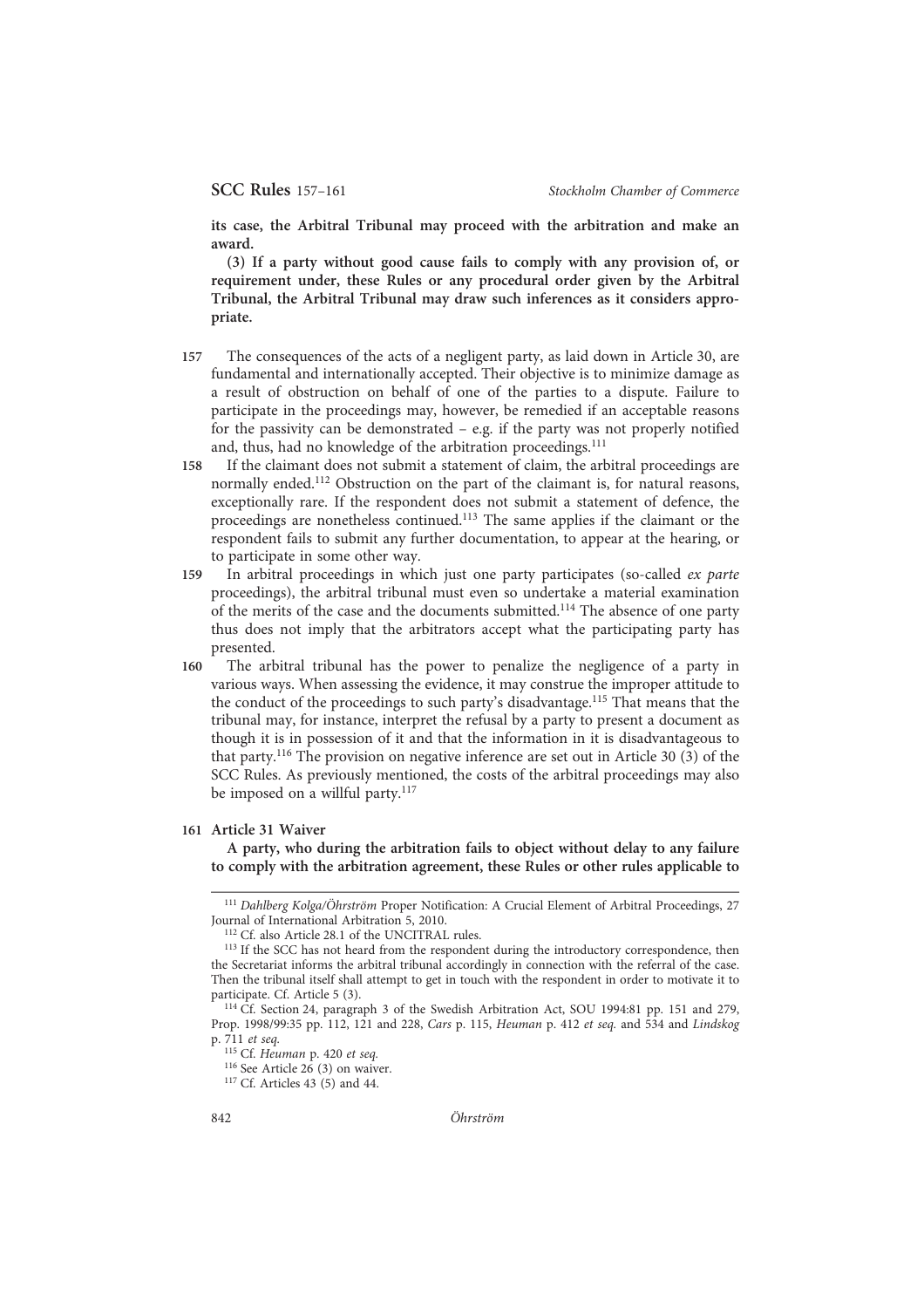**its case, the Arbitral Tribunal may proceed with the arbitration and make an award.**

**(3) If a party without good cause fails to comply with any provision of, or requirement under, these Rules or any procedural order given by the Arbitral Tribunal, the Arbitral Tribunal may draw such inferences as it considers appropriate.**

157 The consequences of the acts of a negligent party, as laid down in Article 30, are fundamental and internationally accepted. Their objective is to minimize damage as a result of obstruction on behalf of one of the parties to a dispute. Failure to participate in the proceedings may, however, be remedied if an acceptable reasons for the passivity can be demonstrated – e.g. if the party was not properly notified and, thus, had no knowledge of the arbitration proceedings.[111]

158 If the claimant does not submit a statement of claim, the arbitral proceedings are normally ended.[112] Obstruction on the part of the claimant is, for natural reasons, exceptionally rare. If the respondent does not submit a statement of defence, the proceedings are nonetheless continued.[113] The same applies if the claimant or the respondent fails to submit any further documentation, to appear at the hearing, or to participate in some other way.

159 In arbitral proceedings in which just one party participates (so-called *ex parte* proceedings), the arbitral tribunal must even so undertake a material examination of the merits of the case and the documents submitted.[114] The absence of one party thus does not imply that the arbitrators accept what the participating party has presented.

160 The arbitral tribunal has the power to penalize the negligence of a party in various ways. When assessing the evidence, it may construe the improper attitude to the conduct of the proceedings to such party's disadvantage.[115] That means that the tribunal may, for instance, interpret the refusal by a party to present a document as though it is in possession of it and that the information in it is disadvantageous to that party.[116] The provision on negative inference are set out in Article 30 (3) of the SCC Rules. As previously mentioned, the costs of the arbitral proceedings may also be imposed on a willful party.[117]

161 **Article 31 Waiver**

**A party, who during the arbitration fails to object without delay to any failure to comply with the arbitration agreement, these Rules or other rules applicable to**

---

[111] *Dahlberg Kolga/Öhrström* Proper Notification: A Crucial Element of Arbitral Proceedings, 27 Journal of International Arbitration 5, 2010.

[112] Cf. also Article 28.1 of the UNCITRAL rules.

[113] If the SCC has not heard from the respondent during the introductory correspondence, then the Secretariat informs the arbitral tribunal accordingly in connection with the referral of the case. Then the tribunal itself shall attempt to get in touch with the respondent in order to motivate it to participate. Cf. Article 5 (3).

[114] Cf. Section 24, paragraph 3 of the Swedish Arbitration Act, SOU 1994:81 pp. 151 and 279, Prop. 1998/99:35 pp. 112, 121 and 228, *Cars* p. 115, *Heuman* p. 412 *et seq.* and 534 and *Lindskog* p. 711 *et seq.*

[115] Cf. *Heuman* p. 420 *et seq.*

[116] See Article 26 (3) on waiver.

[117] Cf. Articles 43 (5) and 44.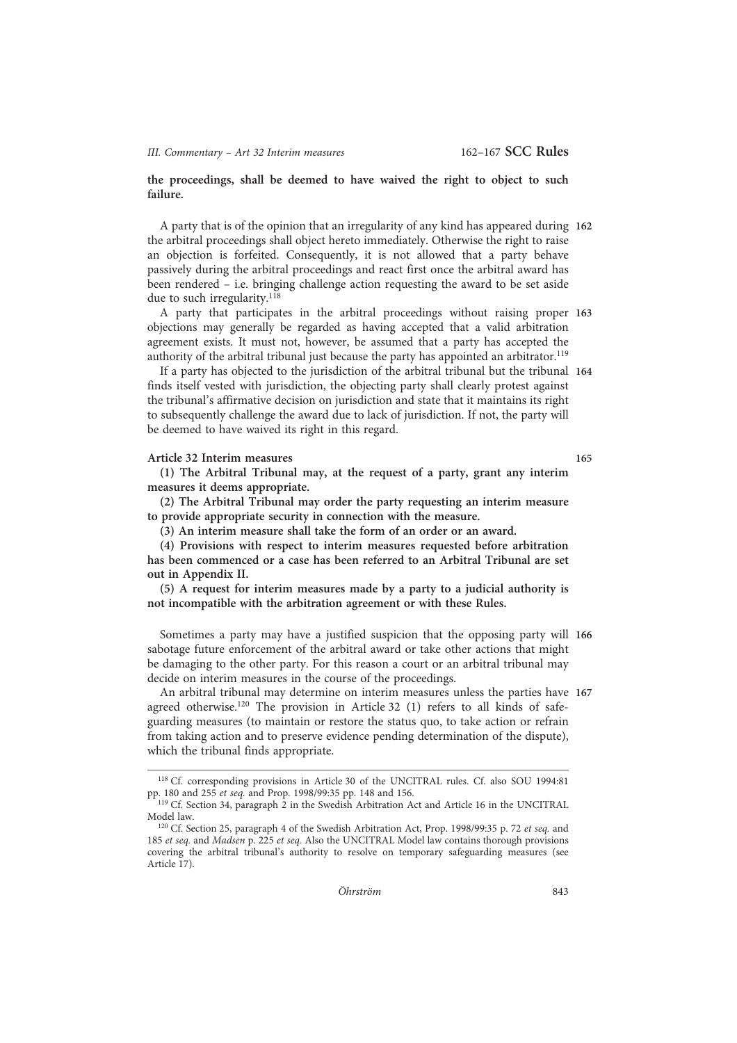**the proceedings, shall be deemed to have waived the right to object to such failure.**

162 A party that is of the opinion that an irregularity of any kind has appeared during the arbitral proceedings shall object hereto immediately. Otherwise the right to raise an objection is forfeited. Consequently, it is not allowed that a party behave passively during the arbitral proceedings and react first once the arbitral award has been rendered – i.e. bringing challenge action requesting the award to be set aside due to such irregularity.[118]

163 A party that participates in the arbitral proceedings without raising proper objections may generally be regarded as having accepted that a valid arbitration agreement exists. It must not, however, be assumed that a party has accepted the authority of the arbitral tribunal just because the party has appointed an arbitrator.[119]

164 If a party has objected to the jurisdiction of the arbitral tribunal but the tribunal finds itself vested with jurisdiction, the objecting party shall clearly protest against the tribunal's affirmative decision on jurisdiction and state that it maintains its right to subsequently challenge the award due to lack of jurisdiction. If not, the party will be deemed to have waived its right in this regard.

165 **Article 32 Interim measures**

**(1) The Arbitral Tribunal may, at the request of a party, grant any interim measures it deems appropriate.**

**(2) The Arbitral Tribunal may order the party requesting an interim measure to provide appropriate security in connection with the measure.**

**(3) An interim measure shall take the form of an order or an award.**

**(4) Provisions with respect to interim measures requested before arbitration has been commenced or a case has been referred to an Arbitral Tribunal are set out in Appendix II.**

**(5) A request for interim measures made by a party to a judicial authority is not incompatible with the arbitration agreement or with these Rules.**

166 Sometimes a party may have a justified suspicion that the opposing party will sabotage future enforcement of the arbitral award or take other actions that might be damaging to the other party. For this reason a court or an arbitral tribunal may decide on interim measures in the course of the proceedings.

167 An arbitral tribunal may determine on interim measures unless the parties have agreed otherwise.[120] The provision in Article 32 (1) refers to all kinds of safeguarding measures (to maintain or restore the status quo, to take action or refrain from taking action and to preserve evidence pending determination of the dispute), which the tribunal finds appropriate.

---

[118] Cf. corresponding provisions in Article 30 of the UNCITRAL rules. Cf. also SOU 1994:81 pp. 180 and 255 *et seq.* and Prop. 1998/99:35 pp. 148 and 156.

[119] Cf. Section 34, paragraph 2 in the Swedish Arbitration Act and Article 16 in the UNCITRAL Model law.

[120] Cf. Section 25, paragraph 4 of the Swedish Arbitration Act, Prop. 1998/99:35 p. 72 *et seq.* and 185 *et seq.* and *Madsen* p. 225 *et seq.* Also the UNCITRAL Model law contains thorough provisions covering the arbitral tribunal's authority to resolve on temporary safeguarding measures (see Article 17).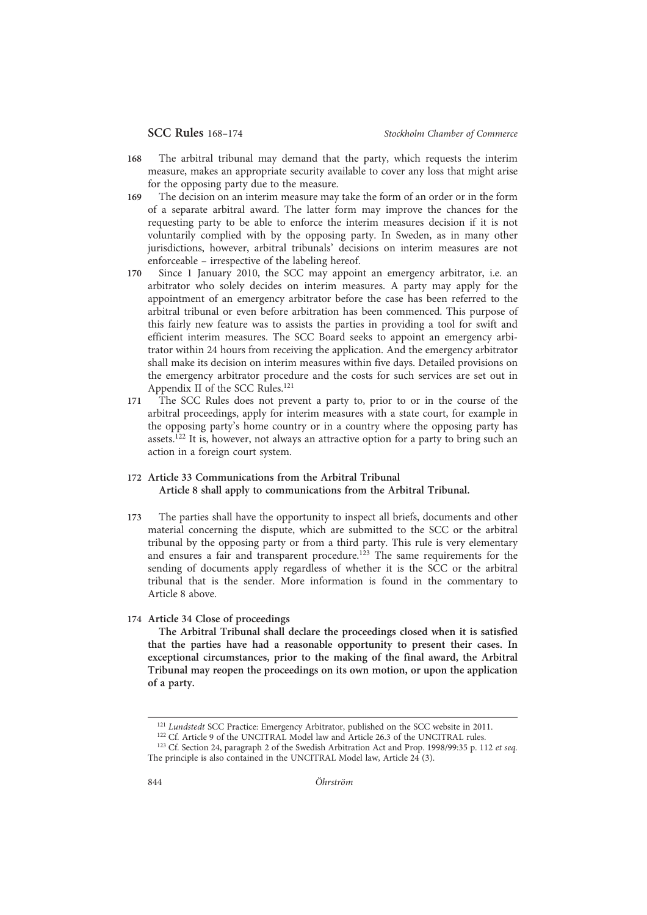168 The arbitral tribunal may demand that the party, which requests the interim measure, makes an appropriate security available to cover any loss that might arise for the opposing party due to the measure.

169 The decision on an interim measure may take the form of an order or in the form of a separate arbitral award. The latter form may improve the chances for the requesting party to be able to enforce the interim measures decision if it is not voluntarily complied with by the opposing party. In Sweden, as in many other jurisdictions, however, arbitral tribunals' decisions on interim measures are not enforceable – irrespective of the labeling hereof.

170 Since 1 January 2010, the SCC may appoint an emergency arbitrator, i.e. an arbitrator who solely decides on interim measures. A party may apply for the appointment of an emergency arbitrator before the case has been referred to the arbitral tribunal or even before arbitration has been commenced. This purpose of this fairly new feature was to assists the parties in providing a tool for swift and efficient interim measures. The SCC Board seeks to appoint an emergency arbitrator within 24 hours from receiving the application. And the emergency arbitrator shall make its decision on interim measures within five days. Detailed provisions on the emergency arbitrator procedure and the costs for such services are set out in Appendix II of the SCC Rules.[121]

171 The SCC Rules does not prevent a party to, prior to or in the course of the arbitral proceedings, apply for interim measures with a state court, for example in the opposing party's home country or in a country where the opposing party has assets.[122] It is, however, not always an attractive option for a party to bring such an action in a foreign court system.

172 **Article 33 Communications from the Arbitral Tribunal**
**Article 8 shall apply to communications from the Arbitral Tribunal.**

173 The parties shall have the opportunity to inspect all briefs, documents and other material concerning the dispute, which are submitted to the SCC or the arbitral tribunal by the opposing party or from a third party. This rule is very elementary and ensures a fair and transparent procedure.[123] The same requirements for the sending of documents apply regardless of whether it is the SCC or the arbitral tribunal that is the sender. More information is found in the commentary to Article 8 above.

174 **Article 34 Close of proceedings**
**The Arbitral Tribunal shall declare the proceedings closed when it is satisfied that the parties have had a reasonable opportunity to present their cases. In exceptional circumstances, prior to the making of the final award, the Arbitral Tribunal may reopen the proceedings on its own motion, or upon the application of a party.**

---

[121] *Lundstedt* SCC Practice: Emergency Arbitrator, published on the SCC website in 2011.

[122] Cf. Article 9 of the UNCITRAL Model law and Article 26.3 of the UNCITRAL rules.

[123] Cf. Section 24, paragraph 2 of the Swedish Arbitration Act and Prop. 1998/99:35 p. 112 *et seq.* The principle is also contained in the UNCITRAL Model law, Article 24 (3).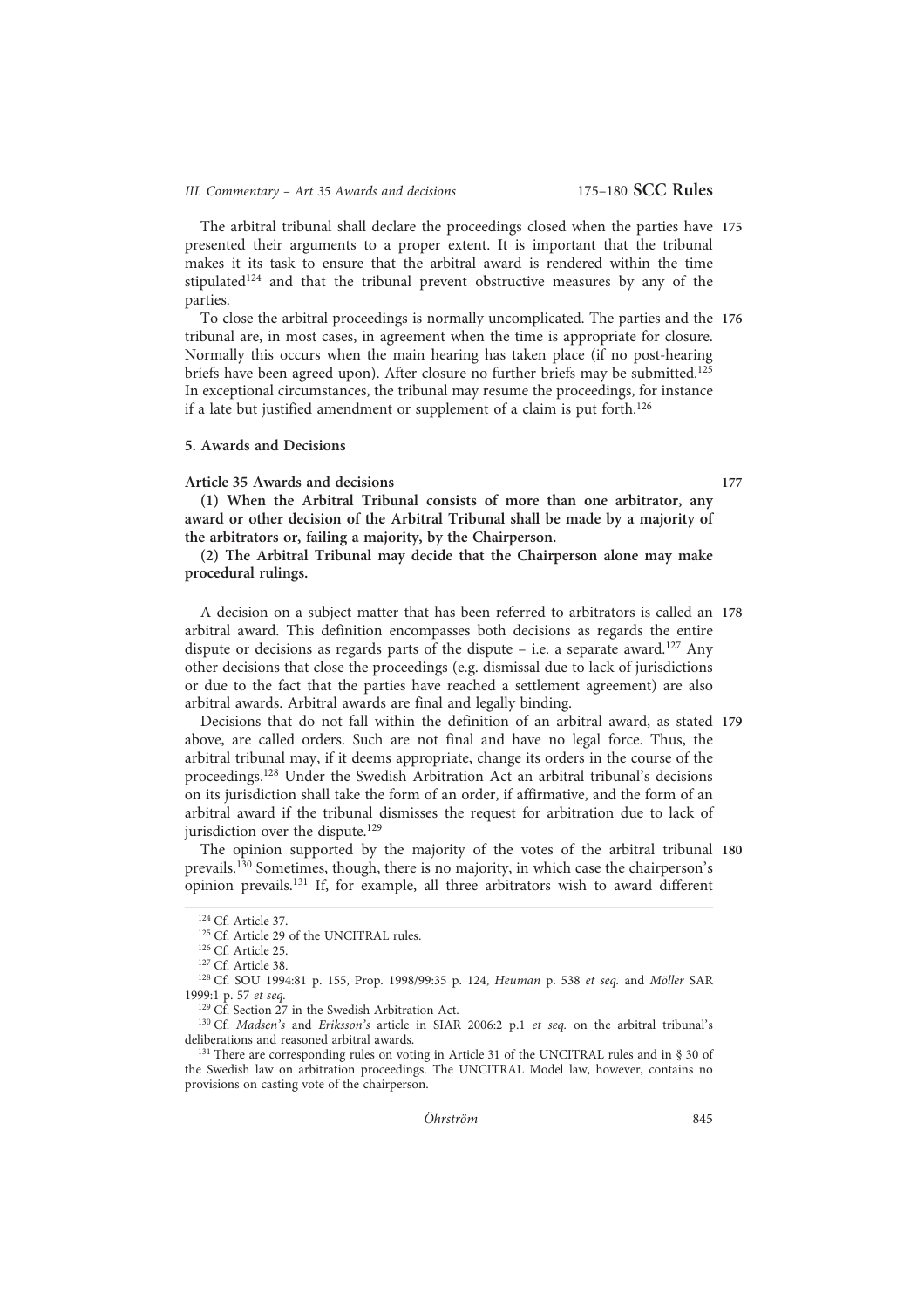175 The arbitral tribunal shall declare the proceedings closed when the parties have presented their arguments to a proper extent. It is important that the tribunal makes it its task to ensure that the arbitral award is rendered within the time stipulated[124] and that the tribunal prevent obstructive measures by any of the parties.

176 To close the arbitral proceedings is normally uncomplicated. The parties and the tribunal are, in most cases, in agreement when the time is appropriate for closure. Normally this occurs when the main hearing has taken place (if no post-hearing briefs have been agreed upon). After closure no further briefs may be submitted.[125] In exceptional circumstances, the tribunal may resume the proceedings, for instance if a late but justified amendment or supplement of a claim is put forth.[126]

### 5. Awards and Decisions

177 **Article 35 Awards and decisions**

**(1) When the Arbitral Tribunal consists of more than one arbitrator, any award or other decision of the Arbitral Tribunal shall be made by a majority of the arbitrators or, failing a majority, by the Chairperson.**

**(2) The Arbitral Tribunal may decide that the Chairperson alone may make procedural rulings.**

178 A decision on a subject matter that has been referred to arbitrators is called an arbitral award. This definition encompasses both decisions as regards the entire dispute or decisions as regards parts of the dispute – i.e. a separate award.[127] Any other decisions that close the proceedings (e.g. dismissal due to lack of jurisdictions or due to the fact that the parties have reached a settlement agreement) are also arbitral awards. Arbitral awards are final and legally binding.

179 Decisions that do not fall within the definition of an arbitral award, as stated above, are called orders. Such are not final and have no legal force. Thus, the arbitral tribunal may, if it deems appropriate, change its orders in the course of the proceedings.[128] Under the Swedish Arbitration Act an arbitral tribunal's decisions on its jurisdiction shall take the form of an order, if affirmative, and the form of an arbitral award if the tribunal dismisses the request for arbitration due to lack of jurisdiction over the dispute.[129]

180 The opinion supported by the majority of the votes of the arbitral tribunal prevails.[130] Sometimes, though, there is no majority, in which case the chairperson's opinion prevails.[131] If, for example, all three arbitrators wish to award different

---

[124] Cf. Article 37.

[125] Cf. Article 29 of the UNCITRAL rules.

[126] Cf. Article 25.

[127] Cf. Article 38.

[128] Cf. SOU 1994:81 p. 155, Prop. 1998/99:35 p. 124, *Heuman* p. 538 *et seq.* and *Möller* SAR 1999:1 p. 57 *et seq.*

[129] Cf. Section 27 in the Swedish Arbitration Act.

[130] Cf. *Madsen's* and *Eriksson's* article in SIAR 2006:2 p.1 *et seq.* on the arbitral tribunal's deliberations and reasoned arbitral awards.

[131] There are corresponding rules on voting in Article 31 of the UNCITRAL rules and in § 30 of the Swedish law on arbitration proceedings. The UNCITRAL Model law, however, contains no provisions on casting vote of the chairperson.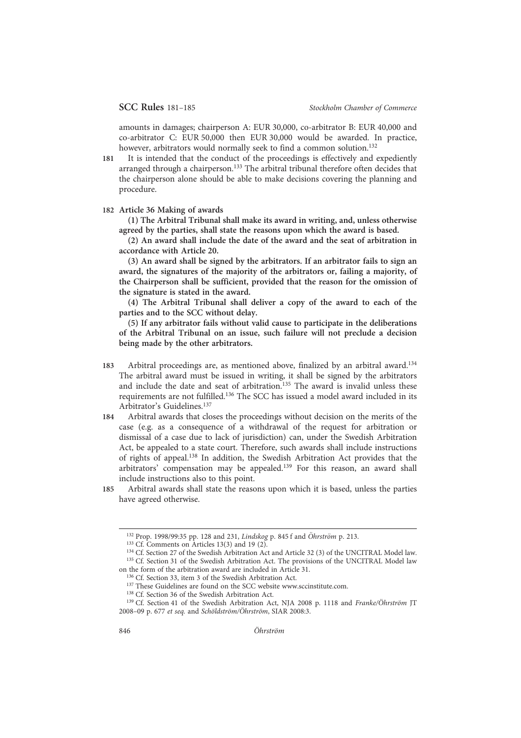amounts in damages; chairperson A: EUR 30,000, co-arbitrator B: EUR 40,000 and co-arbitrator C: EUR 50,000 then EUR 30,000 would be awarded. In practice, however, arbitrators would normally seek to find a common solution.[132]

181 It is intended that the conduct of the proceedings is effectively and expediently arranged through a chairperson.[133] The arbitral tribunal therefore often decides that the chairperson alone should be able to make decisions covering the planning and procedure.

182 **Article 36 Making of awards**

**(1) The Arbitral Tribunal shall make its award in writing, and, unless otherwise agreed by the parties, shall state the reasons upon which the award is based.**

**(2) An award shall include the date of the award and the seat of arbitration in accordance with Article 20.**

**(3) An award shall be signed by the arbitrators. If an arbitrator fails to sign an award, the signatures of the majority of the arbitrators or, failing a majority, of the Chairperson shall be sufficient, provided that the reason for the omission of the signature is stated in the award.**

**(4) The Arbitral Tribunal shall deliver a copy of the award to each of the parties and to the SCC without delay.**

**(5) If any arbitrator fails without valid cause to participate in the deliberations of the Arbitral Tribunal on an issue, such failure will not preclude a decision being made by the other arbitrators.**

183 Arbitral proceedings are, as mentioned above, finalized by an arbitral award.[134] The arbitral award must be issued in writing, it shall be signed by the arbitrators and include the date and seat of arbitration.[135] The award is invalid unless these requirements are not fulfilled.[136] The SCC has issued a model award included in its Arbitrator's Guidelines.[137]

184 Arbitral awards that closes the proceedings without decision on the merits of the case (e.g. as a consequence of a withdrawal of the request for arbitration or dismissal of a case due to lack of jurisdiction) can, under the Swedish Arbitration Act, be appealed to a state court. Therefore, such awards shall include instructions of rights of appeal.[138] In addition, the Swedish Arbitration Act provides that the arbitrators' compensation may be appealed.[139] For this reason, an award shall include instructions also to this point.

185 Arbitral awards shall state the reasons upon which it is based, unless the parties have agreed otherwise.

---

[132] Prop. 1998/99:35 pp. 128 and 231, *Lindskog* p. 845 f and *Öhrström* p. 213.

[133] Cf. Comments on Articles 13(3) and 19 (2).

[134] Cf. Section 27 of the Swedish Arbitration Act and Article 32 (3) of the UNCITRAL Model law.

[135] Cf. Section 31 of the Swedish Arbitration Act. The provisions of the UNCITRAL Model law on the form of the arbitration award are included in Article 31.

[136] Cf. Section 33, item 3 of the Swedish Arbitration Act.

[137] These Guidelines are found on the SCC website www.sccinstitute.com.

[138] Cf. Section 36 of the Swedish Arbitration Act.

[139] Cf. Section 41 of the Swedish Arbitration Act, NJA 2008 p. 1118 and *Franke/Öhrström* JT 2008–09 p. 677 *et seq.* and *Schöldström/Öhrström*, SIAR 2008:3.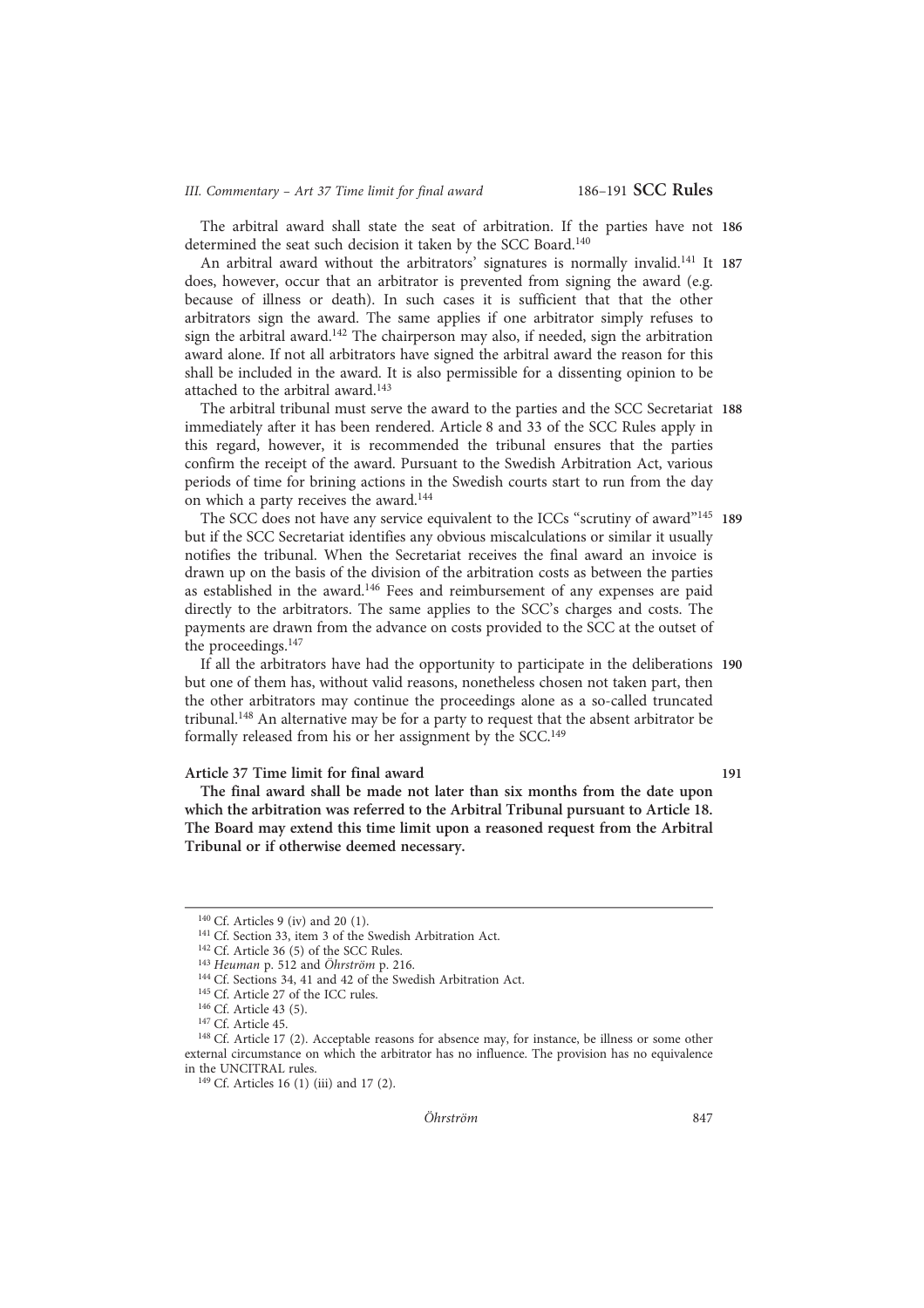The arbitral award shall state the seat of arbitration. If the parties have not **186** determined the seat such decision it taken by the SCC Board.[140]

An arbitral award without the arbitrators' signatures is normally invalid.[141] It **187** does, however, occur that an arbitrator is prevented from signing the award (e.g. because of illness or death). In such cases it is sufficient that that the other arbitrators sign the award. The same applies if one arbitrator simply refuses to sign the arbitral award.[142] The chairperson may also, if needed, sign the arbitration award alone. If not all arbitrators have signed the arbitral award the reason for this shall be included in the award. It is also permissible for a dissenting opinion to be attached to the arbitral award.[143]

The arbitral tribunal must serve the award to the parties and the SCC Secretariat **188** immediately after it has been rendered. Article 8 and 33 of the SCC Rules apply in this regard, however, it is recommended the tribunal ensures that the parties confirm the receipt of the award. Pursuant to the Swedish Arbitration Act, various periods of time for brining actions in the Swedish courts start to run from the day on which a party receives the award.[144]

The SCC does not have any service equivalent to the ICCs "scrutiny of award"[145] **189** but if the SCC Secretariat identifies any obvious miscalculations or similar it usually notifies the tribunal. When the Secretariat receives the final award an invoice is drawn up on the basis of the division of the arbitration costs as between the parties as established in the award.[146] Fees and reimbursement of any expenses are paid directly to the arbitrators. The same applies to the SCC's charges and costs. The payments are drawn from the advance on costs provided to the SCC at the outset of the proceedings.[147]

If all the arbitrators have had the opportunity to participate in the deliberations **190** but one of them has, without valid reasons, nonetheless chosen not taken part, then the other arbitrators may continue the proceedings alone as a so-called truncated tribunal.[148] An alternative may be for a party to request that the absent arbitrator be formally released from his or her assignment by the SCC.[149]

**Article 37 Time limit for final award** **191**

**The final award shall be made not later than six months from the date upon which the arbitration was referred to the Arbitral Tribunal pursuant to Article 18. The Board may extend this time limit upon a reasoned request from the Arbitral Tribunal or if otherwise deemed necessary.**

---

[140] Cf. Articles 9 (iv) and 20 (1).

[141] Cf. Section 33, item 3 of the Swedish Arbitration Act.

[142] Cf. Article 36 (5) of the SCC Rules.

[143] *Heuman* p. 512 and *Öhrström* p. 216.

[144] Cf. Sections 34, 41 and 42 of the Swedish Arbitration Act.

[145] Cf. Article 27 of the ICC rules.

[146] Cf. Article 43 (5).

[147] Cf. Article 45.

[148] Cf. Article 17 (2). Acceptable reasons for absence may, for instance, be illness or some other external circumstance on which the arbitrator has no influence. The provision has no equivalence in the UNCITRAL rules.

[149] Cf. Articles 16 (1) (iii) and 17 (2).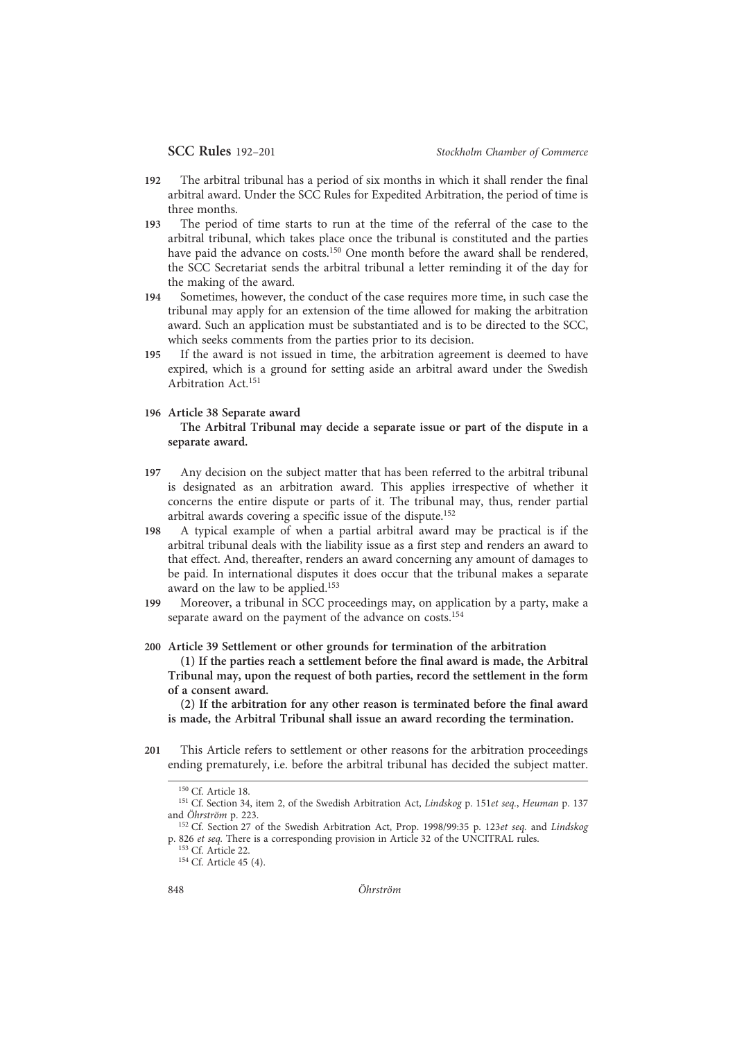192 The arbitral tribunal has a period of six months in which it shall render the final arbitral award. Under the SCC Rules for Expedited Arbitration, the period of time is three months.

193 The period of time starts to run at the time of the referral of the case to the arbitral tribunal, which takes place once the tribunal is constituted and the parties have paid the advance on costs.[150] One month before the award shall be rendered, the SCC Secretariat sends the arbitral tribunal a letter reminding it of the day for the making of the award.

194 Sometimes, however, the conduct of the case requires more time, in such case the tribunal may apply for an extension of the time allowed for making the arbitration award. Such an application must be substantiated and is to be directed to the SCC, which seeks comments from the parties prior to its decision.

195 If the award is not issued in time, the arbitration agreement is deemed to have expired, which is a ground for setting aside an arbitral award under the Swedish Arbitration Act.[151]

196 **Article 38 Separate award**

**The Arbitral Tribunal may decide a separate issue or part of the dispute in a separate award.**

197 Any decision on the subject matter that has been referred to the arbitral tribunal is designated as an arbitration award. This applies irrespective of whether it concerns the entire dispute or parts of it. The tribunal may, thus, render partial arbitral awards covering a specific issue of the dispute.[152]

198 A typical example of when a partial arbitral award may be practical is if the arbitral tribunal deals with the liability issue as a first step and renders an award to that effect. And, thereafter, renders an award concerning any amount of damages to be paid. In international disputes it does occur that the tribunal makes a separate award on the law to be applied.[153]

199 Moreover, a tribunal in SCC proceedings may, on application by a party, make a separate award on the payment of the advance on costs.[154]

200 **Article 39 Settlement or other grounds for termination of the arbitration**

**(1) If the parties reach a settlement before the final award is made, the Arbitral Tribunal may, upon the request of both parties, record the settlement in the form of a consent award.**

**(2) If the arbitration for any other reason is terminated before the final award is made, the Arbitral Tribunal shall issue an award recording the termination.**

201 This Article refers to settlement or other reasons for the arbitration proceedings ending prematurely, i.e. before the arbitral tribunal has decided the subject matter.

---

[150] Cf. Article 18.

[151] Cf. Section 34, item 2, of the Swedish Arbitration Act, *Lindskog* p. 151*et seq.*, *Heuman* p. 137 and *Öhrström* p. 223.

[152] Cf. Section 27 of the Swedish Arbitration Act, Prop. 1998/99:35 p. 123*et seq.* and *Lindskog* p. 826 *et seq.* There is a corresponding provision in Article 32 of the UNCITRAL rules.

[153] Cf. Article 22.

[154] Cf. Article 45 (4).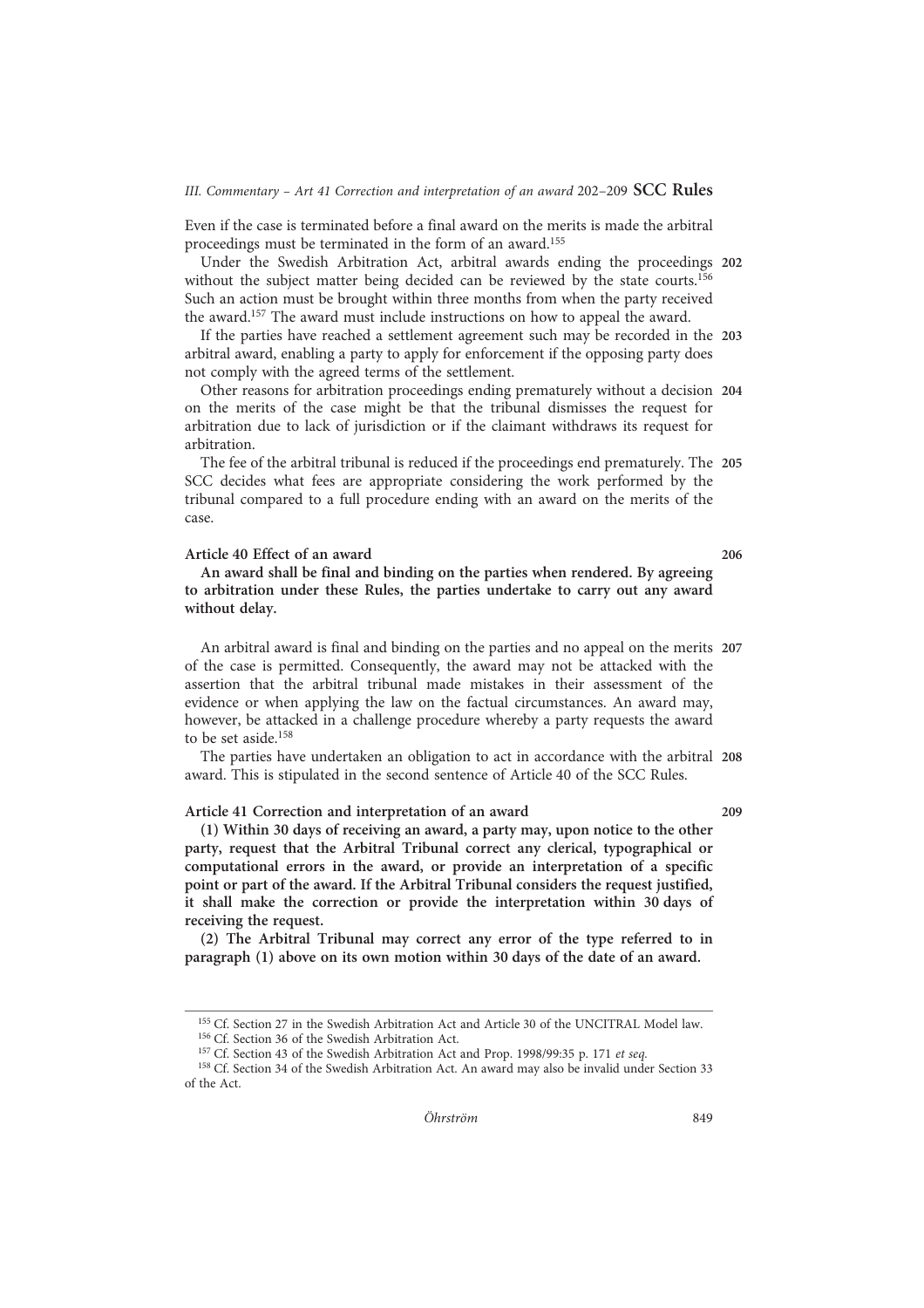Even if the case is terminated before a final award on the merits is made the arbitral proceedings must be terminated in the form of an award.[155]

202 Under the Swedish Arbitration Act, arbitral awards ending the proceedings without the subject matter being decided can be reviewed by the state courts.[156] Such an action must be brought within three months from when the party received the award.[157] The award must include instructions on how to appeal the award.

203 If the parties have reached a settlement agreement such may be recorded in the arbitral award, enabling a party to apply for enforcement if the opposing party does not comply with the agreed terms of the settlement.

204 Other reasons for arbitration proceedings ending prematurely without a decision on the merits of the case might be that the tribunal dismisses the request for arbitration due to lack of jurisdiction or if the claimant withdraws its request for arbitration.

205 The fee of the arbitral tribunal is reduced if the proceedings end prematurely. The SCC decides what fees are appropriate considering the work performed by the tribunal compared to a full procedure ending with an award on the merits of the case.

### Article 40 Effect of an award

206

**An award shall be final and binding on the parties when rendered. By agreeing to arbitration under these Rules, the parties undertake to carry out any award without delay.**

207 An arbitral award is final and binding on the parties and no appeal on the merits of the case is permitted. Consequently, the award may not be attacked with the assertion that the arbitral tribunal made mistakes in their assessment of the evidence or when applying the law on the factual circumstances. An award may, however, be attacked in a challenge procedure whereby a party requests the award to be set aside.[158]

208 The parties have undertaken an obligation to act in accordance with the arbitral award. This is stipulated in the second sentence of Article 40 of the SCC Rules.

### Article 41 Correction and interpretation of an award

209

**(1) Within 30 days of receiving an award, a party may, upon notice to the other party, request that the Arbitral Tribunal correct any clerical, typographical or computational errors in the award, or provide an interpretation of a specific point or part of the award. If the Arbitral Tribunal considers the request justified, it shall make the correction or provide the interpretation within 30 days of receiving the request.**

**(2) The Arbitral Tribunal may correct any error of the type referred to in paragraph (1) above on its own motion within 30 days of the date of an award.**

---

[155] Cf. Section 27 in the Swedish Arbitration Act and Article 30 of the UNCITRAL Model law.

[156] Cf. Section 36 of the Swedish Arbitration Act.

[157] Cf. Section 43 of the Swedish Arbitration Act and Prop. 1998/99:35 p. 171 *et seq.*

[158] Cf. Section 34 of the Swedish Arbitration Act. An award may also be invalid under Section 33 of the Act.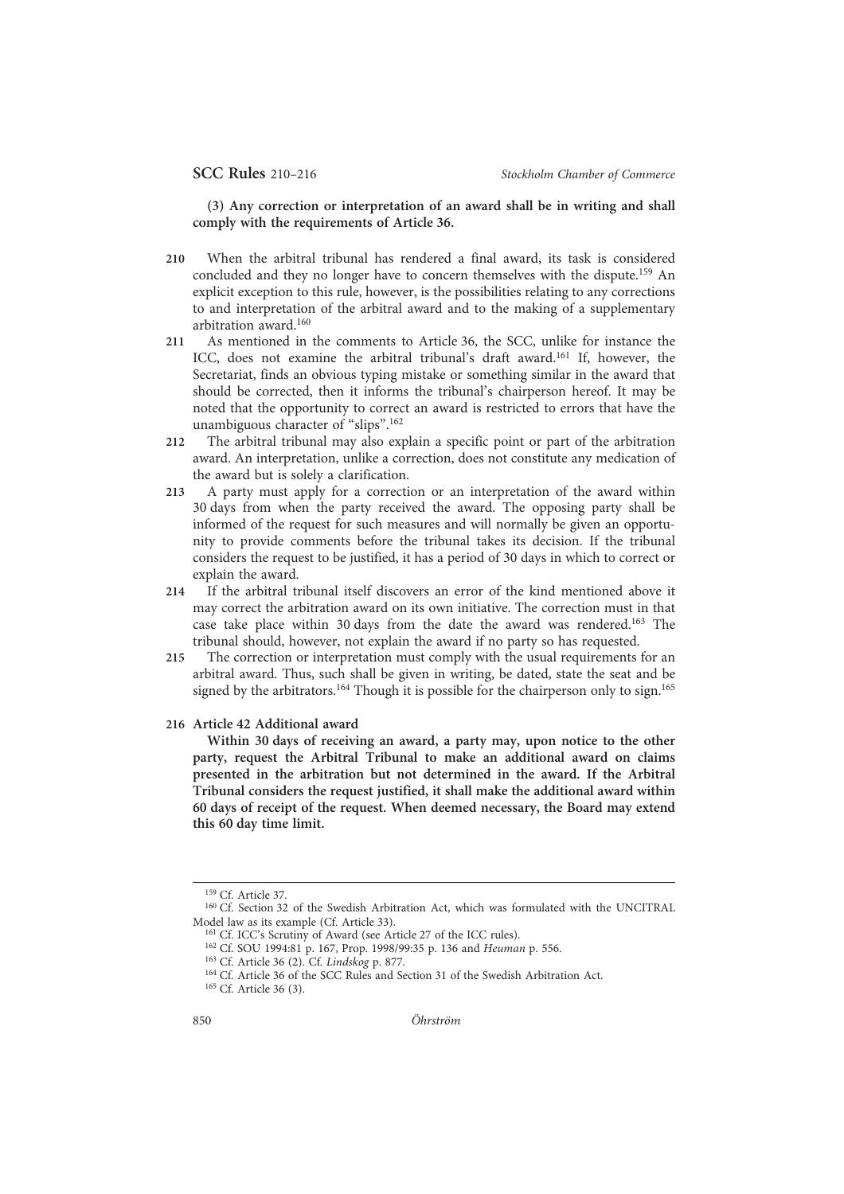**(3) Any correction or interpretation of an award shall be in writing and shall comply with the requirements of Article 36.**

210 When the arbitral tribunal has rendered a final award, its task is considered concluded and they no longer have to concern themselves with the dispute.[159] An explicit exception to this rule, however, is the possibilities relating to any corrections to and interpretation of the arbitral award and to the making of a supplementary arbitration award.[160]

211 As mentioned in the comments to Article 36, the SCC, unlike for instance the ICC, does not examine the arbitral tribunal's draft award.[161] If, however, the Secretariat, finds an obvious typing mistake or something similar in the award that should be corrected, then it informs the tribunal's chairperson hereof. It may be noted that the opportunity to correct an award is restricted to errors that have the unambiguous character of "slips".[162]

212 The arbitral tribunal may also explain a specific point or part of the arbitration award. An interpretation, unlike a correction, does not constitute any medication of the award but is solely a clarification.

213 A party must apply for a correction or an interpretation of the award within 30 days from when the party received the award. The opposing party shall be informed of the request for such measures and will normally be given an opportunity to provide comments before the tribunal takes its decision. If the tribunal considers the request to be justified, it has a period of 30 days in which to correct or explain the award.

214 If the arbitral tribunal itself discovers an error of the kind mentioned above it may correct the arbitration award on its own initiative. The correction must in that case take place within 30 days from the date the award was rendered.[163] The tribunal should, however, not explain the award if no party so has requested.

215 The correction or interpretation must comply with the usual requirements for an arbitral award. Thus, such shall be given in writing, be dated, state the seat and be signed by the arbitrators.[164] Though it is possible for the chairperson only to sign.[165]

216 **Article 42 Additional award**

**Within 30 days of receiving an award, a party may, upon notice to the other party, request the Arbitral Tribunal to make an additional award on claims presented in the arbitration but not determined in the award. If the Arbitral Tribunal considers the request justified, it shall make the additional award within 60 days of receipt of the request. When deemed necessary, the Board may extend this 60 day time limit.**

---

[159] Cf. Article 37.

[160] Cf. Section 32 of the Swedish Arbitration Act, which was formulated with the UNCITRAL Model law as its example (Cf. Article 33).

[161] Cf. ICC's Scrutiny of Award (see Article 27 of the ICC rules).

[162] Cf. SOU 1994:81 p. 167, Prop. 1998/99:35 p. 136 and *Heuman* p. 556.

[163] Cf. Article 36 (2). Cf. *Lindskog* p. 877.

[164] Cf. Article 36 of the SCC Rules and Section 31 of the Swedish Arbitration Act.

[165] Cf. Article 36 (3).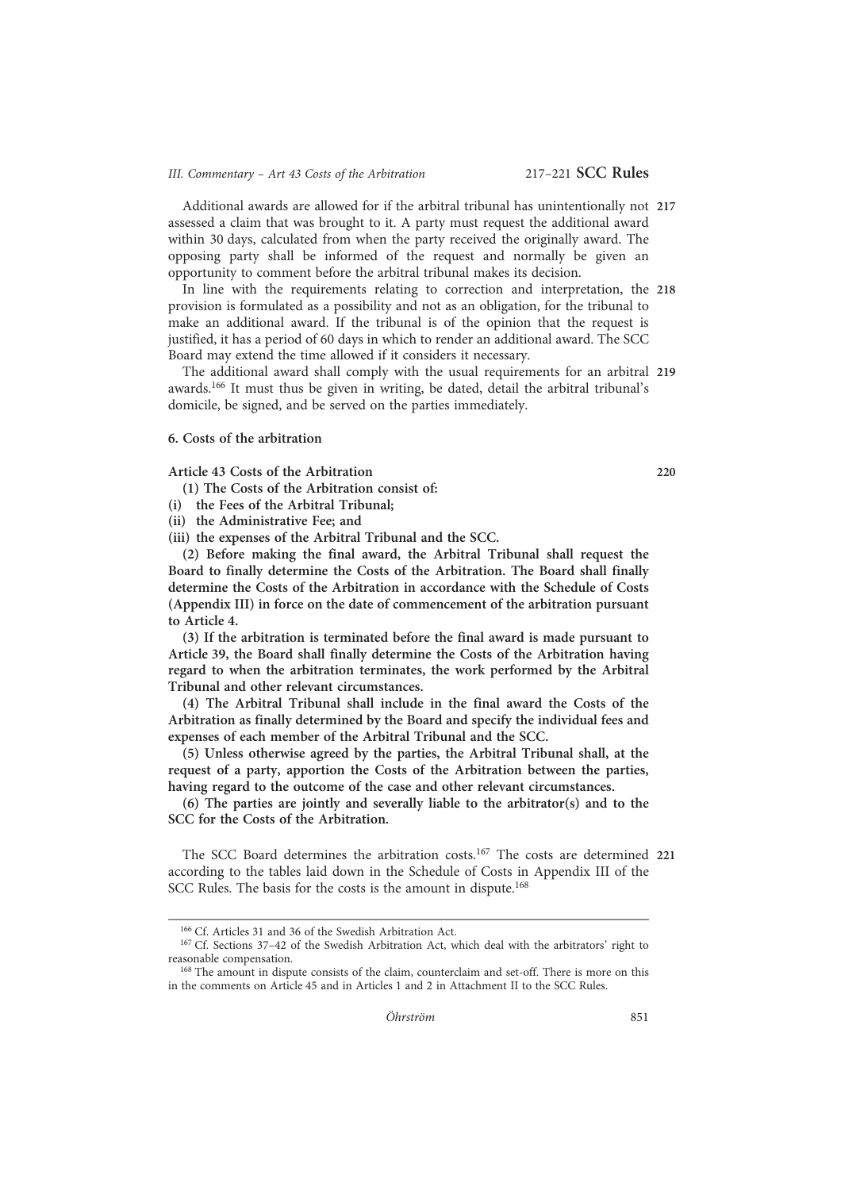217 Additional awards are allowed for if the arbitral tribunal has unintentionally not assessed a claim that was brought to it. A party must request the additional award within 30 days, calculated from when the party received the originally award. The opposing party shall be informed of the request and normally be given an opportunity to comment before the arbitral tribunal makes its decision.

218 In line with the requirements relating to correction and interpretation, the provision is formulated as a possibility and not as an obligation, for the tribunal to make an additional award. If the tribunal is of the opinion that the request is justified, it has a period of 60 days in which to render an additional award. The SCC Board may extend the time allowed if it considers it necessary.

219 The additional award shall comply with the usual requirements for an arbitral awards.[166] It must thus be given in writing, be dated, detail the arbitral tribunal's domicile, be signed, and be served on the parties immediately.

### 6. Costs of the arbitration

220 **Article 43 Costs of the Arbitration**

**(1) The Costs of the Arbitration consist of:**

**(i) the Fees of the Arbitral Tribunal;**

**(ii) the Administrative Fee; and**

**(iii) the expenses of the Arbitral Tribunal and the SCC.**

**(2) Before making the final award, the Arbitral Tribunal shall request the Board to finally determine the Costs of the Arbitration. The Board shall finally determine the Costs of the Arbitration in accordance with the Schedule of Costs (Appendix III) in force on the date of commencement of the arbitration pursuant to Article 4.**

**(3) If the arbitration is terminated before the final award is made pursuant to Article 39, the Board shall finally determine the Costs of the Arbitration having regard to when the arbitration terminates, the work performed by the Arbitral Tribunal and other relevant circumstances.**

**(4) The Arbitral Tribunal shall include in the final award the Costs of the Arbitration as finally determined by the Board and specify the individual fees and expenses of each member of the Arbitral Tribunal and the SCC.**

**(5) Unless otherwise agreed by the parties, the Arbitral Tribunal shall, at the request of a party, apportion the Costs of the Arbitration between the parties, having regard to the outcome of the case and other relevant circumstances.**

**(6) The parties are jointly and severally liable to the arbitrator(s) and to the SCC for the Costs of the Arbitration.**

221 The SCC Board determines the arbitration costs.[167] The costs are determined according to the tables laid down in the Schedule of Costs in Appendix III of the SCC Rules. The basis for the costs is the amount in dispute.[168]

---

[166] Cf. Articles 31 and 36 of the Swedish Arbitration Act.

[167] Cf. Sections 37–42 of the Swedish Arbitration Act, which deal with the arbitrators' right to reasonable compensation.

[168] The amount in dispute consists of the claim, counterclaim and set-off. There is more on this in the comments on Article 45 and in Articles 1 and 2 in Attachment II to the SCC Rules.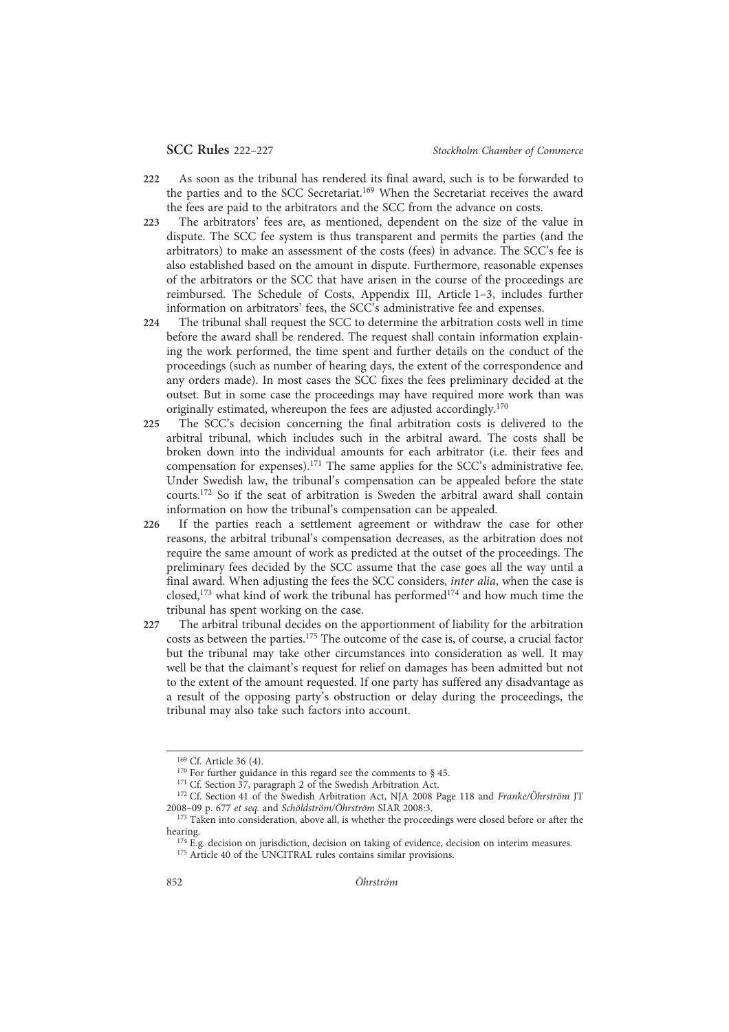222 As soon as the tribunal has rendered its final award, such is to be forwarded to the parties and to the SCC Secretariat.[169] When the Secretariat receives the award the fees are paid to the arbitrators and the SCC from the advance on costs.

223 The arbitrators' fees are, as mentioned, dependent on the size of the value in dispute. The SCC fee system is thus transparent and permits the parties (and the arbitrators) to make an assessment of the costs (fees) in advance. The SCC's fee is also established based on the amount in dispute. Furthermore, reasonable expenses of the arbitrators or the SCC that have arisen in the course of the proceedings are reimbursed. The Schedule of Costs, Appendix III, Article 1–3, includes further information on arbitrators' fees, the SCC's administrative fee and expenses.

224 The tribunal shall request the SCC to determine the arbitration costs well in time before the award shall be rendered. The request shall contain information explaining the work performed, the time spent and further details on the conduct of the proceedings (such as number of hearing days, the extent of the correspondence and any orders made). In most cases the SCC fixes the fees preliminary decided at the outset. But in some case the proceedings may have required more work than was originally estimated, whereupon the fees are adjusted accordingly.[170]

225 The SCC's decision concerning the final arbitration costs is delivered to the arbitral tribunal, which includes such in the arbitral award. The costs shall be broken down into the individual amounts for each arbitrator (i.e. their fees and compensation for expenses).[171] The same applies for the SCC's administrative fee. Under Swedish law, the tribunal's compensation can be appealed before the state courts.[172] So if the seat of arbitration is Sweden the arbitral award shall contain information on how the tribunal's compensation can be appealed.

226 If the parties reach a settlement agreement or withdraw the case for other reasons, the arbitral tribunal's compensation decreases, as the arbitration does not require the same amount of work as predicted at the outset of the proceedings. The preliminary fees decided by the SCC assume that the case goes all the way until a final award. When adjusting the fees the SCC considers, *inter alia*, when the case is closed,[173] what kind of work the tribunal has performed[174] and how much time the tribunal has spent working on the case.

227 The arbitral tribunal decides on the apportionment of liability for the arbitration costs as between the parties.[175] The outcome of the case is, of course, a crucial factor but the tribunal may take other circumstances into consideration as well. It may well be that the claimant's request for relief on damages has been admitted but not to the extent of the amount requested. If one party has suffered any disadvantage as a result of the opposing party's obstruction or delay during the proceedings, the tribunal may also take such factors into account.

---

[169] Cf. Article 36 (4).

[170] For further guidance in this regard see the comments to § 45.

[171] Cf. Section 37, paragraph 2 of the Swedish Arbitration Act.

[172] Cf. Section 41 of the Swedish Arbitration Act, NJA 2008 Page 118 and *Franke/Öhrström* JT 2008–09 p. 677 *et seq.* and *Schöldström/Öhrström* SIAR 2008:3.

[173] Taken into consideration, above all, is whether the proceedings were closed before or after the hearing.

[174] E.g. decision on jurisdiction, decision on taking of evidence, decision on interim measures.

[175] Article 40 of the UNCITRAL rules contains similar provisions.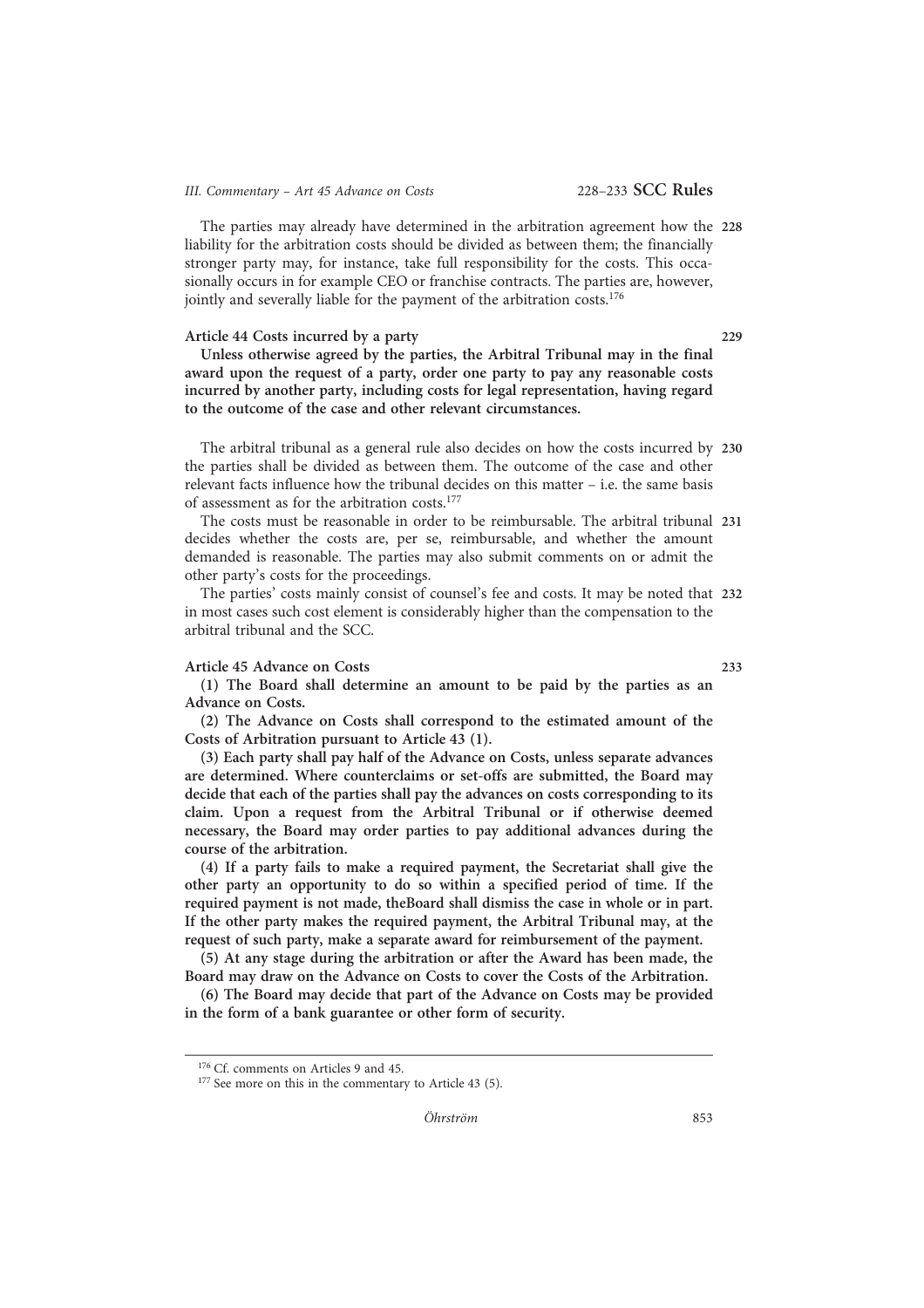**228** The parties may already have determined in the arbitration agreement how the liability for the arbitration costs should be divided as between them; the financially stronger party may, for instance, take full responsibility for the costs. This occasionally occurs in for example CEO or franchise contracts. The parties are, however, jointly and severally liable for the payment of the arbitration costs.[176]

**229**

**Article 44 Costs incurred by a party**

**Unless otherwise agreed by the parties, the Arbitral Tribunal may in the final award upon the request of a party, order one party to pay any reasonable costs incurred by another party, including costs for legal representation, having regard to the outcome of the case and other relevant circumstances.**

**230** The arbitral tribunal as a general rule also decides on how the costs incurred by the parties shall be divided as between them. The outcome of the case and other relevant facts influence how the tribunal decides on this matter – i.e. the same basis of assessment as for the arbitration costs.[177]

**231** The costs must be reasonable in order to be reimbursable. The arbitral tribunal decides whether the costs are, per se, reimbursable, and whether the amount demanded is reasonable. The parties may also submit comments on or admit the other party's costs for the proceedings.

**232** The parties' costs mainly consist of counsel's fee and costs. It may be noted that in most cases such cost element is considerably higher than the compensation to the arbitral tribunal and the SCC.

**233**

**Article 45 Advance on Costs**

**(1) The Board shall determine an amount to be paid by the parties as an Advance on Costs.**

**(2) The Advance on Costs shall correspond to the estimated amount of the Costs of Arbitration pursuant to Article 43 (1).**

**(3) Each party shall pay half of the Advance on Costs, unless separate advances are determined. Where counterclaims or set-offs are submitted, the Board may decide that each of the parties shall pay the advances on costs corresponding to its claim. Upon a request from the Arbitral Tribunal or if otherwise deemed necessary, the Board may order parties to pay additional advances during the course of the arbitration.**

**(4) If a party fails to make a required payment, the Secretariat shall give the other party an opportunity to do so within a specified period of time. If the required payment is not made, theBoard shall dismiss the case in whole or in part. If the other party makes the required payment, the Arbitral Tribunal may, at the request of such party, make a separate award for reimbursement of the payment.**

**(5) At any stage during the arbitration or after the Award has been made, the Board may draw on the Advance on Costs to cover the Costs of the Arbitration.**

**(6) The Board may decide that part of the Advance on Costs may be provided in the form of a bank guarantee or other form of security.**

---

[176] Cf. comments on Articles 9 and 45.

[177] See more on this in the commentary to Article 43 (5).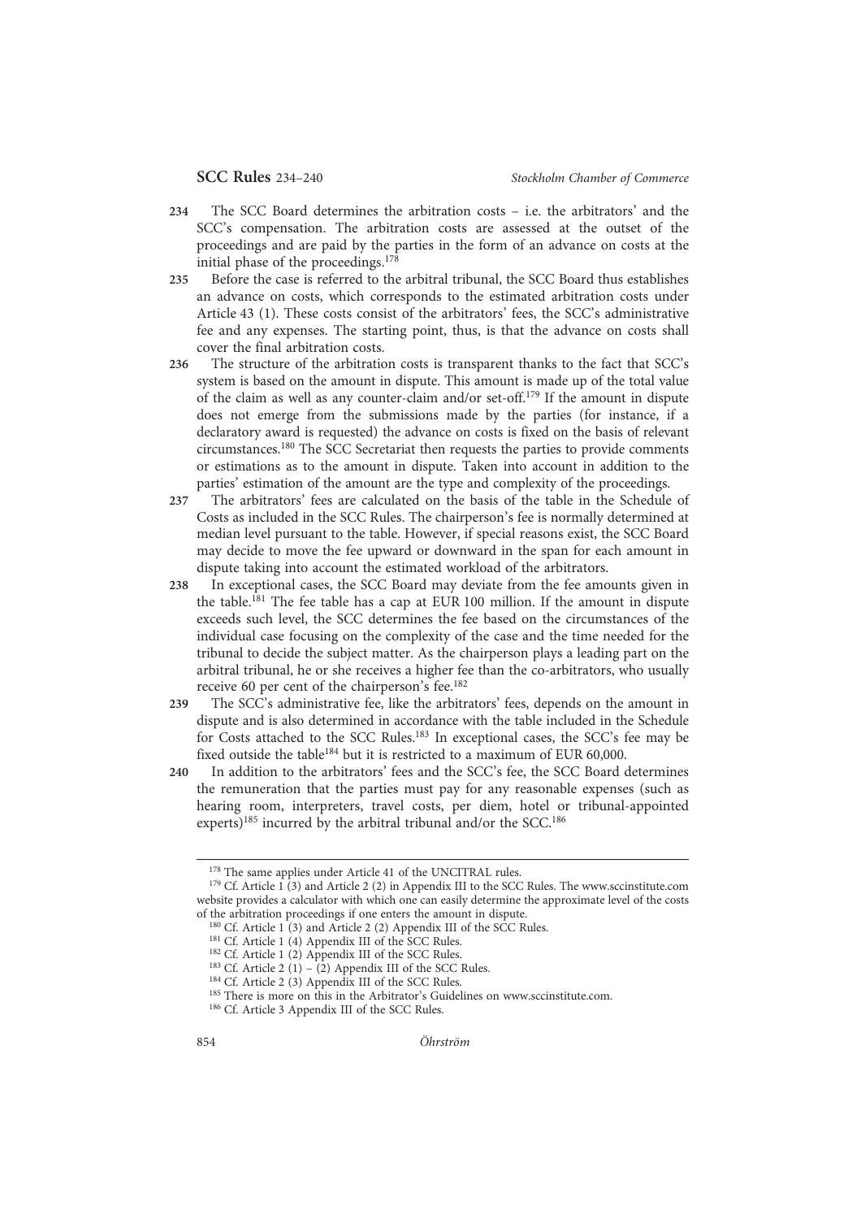234 The SCC Board determines the arbitration costs – i.e. the arbitrators' and the SCC's compensation. The arbitration costs are assessed at the outset of the proceedings and are paid by the parties in the form of an advance on costs at the initial phase of the proceedings.[178]

235 Before the case is referred to the arbitral tribunal, the SCC Board thus establishes an advance on costs, which corresponds to the estimated arbitration costs under Article 43 (1). These costs consist of the arbitrators' fees, the SCC's administrative fee and any expenses. The starting point, thus, is that the advance on costs shall cover the final arbitration costs.

236 The structure of the arbitration costs is transparent thanks to the fact that SCC's system is based on the amount in dispute. This amount is made up of the total value of the claim as well as any counter-claim and/or set-off.[179] If the amount in dispute does not emerge from the submissions made by the parties (for instance, if a declaratory award is requested) the advance on costs is fixed on the basis of relevant circumstances.[180] The SCC Secretariat then requests the parties to provide comments or estimations as to the amount in dispute. Taken into account in addition to the parties' estimation of the amount are the type and complexity of the proceedings.

237 The arbitrators' fees are calculated on the basis of the table in the Schedule of Costs as included in the SCC Rules. The chairperson's fee is normally determined at median level pursuant to the table. However, if special reasons exist, the SCC Board may decide to move the fee upward or downward in the span for each amount in dispute taking into account the estimated workload of the arbitrators.

238 In exceptional cases, the SCC Board may deviate from the fee amounts given in the table.[181] The fee table has a cap at EUR 100 million. If the amount in dispute exceeds such level, the SCC determines the fee based on the circumstances of the individual case focusing on the complexity of the case and the time needed for the tribunal to decide the subject matter. As the chairperson plays a leading part on the arbitral tribunal, he or she receives a higher fee than the co-arbitrators, who usually receive 60 per cent of the chairperson's fee.[182]

239 The SCC's administrative fee, like the arbitrators' fees, depends on the amount in dispute and is also determined in accordance with the table included in the Schedule for Costs attached to the SCC Rules.[183] In exceptional cases, the SCC's fee may be fixed outside the table[184] but it is restricted to a maximum of EUR 60,000.

240 In addition to the arbitrators' fees and the SCC's fee, the SCC Board determines the remuneration that the parties must pay for any reasonable expenses (such as hearing room, interpreters, travel costs, per diem, hotel or tribunal-appointed experts)[185] incurred by the arbitral tribunal and/or the SCC.[186]

---

[178] The same applies under Article 41 of the UNCITRAL rules.

[179] Cf. Article 1 (3) and Article 2 (2) in Appendix III to the SCC Rules. The www.sccinstitute.com website provides a calculator with which one can easily determine the approximate level of the costs of the arbitration proceedings if one enters the amount in dispute.

[180] Cf. Article 1 (3) and Article 2 (2) Appendix III of the SCC Rules.

[181] Cf. Article 1 (4) Appendix III of the SCC Rules.

[182] Cf. Article 1 (2) Appendix III of the SCC Rules.

[183] Cf. Article 2 (1) – (2) Appendix III of the SCC Rules.

[184] Cf. Article 2 (3) Appendix III of the SCC Rules.

[185] There is more on this in the Arbitrator's Guidelines on www.sccinstitute.com.

[186] Cf. Article 3 Appendix III of the SCC Rules.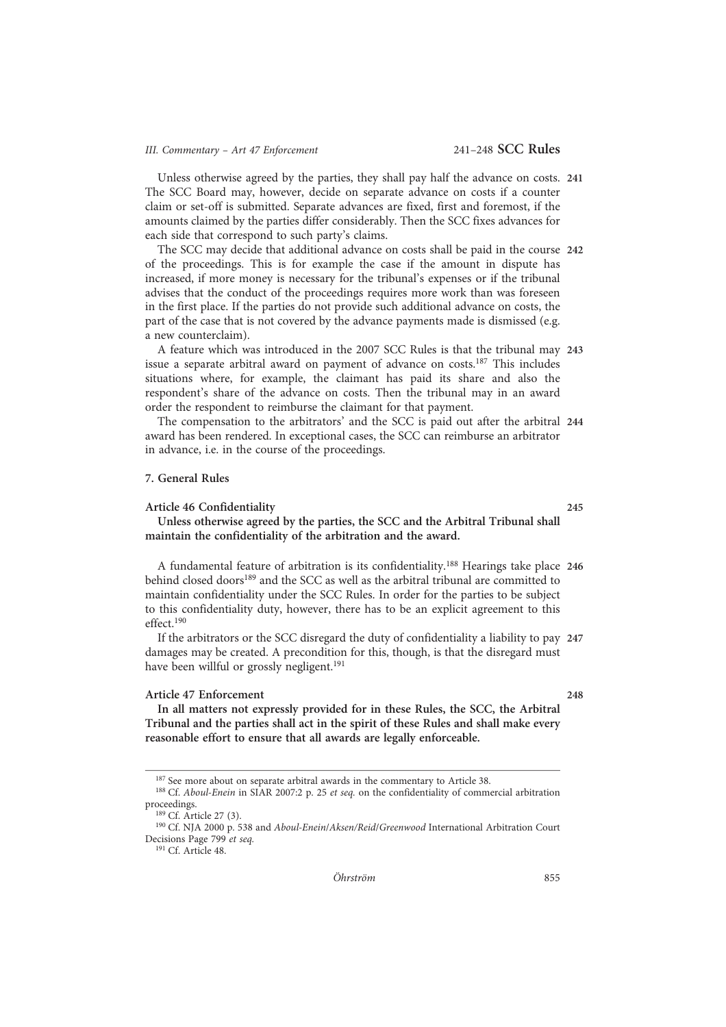241 Unless otherwise agreed by the parties, they shall pay half the advance on costs. The SCC Board may, however, decide on separate advance on costs if a counter claim or set-off is submitted. Separate advances are fixed, first and foremost, if the amounts claimed by the parties differ considerably. Then the SCC fixes advances for each side that correspond to such party's claims.

242 The SCC may decide that additional advance on costs shall be paid in the course of the proceedings. This is for example the case if the amount in dispute has increased, if more money is necessary for the tribunal's expenses or if the tribunal advises that the conduct of the proceedings requires more work than was foreseen in the first place. If the parties do not provide such additional advance on costs, the part of the case that is not covered by the advance payments made is dismissed (e.g. a new counterclaim).

243 A feature which was introduced in the 2007 SCC Rules is that the tribunal may issue a separate arbitral award on payment of advance on costs.[187] This includes situations where, for example, the claimant has paid its share and also the respondent's share of the advance on costs. Then the tribunal may in an award order the respondent to reimburse the claimant for that payment.

244 The compensation to the arbitrators' and the SCC is paid out after the arbitral award has been rendered. In exceptional cases, the SCC can reimburse an arbitrator in advance, i.e. in the course of the proceedings.

### 7. General Rules

#### Article 46 Confidentiality

245 **Unless otherwise agreed by the parties, the SCC and the Arbitral Tribunal shall maintain the confidentiality of the arbitration and the award.**

246 A fundamental feature of arbitration is its confidentiality.[188] Hearings take place behind closed doors[189] and the SCC as well as the arbitral tribunal are committed to maintain confidentiality under the SCC Rules. In order for the parties to be subject to this confidentiality duty, however, there has to be an explicit agreement to this effect.[190]

247 If the arbitrators or the SCC disregard the duty of confidentiality a liability to pay damages may be created. A precondition for this, though, is that the disregard must have been willful or grossly negligent.[191]

#### Article 47 Enforcement

248 **In all matters not expressly provided for in these Rules, the SCC, the Arbitral Tribunal and the parties shall act in the spirit of these Rules and shall make every reasonable effort to ensure that all awards are legally enforceable.**

---

[187] See more about on separate arbitral awards in the commentary to Article 38.

[188] Cf. *Aboul-Enein* in SIAR 2007:2 p. 25 *et seq.* on the confidentiality of commercial arbitration proceedings.

[189] Cf. Article 27 (3).

[190] Cf. NJA 2000 p. 538 and *Aboul-Enein/Aksen/Reid/Greenwood* International Arbitration Court Decisions Page 799 *et seq.*

[191] Cf. Article 48.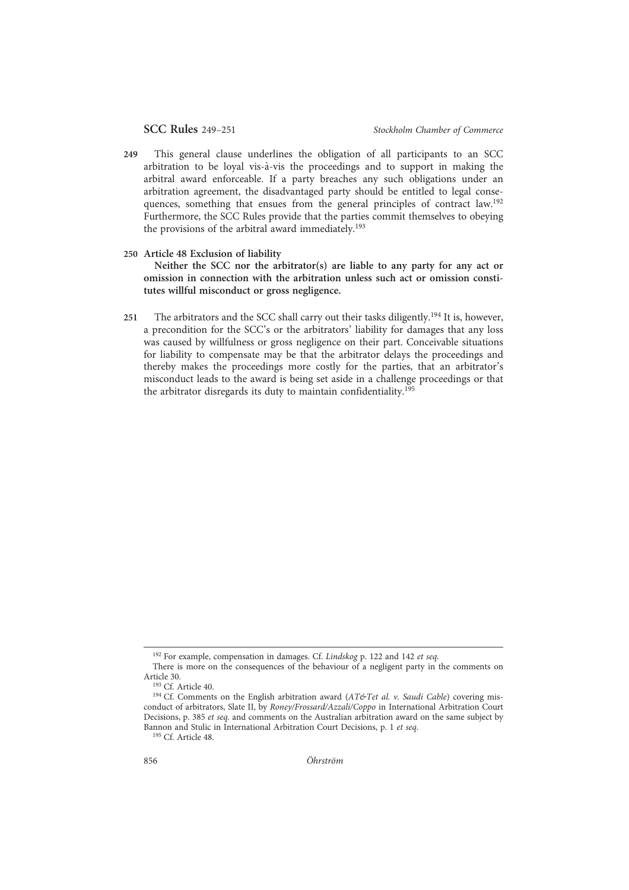249 This general clause underlines the obligation of all participants to an SCC arbitration to be loyal vis-à-vis the proceedings and to support in making the arbitral award enforceable. If a party breaches any such obligations under an arbitration agreement, the disadvantaged party should be entitled to legal consequences, something that ensues from the general principles of contract law.[192] Furthermore, the SCC Rules provide that the parties commit themselves to obeying the provisions of the arbitral award immediately.[193]

250 **Article 48 Exclusion of liability**

**Neither the SCC nor the arbitrator(s) are liable to any party for any act or omission in connection with the arbitration unless such act or omission constitutes willful misconduct or gross negligence.**

251 The arbitrators and the SCC shall carry out their tasks diligently.[194] It is, however, a precondition for the SCC's or the arbitrators' liability for damages that any loss was caused by willfulness or gross negligence on their part. Conceivable situations for liability to compensate may be that the arbitrator delays the proceedings and thereby makes the proceedings more costly for the parties, that an arbitrator's misconduct leads to the award is being set aside in a challenge proceedings or that the arbitrator disregards its duty to maintain confidentiality.[195]

---

[192] For example, compensation in damages. Cf. *Lindskog* p. 122 and 142 *et seq.*
There is more on the consequences of the behaviour of a negligent party in the comments on Article 30.

[193] Cf. Article 40.

[194] Cf. Comments on the English arbitration award (*AT&Tet al. v. Saudi Cable*) covering misconduct of arbitrators, Slate II, by *Roney/Frossard/Azzali/Coppo* in International Arbitration Court Decisions, p. 385 *et seq.* and comments on the Australian arbitration award on the same subject by Bannon and Stulic in International Arbitration Court Decisions, p. 1 *et seq.*

[195] Cf. Article 48.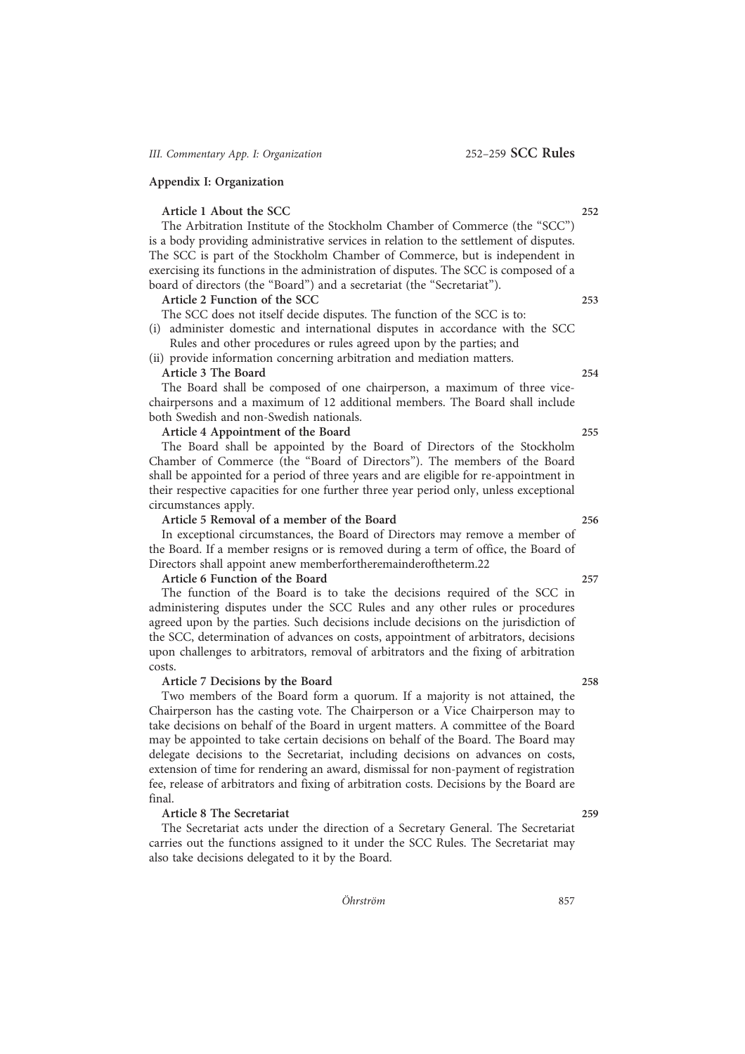## Appendix I: Organization

**Article 1 About the SCC** 252

The Arbitration Institute of the Stockholm Chamber of Commerce (the "SCC") is a body providing administrative services in relation to the settlement of disputes. The SCC is part of the Stockholm Chamber of Commerce, but is independent in exercising its functions in the administration of disputes. The SCC is composed of a board of directors (the "Board") and a secretariat (the "Secretariat").

**Article 2 Function of the SCC** 253

The SCC does not itself decide disputes. The function of the SCC is to:

(i) administer domestic and international disputes in accordance with the SCC Rules and other procedures or rules agreed upon by the parties; and

(ii) provide information concerning arbitration and mediation matters.

**Article 3 The Board** 254

The Board shall be composed of one chairperson, a maximum of three vice-chairpersons and a maximum of 12 additional members. The Board shall include both Swedish and non-Swedish nationals.

**Article 4 Appointment of the Board** 255

The Board shall be appointed by the Board of Directors of the Stockholm Chamber of Commerce (the "Board of Directors"). The members of the Board shall be appointed for a period of three years and are eligible for re-appointment in their respective capacities for one further three year period only, unless exceptional circumstances apply.

**Article 5 Removal of a member of the Board** 256

In exceptional circumstances, the Board of Directors may remove a member of the Board. If a member resigns or is removed during a term of office, the Board of Directors shall appoint anew memberfortheremainderoftheterm.22

**Article 6 Function of the Board** 257

The function of the Board is to take the decisions required of the SCC in administering disputes under the SCC Rules and any other rules or procedures agreed upon by the parties. Such decisions include decisions on the jurisdiction of the SCC, determination of advances on costs, appointment of arbitrators, decisions upon challenges to arbitrators, removal of arbitrators and the fixing of arbitration costs.

**Article 7 Decisions by the Board** 258

Two members of the Board form a quorum. If a majority is not attained, the Chairperson has the casting vote. The Chairperson or a Vice Chairperson may to take decisions on behalf of the Board in urgent matters. A committee of the Board may be appointed to take certain decisions on behalf of the Board. The Board may delegate decisions to the Secretariat, including decisions on advances on costs, extension of time for rendering an award, dismissal for non-payment of registration fee, release of arbitrators and fixing of arbitration costs. Decisions by the Board are final.

**Article 8 The Secretariat** 259

The Secretariat acts under the direction of a Secretary General. The Secretariat carries out the functions assigned to it under the SCC Rules. The Secretariat may also take decisions delegated to it by the Board.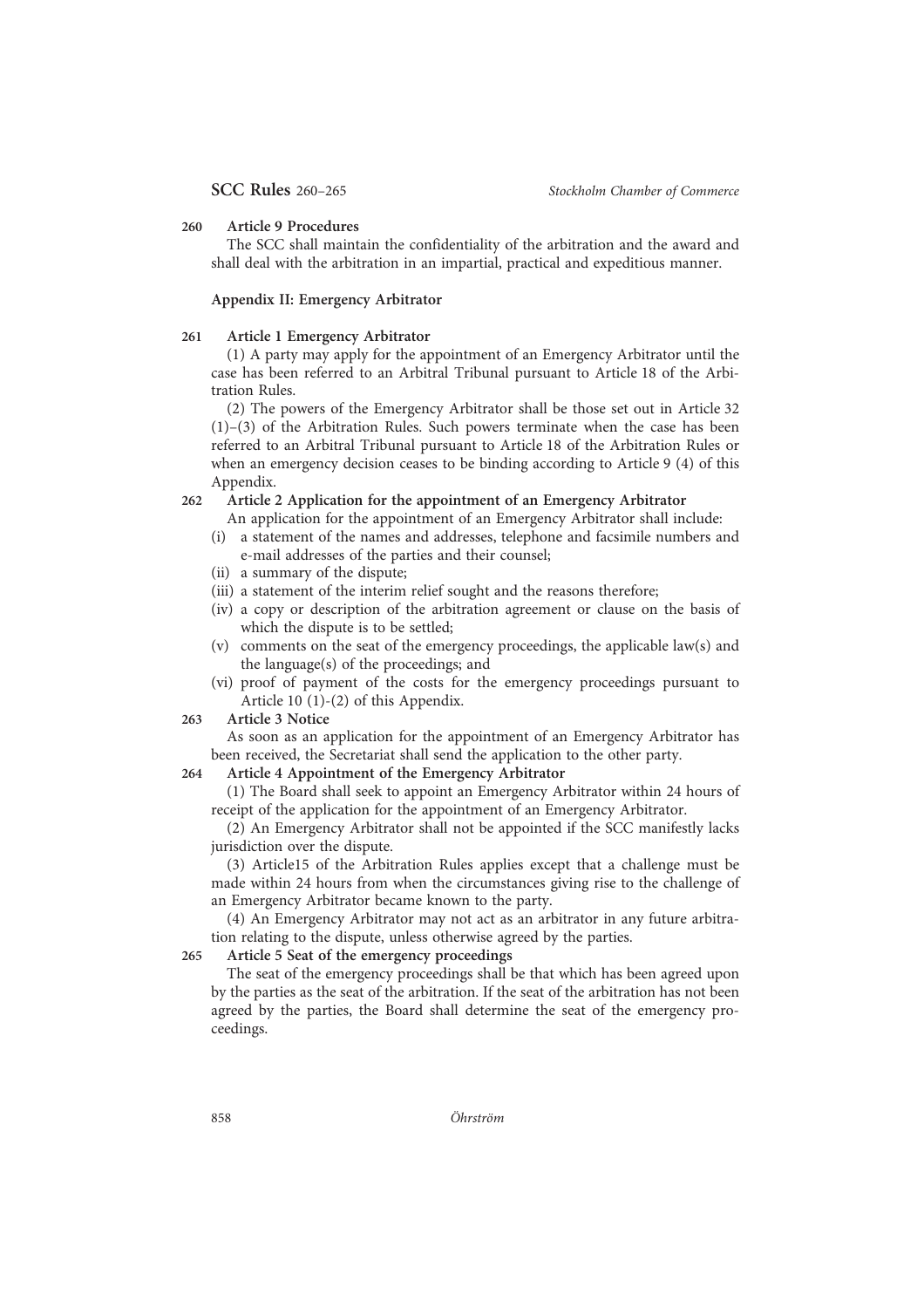260 **Article 9 Procedures**

The SCC shall maintain the confidentiality of the arbitration and the award and shall deal with the arbitration in an impartial, practical and expeditious manner.

**Appendix II: Emergency Arbitrator**

261 **Article 1 Emergency Arbitrator**

(1) A party may apply for the appointment of an Emergency Arbitrator until the case has been referred to an Arbitral Tribunal pursuant to Article 18 of the Arbitration Rules.

(2) The powers of the Emergency Arbitrator shall be those set out in Article 32 (1)–(3) of the Arbitration Rules. Such powers terminate when the case has been referred to an Arbitral Tribunal pursuant to Article 18 of the Arbitration Rules or when an emergency decision ceases to be binding according to Article 9 (4) of this Appendix.

262 **Article 2 Application for the appointment of an Emergency Arbitrator**

An application for the appointment of an Emergency Arbitrator shall include:

(i) a statement of the names and addresses, telephone and facsimile numbers and e-mail addresses of the parties and their counsel;
(ii) a summary of the dispute;
(iii) a statement of the interim relief sought and the reasons therefore;
(iv) a copy or description of the arbitration agreement or clause on the basis of which the dispute is to be settled;
(v) comments on the seat of the emergency proceedings, the applicable law(s) and the language(s) of the proceedings; and
(vi) proof of payment of the costs for the emergency proceedings pursuant to Article 10 (1)-(2) of this Appendix.

263 **Article 3 Notice**

As soon as an application for the appointment of an Emergency Arbitrator has been received, the Secretariat shall send the application to the other party.

264 **Article 4 Appointment of the Emergency Arbitrator**

(1) The Board shall seek to appoint an Emergency Arbitrator within 24 hours of receipt of the application for the appointment of an Emergency Arbitrator.

(2) An Emergency Arbitrator shall not be appointed if the SCC manifestly lacks jurisdiction over the dispute.

(3) Article15 of the Arbitration Rules applies except that a challenge must be made within 24 hours from when the circumstances giving rise to the challenge of an Emergency Arbitrator became known to the party.

(4) An Emergency Arbitrator may not act as an arbitrator in any future arbitration relating to the dispute, unless otherwise agreed by the parties.

265 **Article 5 Seat of the emergency proceedings**

The seat of the emergency proceedings shall be that which has been agreed upon by the parties as the seat of the arbitration. If the seat of the arbitration has not been agreed by the parties, the Board shall determine the seat of the emergency proceedings.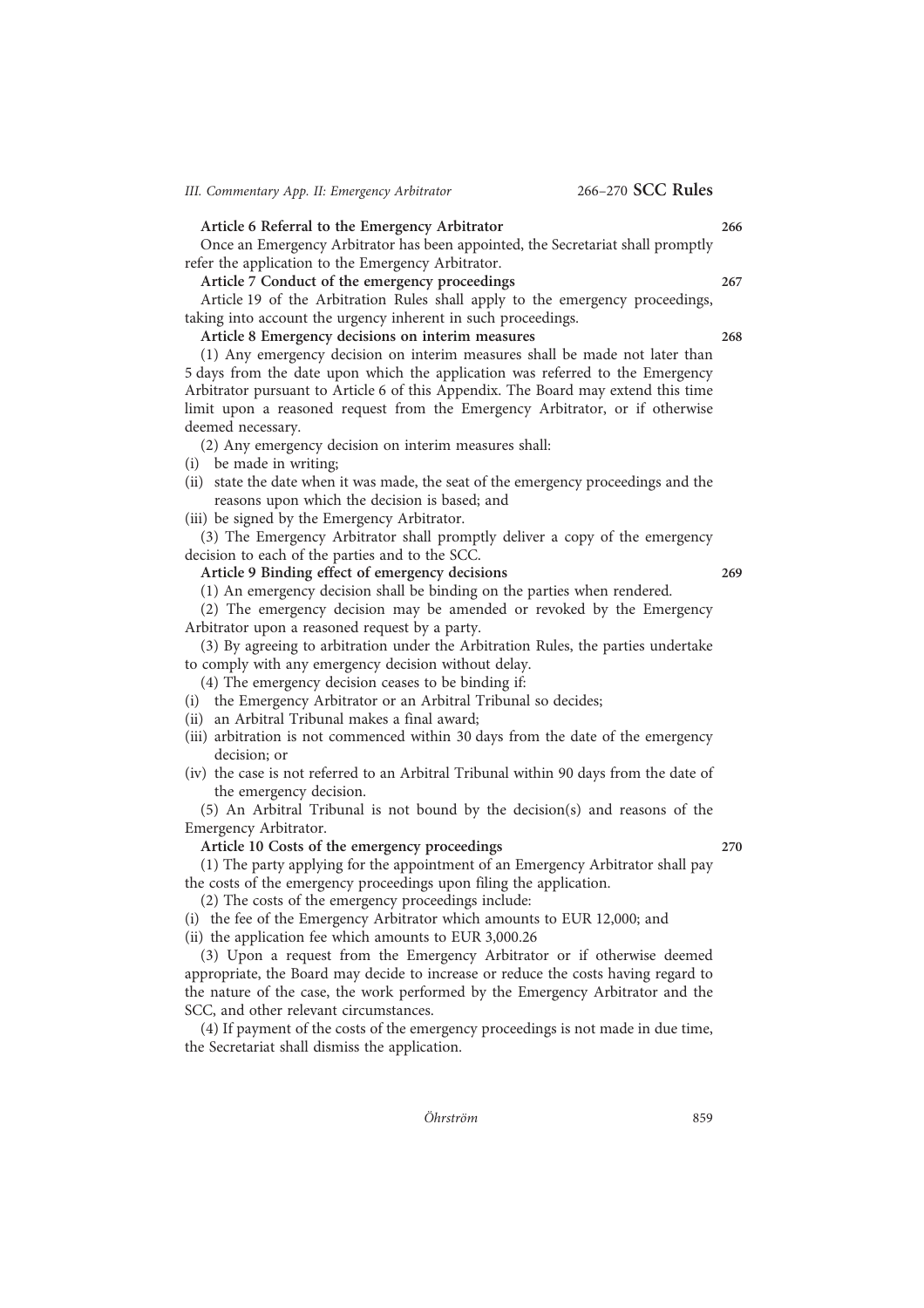**Article 6 Referral to the Emergency Arbitrator** 266

Once an Emergency Arbitrator has been appointed, the Secretariat shall promptly refer the application to the Emergency Arbitrator.

**Article 7 Conduct of the emergency proceedings** 267

Article 19 of the Arbitration Rules shall apply to the emergency proceedings, taking into account the urgency inherent in such proceedings.

**Article 8 Emergency decisions on interim measures** 268

(1) Any emergency decision on interim measures shall be made not later than 5 days from the date upon which the application was referred to the Emergency Arbitrator pursuant to Article 6 of this Appendix. The Board may extend this time limit upon a reasoned request from the Emergency Arbitrator, or if otherwise deemed necessary.

(2) Any emergency decision on interim measures shall:

(i) be made in writing;
(ii) state the date when it was made, the seat of the emergency proceedings and the reasons upon which the decision is based; and
(iii) be signed by the Emergency Arbitrator.

(3) The Emergency Arbitrator shall promptly deliver a copy of the emergency decision to each of the parties and to the SCC.

**Article 9 Binding effect of emergency decisions** 269

(1) An emergency decision shall be binding on the parties when rendered.

(2) The emergency decision may be amended or revoked by the Emergency Arbitrator upon a reasoned request by a party.

(3) By agreeing to arbitration under the Arbitration Rules, the parties undertake to comply with any emergency decision without delay.

(4) The emergency decision ceases to be binding if:

(i) the Emergency Arbitrator or an Arbitral Tribunal so decides;
(ii) an Arbitral Tribunal makes a final award;
(iii) arbitration is not commenced within 30 days from the date of the emergency decision; or
(iv) the case is not referred to an Arbitral Tribunal within 90 days from the date of the emergency decision.

(5) An Arbitral Tribunal is not bound by the decision(s) and reasons of the Emergency Arbitrator.

**Article 10 Costs of the emergency proceedings** 270

(1) The party applying for the appointment of an Emergency Arbitrator shall pay the costs of the emergency proceedings upon filing the application.

(2) The costs of the emergency proceedings include:

(i) the fee of the Emergency Arbitrator which amounts to EUR 12,000; and
(ii) the application fee which amounts to EUR 3,000.[26]

(3) Upon a request from the Emergency Arbitrator or if otherwise deemed appropriate, the Board may decide to increase or reduce the costs having regard to the nature of the case, the work performed by the Emergency Arbitrator and the SCC, and other relevant circumstances.

(4) If payment of the costs of the emergency proceedings is not made in due time, the Secretariat shall dismiss the application.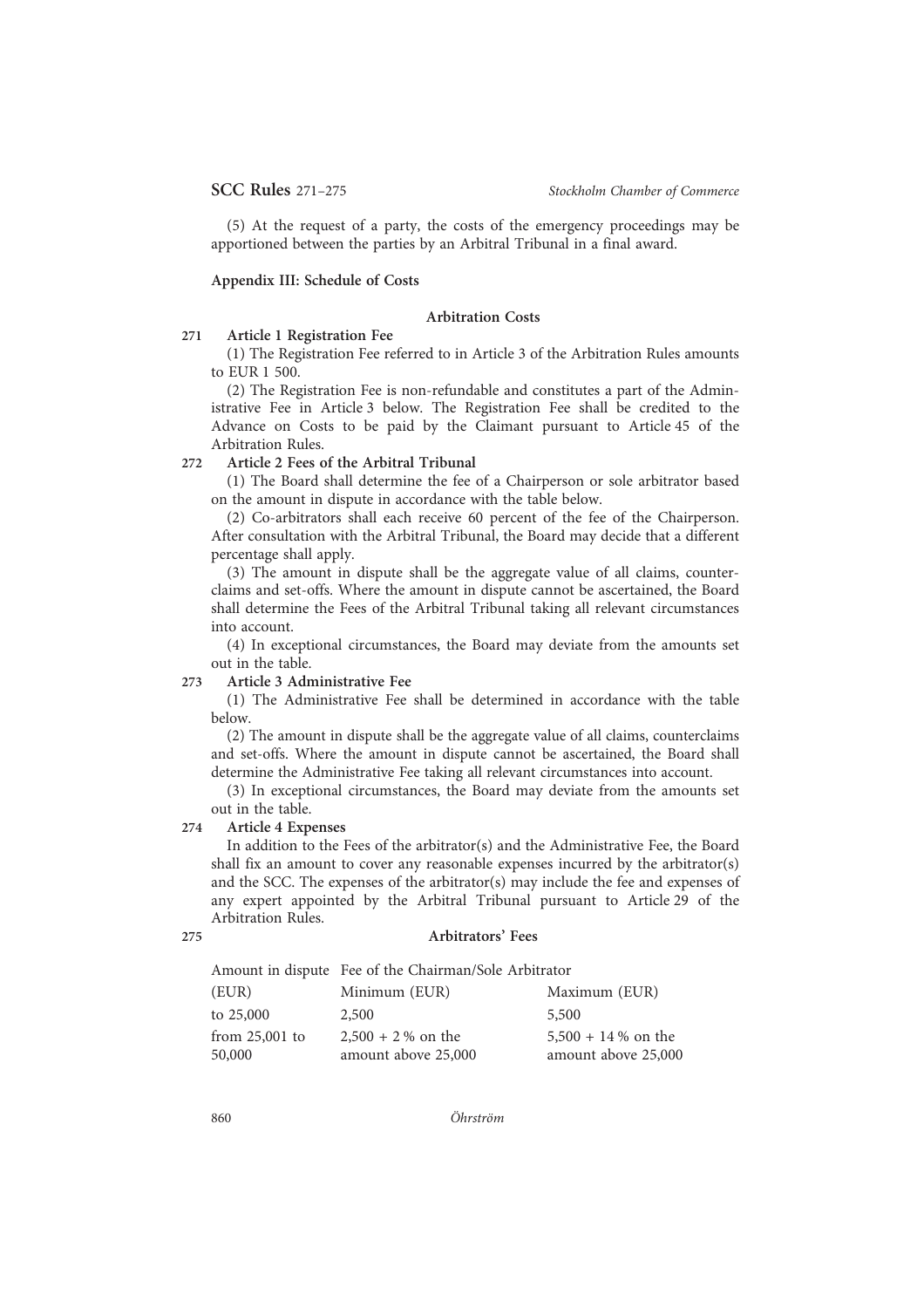(5) At the request of a party, the costs of the emergency proceedings may be apportioned between the parties by an Arbitral Tribunal in a final award.

**Appendix III: Schedule of Costs**

**Arbitration Costs**

271 **Article 1 Registration Fee**

(1) The Registration Fee referred to in Article 3 of the Arbitration Rules amounts to EUR 1 500.

(2) The Registration Fee is non-refundable and constitutes a part of the Administrative Fee in Article 3 below. The Registration Fee shall be credited to the Advance on Costs to be paid by the Claimant pursuant to Article 45 of the Arbitration Rules.

272 **Article 2 Fees of the Arbitral Tribunal**

(1) The Board shall determine the fee of a Chairperson or sole arbitrator based on the amount in dispute in accordance with the table below.

(2) Co-arbitrators shall each receive 60 percent of the fee of the Chairperson. After consultation with the Arbitral Tribunal, the Board may decide that a different percentage shall apply.

(3) The amount in dispute shall be the aggregate value of all claims, counterclaims and set-offs. Where the amount in dispute cannot be ascertained, the Board shall determine the Fees of the Arbitral Tribunal taking all relevant circumstances into account.

(4) In exceptional circumstances, the Board may deviate from the amounts set out in the table.

273 **Article 3 Administrative Fee**

(1) The Administrative Fee shall be determined in accordance with the table below.

(2) The amount in dispute shall be the aggregate value of all claims, counterclaims and set-offs. Where the amount in dispute cannot be ascertained, the Board shall determine the Administrative Fee taking all relevant circumstances into account.

(3) In exceptional circumstances, the Board may deviate from the amounts set out in the table.

274 **Article 4 Expenses**

In addition to the Fees of the arbitrator(s) and the Administrative Fee, the Board shall fix an amount to cover any reasonable expenses incurred by the arbitrator(s) and the SCC. The expenses of the arbitrator(s) may include the fee and expenses of any expert appointed by the Arbitral Tribunal pursuant to Article 29 of the Arbitration Rules.

275 **Arbitrators' Fees**

| Amount in dispute | Fee of the Chairman/Sole Arbitrator | |
|---|---|---|
| (EUR) | Minimum (EUR) | Maximum (EUR) |
| to 25,000 | 2,500 | 5,500 |
| from 25,001 to 50,000 | 2,500 + 2 % on the amount above 25,000 | 5,500 + 14 % on the amount above 25,000 |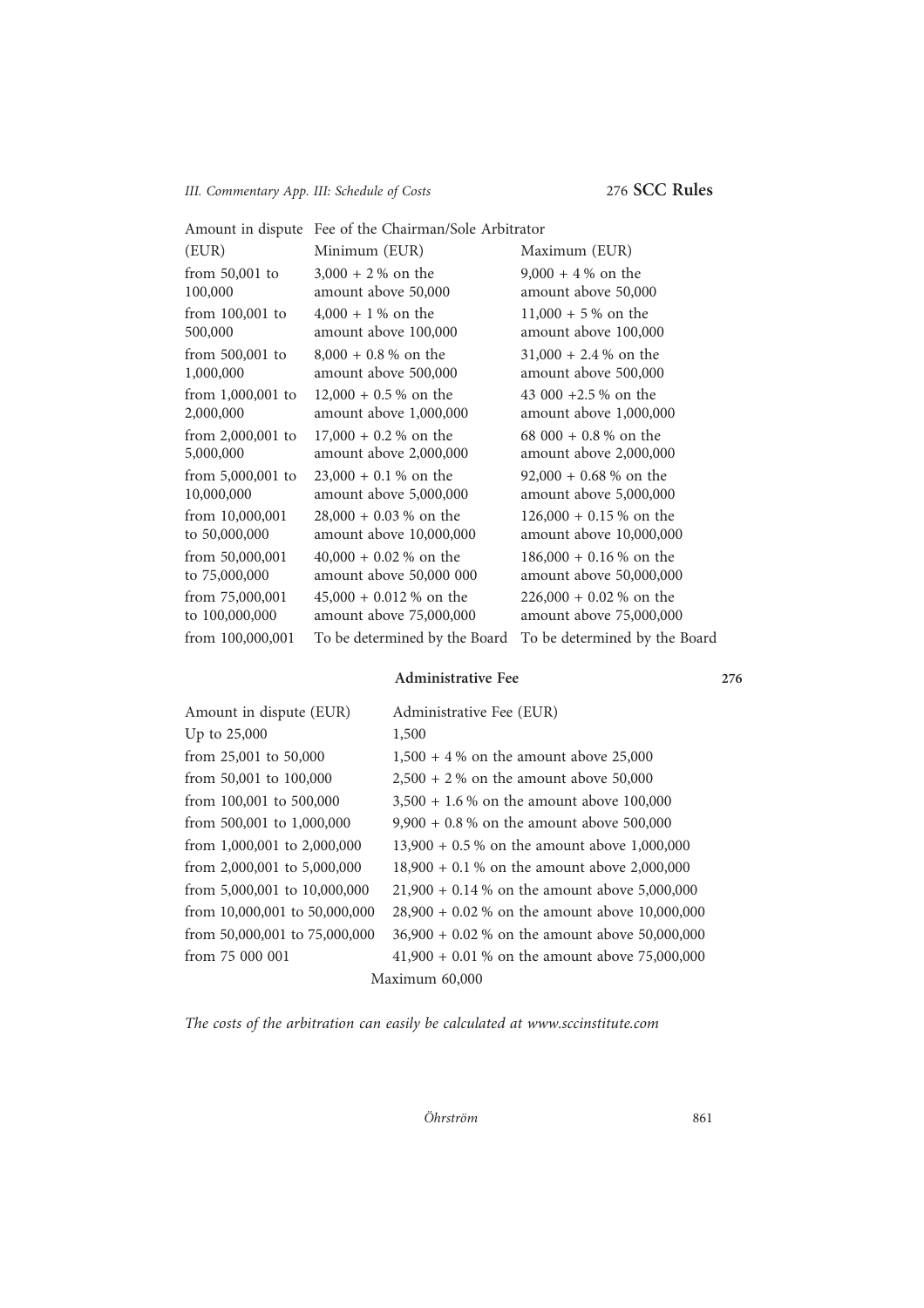| Amount in dispute (EUR) | Fee of the Chairman/Sole Arbitrator Minimum (EUR) | Maximum (EUR) |
|---|---|---|
| from 50,001 to 100,000 | 3,000 + 2 % on the amount above 50,000 | 9,000 + 4 % on the amount above 50,000 |
| from 100,001 to 500,000 | 4,000 + 1 % on the amount above 100,000 | 11,000 + 5 % on the amount above 100,000 |
| from 500,001 to 1,000,000 | 8,000 + 0.8 % on the amount above 500,000 | 31,000 + 2.4 % on the amount above 500,000 |
| from 1,000,001 to 2,000,000 | 12,000 + 0.5 % on the amount above 1,000,000 | 43 000 +2.5 % on the amount above 1,000,000 |
| from 2,000,001 to 5,000,000 | 17,000 + 0.2 % on the amount above 2,000,000 | 68 000 + 0.8 % on the amount above 2,000,000 |
| from 5,000,001 to 10,000,000 | 23,000 + 0.1 % on the amount above 5,000,000 | 92,000 + 0.68 % on the amount above 5,000,000 |
| from 10,000,001 to 50,000,000 | 28,000 + 0.03 % on the amount above 10,000,000 | 126,000 + 0.15 % on the amount above 10,000,000 |
| from 50,000,001 to 75,000,000 | 40,000 + 0.02 % on the amount above 50,000 000 | 186,000 + 0.16 % on the amount above 50,000,000 |
| from 75,000,001 to 100,000,000 | 45,000 + 0.012 % on the amount above 75,000,000 | 226,000 + 0.02 % on the amount above 75,000,000 |
| from 100,000,001 | To be determined by the Board | To be determined by the Board |

### Administrative Fee

276

| Amount in dispute (EUR) | Administrative Fee (EUR) |
|---|---|
| Up to 25,000 | 1,500 |
| from 25,001 to 50,000 | 1,500 + 4 % on the amount above 25,000 |
| from 50,001 to 100,000 | 2,500 + 2 % on the amount above 50,000 |
| from 100,001 to 500,000 | 3,500 + 1.6 % on the amount above 100,000 |
| from 500,001 to 1,000,000 | 9,900 + 0.8 % on the amount above 500,000 |
| from 1,000,001 to 2,000,000 | 13,900 + 0.5 % on the amount above 1,000,000 |
| from 2,000,001 to 5,000,000 | 18,900 + 0.1 % on the amount above 2,000,000 |
| from 5,000,001 to 10,000,000 | 21,900 + 0.14 % on the amount above 5,000,000 |
| from 10,000,001 to 50,000,000 | 28,900 + 0.02 % on the amount above 10,000,000 |
| from 50,000,001 to 75,000,000 | 36,900 + 0.02 % on the amount above 50,000,000 |
| from 75 000 001 | 41,900 + 0.01 % on the amount above 75,000,000 |
| | Maximum 60,000 |

*The costs of the arbitration can easily be calculated at www.sccinstitute.com*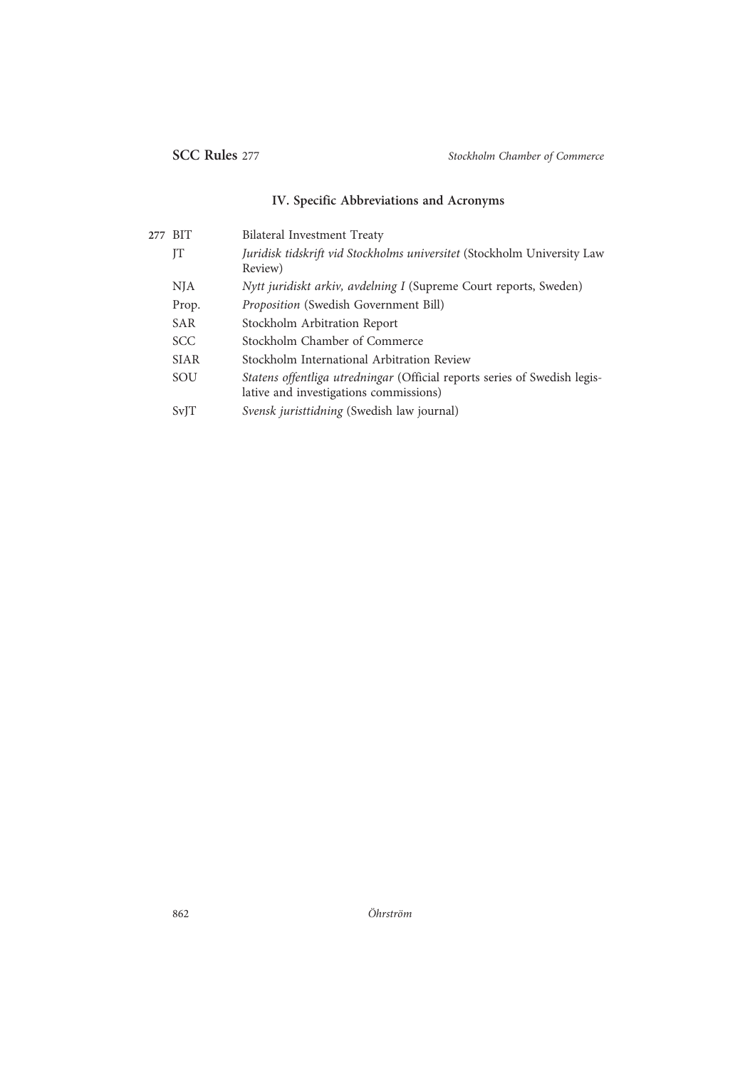## IV. Specific Abbreviations and Acronyms

277

| | |
|---|---|
| BIT | Bilateral Investment Treaty |
| JT | *Juridisk tidskrift vid Stockholms universitet* (Stockholm University Law Review) |
| NJA | *Nytt juridiskt arkiv, avdelning I* (Supreme Court reports, Sweden) |
| Prop. | *Proposition* (Swedish Government Bill) |
| SAR | Stockholm Arbitration Report |
| SCC | Stockholm Chamber of Commerce |
| SIAR | Stockholm International Arbitration Review |
| SOU | *Statens offentliga utredningar* (Official reports series of Swedish legislative and investigations commissions) |
| SvJT | *Svensk juristtidning* (Swedish law journal) |